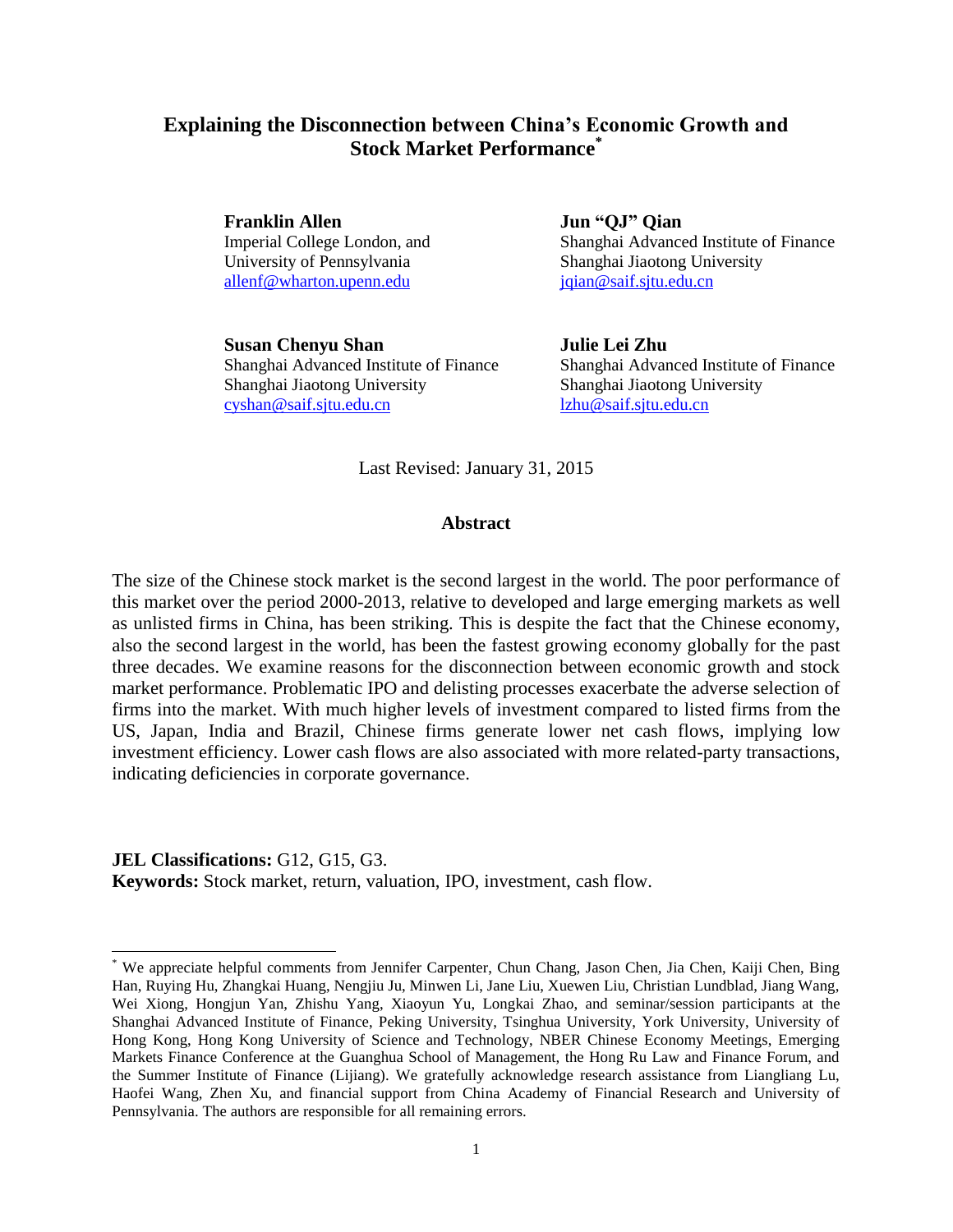# Explaining the Disconnection between China's Economic Growth and Stock Market Performance[*]

**Franklin Allen**
Imperial College London, and
University of Pennsylvania
allenf@wharton.upenn.edu

**Jun "QJ" Qian**
Shanghai Advanced Institute of Finance
Shanghai Jiaotong University
jqian@saif.sjtu.edu.cn

**Susan Chenyu Shan**
Shanghai Advanced Institute of Finance
Shanghai Jiaotong University
cyshan@saif.sjtu.edu.cn

**Julie Lei Zhu**
Shanghai Advanced Institute of Finance
Shanghai Jiaotong University
lzhu@saif.sjtu.edu.cn

Last Revised: January 31, 2015

## Abstract

The size of the Chinese stock market is the second largest in the world. The poor performance of this market over the period 2000-2013, relative to developed and large emerging markets as well as unlisted firms in China, has been striking. This is despite the fact that the Chinese economy, also the second largest in the world, has been the fastest growing economy globally for the past three decades. We examine reasons for the disconnection between economic growth and stock market performance. Problematic IPO and delisting processes exacerbate the adverse selection of firms into the market. With much higher levels of investment compared to listed firms from the US, Japan, India and Brazil, Chinese firms generate lower net cash flows, implying low investment efficiency. Lower cash flows are also associated with more related-party transactions, indicating deficiencies in corporate governance.

**JEL Classifications:** G12, G15, G3.
**Keywords:** Stock market, return, valuation, IPO, investment, cash flow.

---

[*] We appreciate helpful comments from Jennifer Carpenter, Chun Chang, Jason Chen, Jia Chen, Kaiji Chen, Bing Han, Ruying Hu, Zhangkai Huang, Nengjiu Ju, Minwen Li, Jane Liu, Xuewen Liu, Christian Lundblad, Jiang Wang, Wei Xiong, Hongjun Yan, Zhishu Yang, Xiaoyun Yu, Longkai Zhao, and seminar/session participants at the Shanghai Advanced Institute of Finance, Peking University, Tsinghua University, York University, University of Hong Kong, Hong Kong University of Science and Technology, NBER Chinese Economy Meetings, Emerging Markets Finance Conference at the Guanghua School of Management, the Hong Ru Law and Finance Forum, and the Summer Institute of Finance (Lijiang). We gratefully acknowledge research assistance from Liangliang Lu, Haofei Wang, Zhen Xu, and financial support from China Academy of Financial Research and University of Pennsylvania. The authors are responsible for all remaining errors.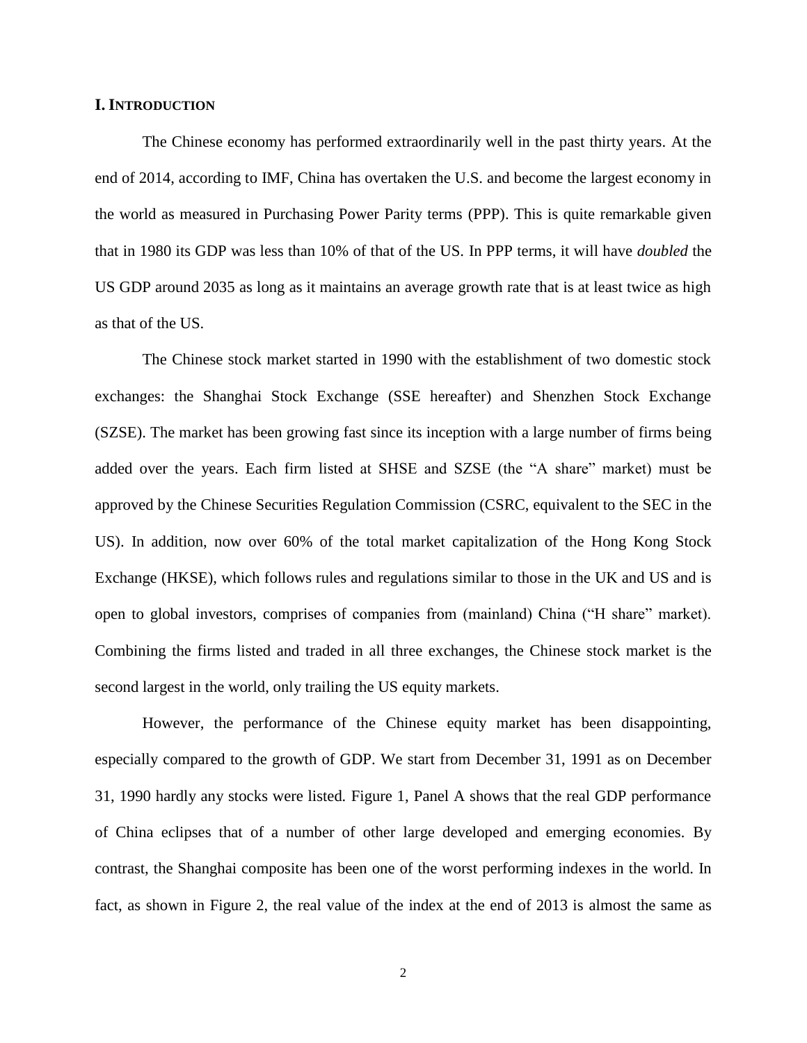## I. INTRODUCTION

The Chinese economy has performed extraordinarily well in the past thirty years. At the end of 2014, according to IMF, China has overtaken the U.S. and become the largest economy in the world as measured in Purchasing Power Parity terms (PPP). This is quite remarkable given that in 1980 its GDP was less than 10% of that of the US. In PPP terms, it will have *doubled* the US GDP around 2035 as long as it maintains an average growth rate that is at least twice as high as that of the US.

The Chinese stock market started in 1990 with the establishment of two domestic stock exchanges: the Shanghai Stock Exchange (SSE hereafter) and Shenzhen Stock Exchange (SZSE). The market has been growing fast since its inception with a large number of firms being added over the years. Each firm listed at SHSE and SZSE (the "A share" market) must be approved by the Chinese Securities Regulation Commission (CSRC, equivalent to the SEC in the US). In addition, now over 60% of the total market capitalization of the Hong Kong Stock Exchange (HKSE), which follows rules and regulations similar to those in the UK and US and is open to global investors, comprises of companies from (mainland) China ("H share" market). Combining the firms listed and traded in all three exchanges, the Chinese stock market is the second largest in the world, only trailing the US equity markets.

However, the performance of the Chinese equity market has been disappointing, especially compared to the growth of GDP. We start from December 31, 1991 as on December 31, 1990 hardly any stocks were listed. Figure 1, Panel A shows that the real GDP performance of China eclipses that of a number of other large developed and emerging economies. By contrast, the Shanghai composite has been one of the worst performing indexes in the world. In fact, as shown in Figure 2, the real value of the index at the end of 2013 is almost the same as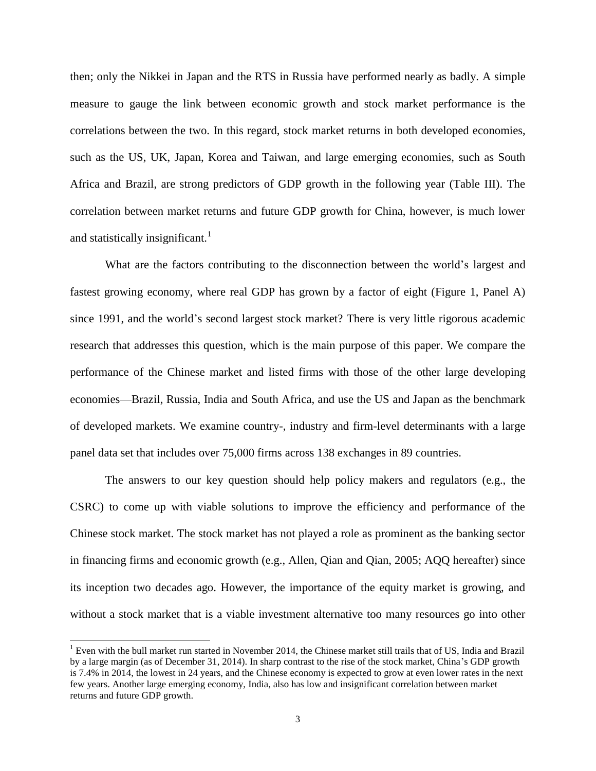then; only the Nikkei in Japan and the RTS in Russia have performed nearly as badly. A simple measure to gauge the link between economic growth and stock market performance is the correlations between the two. In this regard, stock market returns in both developed economies, such as the US, UK, Japan, Korea and Taiwan, and large emerging economies, such as South Africa and Brazil, are strong predictors of GDP growth in the following year (Table III). The correlation between market returns and future GDP growth for China, however, is much lower and statistically insignificant.[1]

What are the factors contributing to the disconnection between the world's largest and fastest growing economy, where real GDP has grown by a factor of eight (Figure 1, Panel A) since 1991, and the world's second largest stock market? There is very little rigorous academic research that addresses this question, which is the main purpose of this paper. We compare the performance of the Chinese market and listed firms with those of the other large developing economies—Brazil, Russia, India and South Africa, and use the US and Japan as the benchmark of developed markets. We examine country-, industry and firm-level determinants with a large panel data set that includes over 75,000 firms across 138 exchanges in 89 countries.

The answers to our key question should help policy makers and regulators (e.g., the CSRC) to come up with viable solutions to improve the efficiency and performance of the Chinese stock market. The stock market has not played a role as prominent as the banking sector in financing firms and economic growth (e.g., Allen, Qian and Qian, 2005; AQQ hereafter) since its inception two decades ago. However, the importance of the equity market is growing, and without a stock market that is a viable investment alternative too many resources go into other

[1] Even with the bull market run started in November 2014, the Chinese market still trails that of US, India and Brazil by a large margin (as of December 31, 2014). In sharp contrast to the rise of the stock market, China's GDP growth is 7.4% in 2014, the lowest in 24 years, and the Chinese economy is expected to grow at even lower rates in the next few years. Another large emerging economy, India, also has low and insignificant correlation between market returns and future GDP growth.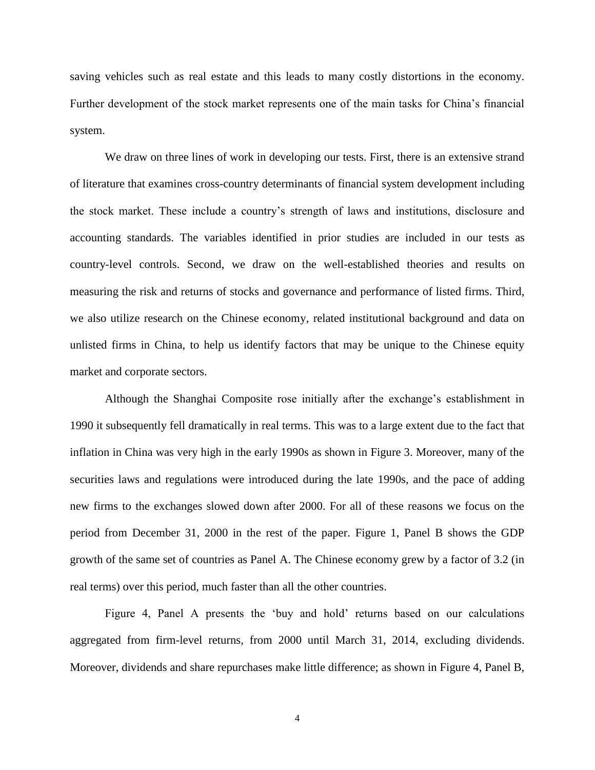saving vehicles such as real estate and this leads to many costly distortions in the economy. Further development of the stock market represents one of the main tasks for China's financial system.

We draw on three lines of work in developing our tests. First, there is an extensive strand of literature that examines cross-country determinants of financial system development including the stock market. These include a country's strength of laws and institutions, disclosure and accounting standards. The variables identified in prior studies are included in our tests as country-level controls. Second, we draw on the well-established theories and results on measuring the risk and returns of stocks and governance and performance of listed firms. Third, we also utilize research on the Chinese economy, related institutional background and data on unlisted firms in China, to help us identify factors that may be unique to the Chinese equity market and corporate sectors.

Although the Shanghai Composite rose initially after the exchange's establishment in 1990 it subsequently fell dramatically in real terms. This was to a large extent due to the fact that inflation in China was very high in the early 1990s as shown in Figure 3. Moreover, many of the securities laws and regulations were introduced during the late 1990s, and the pace of adding new firms to the exchanges slowed down after 2000. For all of these reasons we focus on the period from December 31, 2000 in the rest of the paper. Figure 1, Panel B shows the GDP growth of the same set of countries as Panel A. The Chinese economy grew by a factor of 3.2 (in real terms) over this period, much faster than all the other countries.

Figure 4, Panel A presents the 'buy and hold' returns based on our calculations aggregated from firm-level returns, from 2000 until March 31, 2014, excluding dividends. Moreover, dividends and share repurchases make little difference; as shown in Figure 4, Panel B,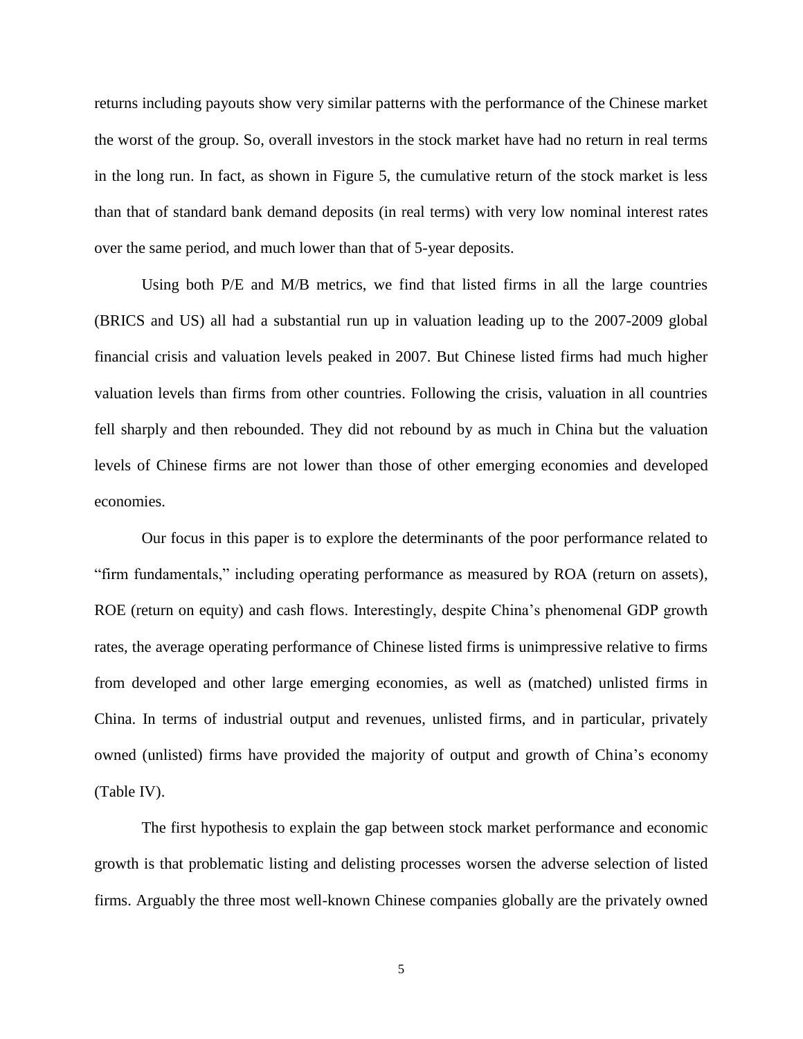returns including payouts show very similar patterns with the performance of the Chinese market the worst of the group. So, overall investors in the stock market have had no return in real terms in the long run. In fact, as shown in Figure 5, the cumulative return of the stock market is less than that of standard bank demand deposits (in real terms) with very low nominal interest rates over the same period, and much lower than that of 5-year deposits.

Using both P/E and M/B metrics, we find that listed firms in all the large countries (BRICS and US) all had a substantial run up in valuation leading up to the 2007-2009 global financial crisis and valuation levels peaked in 2007. But Chinese listed firms had much higher valuation levels than firms from other countries. Following the crisis, valuation in all countries fell sharply and then rebounded. They did not rebound by as much in China but the valuation levels of Chinese firms are not lower than those of other emerging economies and developed economies.

Our focus in this paper is to explore the determinants of the poor performance related to "firm fundamentals," including operating performance as measured by ROA (return on assets), ROE (return on equity) and cash flows. Interestingly, despite China's phenomenal GDP growth rates, the average operating performance of Chinese listed firms is unimpressive relative to firms from developed and other large emerging economies, as well as (matched) unlisted firms in China. In terms of industrial output and revenues, unlisted firms, and in particular, privately owned (unlisted) firms have provided the majority of output and growth of China's economy (Table IV).

The first hypothesis to explain the gap between stock market performance and economic growth is that problematic listing and delisting processes worsen the adverse selection of listed firms. Arguably the three most well-known Chinese companies globally are the privately owned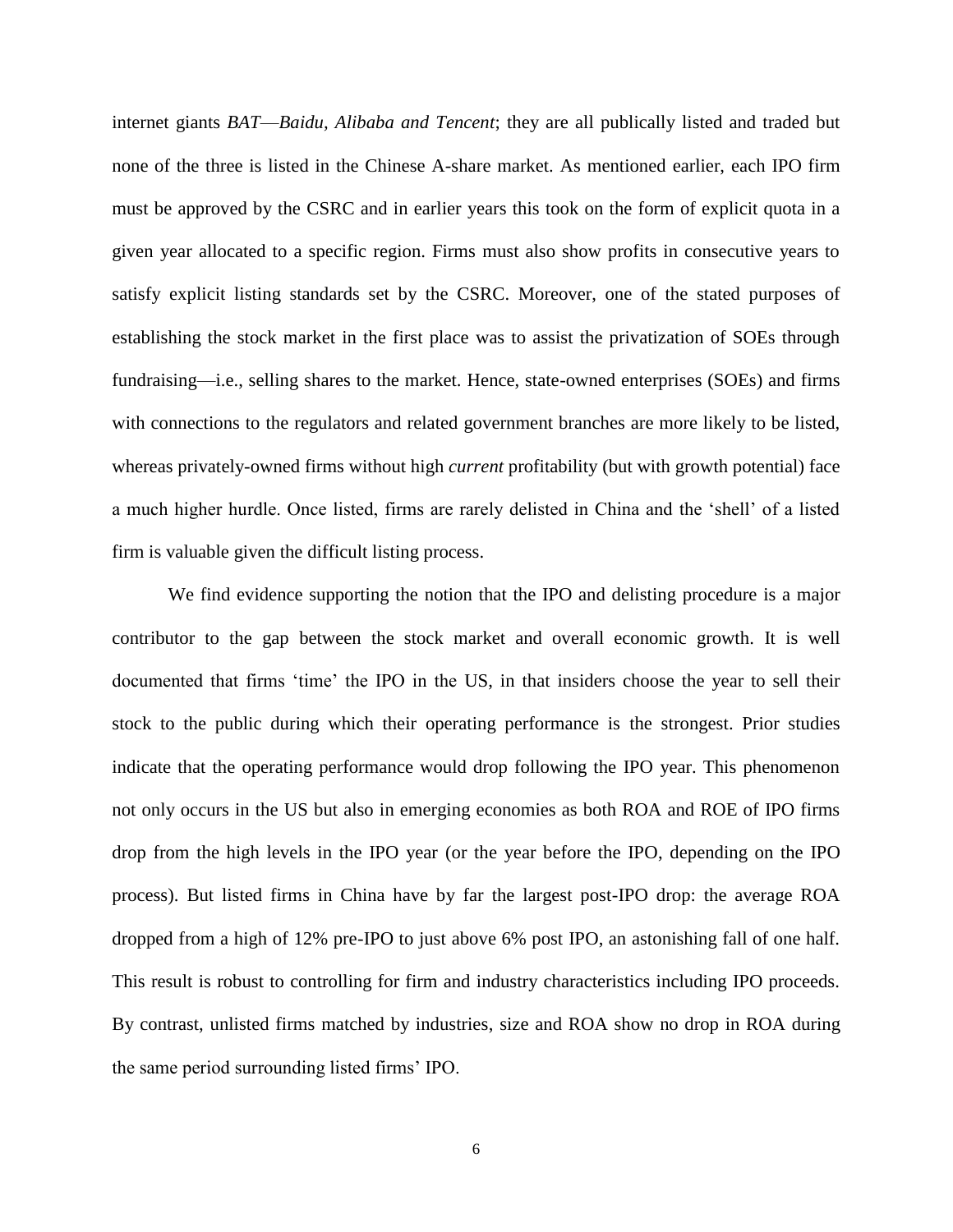internet giants *BAT*—*Baidu, Alibaba and Tencent*; they are all publically listed and traded but none of the three is listed in the Chinese A-share market. As mentioned earlier, each IPO firm must be approved by the CSRC and in earlier years this took on the form of explicit quota in a given year allocated to a specific region. Firms must also show profits in consecutive years to satisfy explicit listing standards set by the CSRC. Moreover, one of the stated purposes of establishing the stock market in the first place was to assist the privatization of SOEs through fundraising—i.e., selling shares to the market. Hence, state-owned enterprises (SOEs) and firms with connections to the regulators and related government branches are more likely to be listed, whereas privately-owned firms without high *current* profitability (but with growth potential) face a much higher hurdle. Once listed, firms are rarely delisted in China and the 'shell' of a listed firm is valuable given the difficult listing process.

We find evidence supporting the notion that the IPO and delisting procedure is a major contributor to the gap between the stock market and overall economic growth. It is well documented that firms 'time' the IPO in the US, in that insiders choose the year to sell their stock to the public during which their operating performance is the strongest. Prior studies indicate that the operating performance would drop following the IPO year. This phenomenon not only occurs in the US but also in emerging economies as both ROA and ROE of IPO firms drop from the high levels in the IPO year (or the year before the IPO, depending on the IPO process). But listed firms in China have by far the largest post-IPO drop: the average ROA dropped from a high of 12% pre-IPO to just above 6% post IPO, an astonishing fall of one half. This result is robust to controlling for firm and industry characteristics including IPO proceeds. By contrast, unlisted firms matched by industries, size and ROA show no drop in ROA during the same period surrounding listed firms' IPO.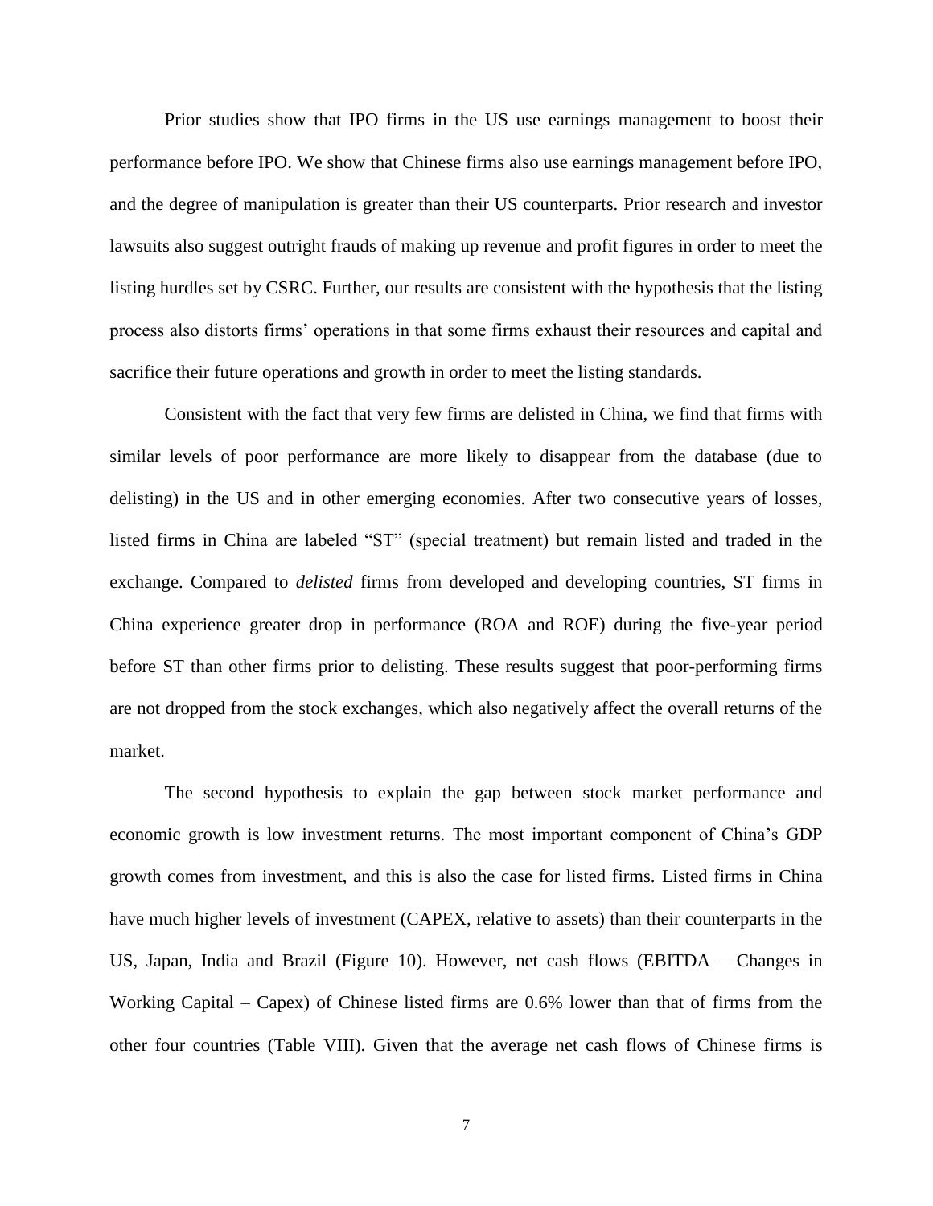Prior studies show that IPO firms in the US use earnings management to boost their performance before IPO. We show that Chinese firms also use earnings management before IPO, and the degree of manipulation is greater than their US counterparts. Prior research and investor lawsuits also suggest outright frauds of making up revenue and profit figures in order to meet the listing hurdles set by CSRC. Further, our results are consistent with the hypothesis that the listing process also distorts firms' operations in that some firms exhaust their resources and capital and sacrifice their future operations and growth in order to meet the listing standards.

Consistent with the fact that very few firms are delisted in China, we find that firms with similar levels of poor performance are more likely to disappear from the database (due to delisting) in the US and in other emerging economies. After two consecutive years of losses, listed firms in China are labeled "ST" (special treatment) but remain listed and traded in the exchange. Compared to *delisted* firms from developed and developing countries, ST firms in China experience greater drop in performance (ROA and ROE) during the five-year period before ST than other firms prior to delisting. These results suggest that poor-performing firms are not dropped from the stock exchanges, which also negatively affect the overall returns of the market.

The second hypothesis to explain the gap between stock market performance and economic growth is low investment returns. The most important component of China's GDP growth comes from investment, and this is also the case for listed firms. Listed firms in China have much higher levels of investment (CAPEX, relative to assets) than their counterparts in the US, Japan, India and Brazil (Figure 10). However, net cash flows (EBITDA – Changes in Working Capital – Capex) of Chinese listed firms are 0.6% lower than that of firms from the other four countries (Table VIII). Given that the average net cash flows of Chinese firms is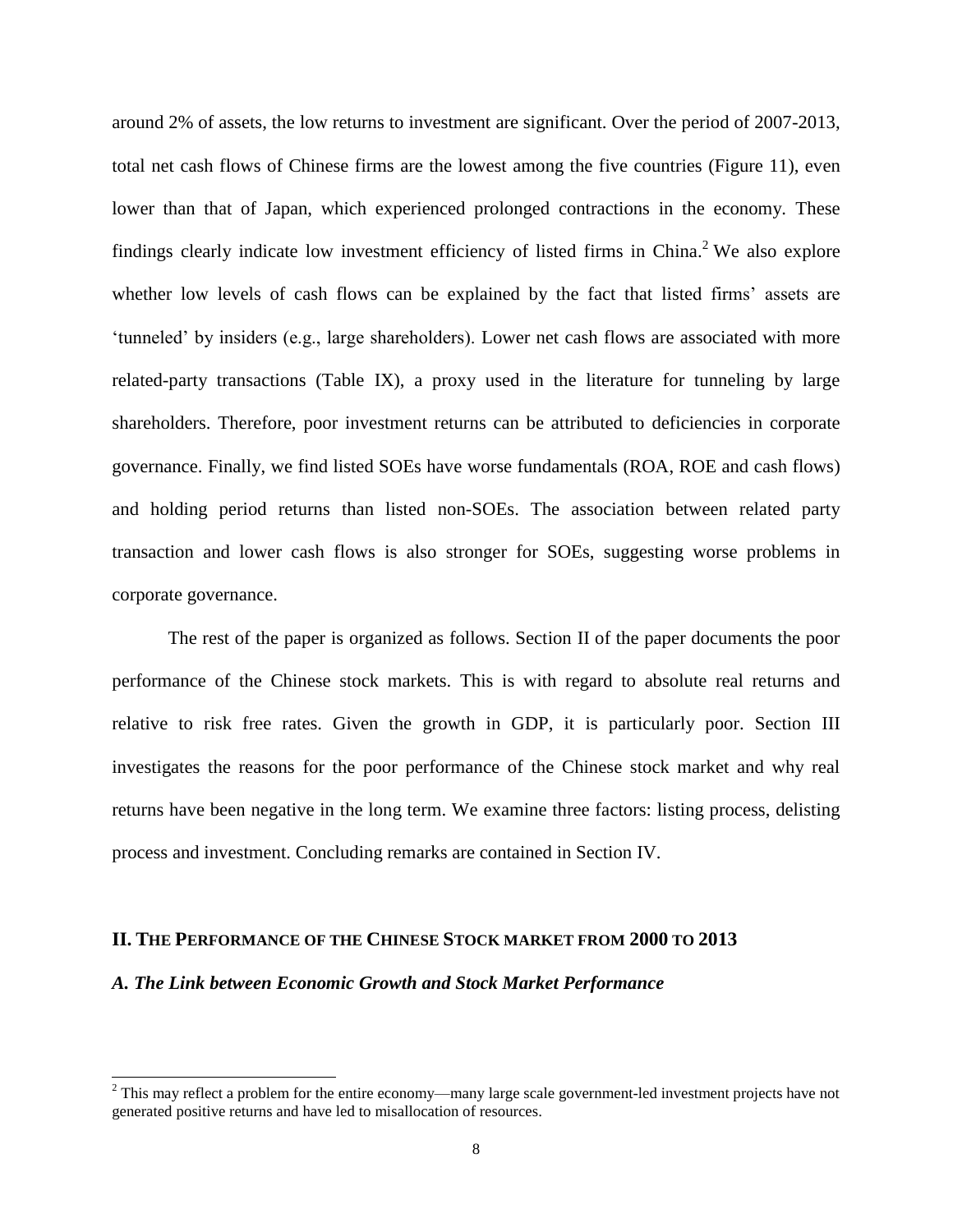around 2% of assets, the low returns to investment are significant. Over the period of 2007-2013, total net cash flows of Chinese firms are the lowest among the five countries (Figure 11), even lower than that of Japan, which experienced prolonged contractions in the economy. These findings clearly indicate low investment efficiency of listed firms in China.[2] We also explore whether low levels of cash flows can be explained by the fact that listed firms' assets are 'tunneled' by insiders (e.g., large shareholders). Lower net cash flows are associated with more related-party transactions (Table IX), a proxy used in the literature for tunneling by large shareholders. Therefore, poor investment returns can be attributed to deficiencies in corporate governance. Finally, we find listed SOEs have worse fundamentals (ROA, ROE and cash flows) and holding period returns than listed non-SOEs. The association between related party transaction and lower cash flows is also stronger for SOEs, suggesting worse problems in corporate governance.

The rest of the paper is organized as follows. Section II of the paper documents the poor performance of the Chinese stock markets. This is with regard to absolute real returns and relative to risk free rates. Given the growth in GDP, it is particularly poor. Section III investigates the reasons for the poor performance of the Chinese stock market and why real returns have been negative in the long term. We examine three factors: listing process, delisting process and investment. Concluding remarks are contained in Section IV.

## II. THE PERFORMANCE OF THE CHINESE STOCK MARKET FROM 2000 TO 2013

### *A. The Link between Economic Growth and Stock Market Performance*

[2] This may reflect a problem for the entire economy—many large scale government-led investment projects have not generated positive returns and have led to misallocation of resources.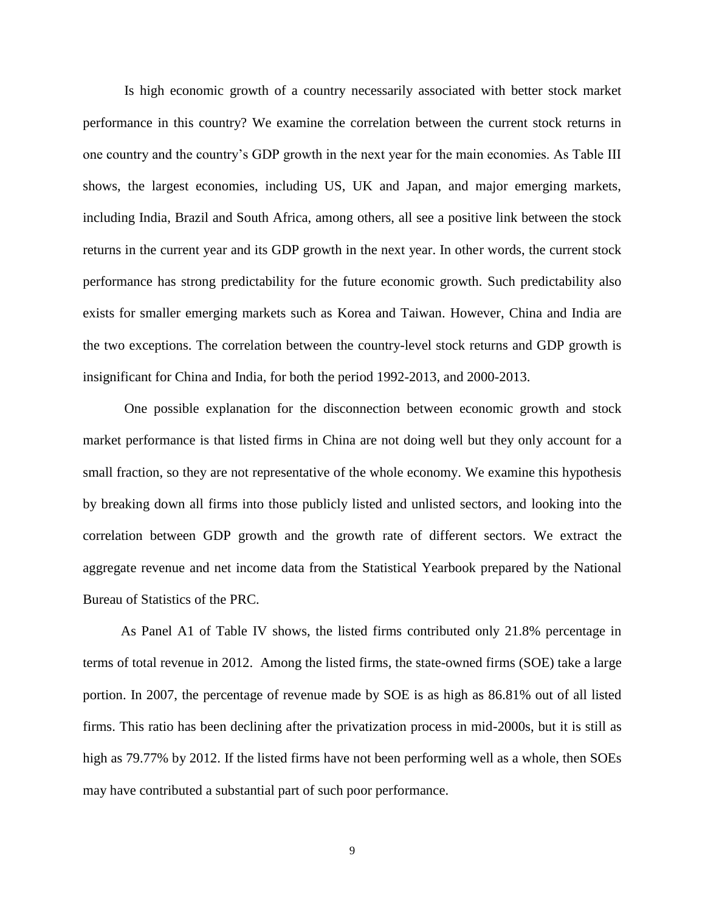Is high economic growth of a country necessarily associated with better stock market performance in this country? We examine the correlation between the current stock returns in one country and the country's GDP growth in the next year for the main economies. As Table III shows, the largest economies, including US, UK and Japan, and major emerging markets, including India, Brazil and South Africa, among others, all see a positive link between the stock returns in the current year and its GDP growth in the next year. In other words, the current stock performance has strong predictability for the future economic growth. Such predictability also exists for smaller emerging markets such as Korea and Taiwan. However, China and India are the two exceptions. The correlation between the country-level stock returns and GDP growth is insignificant for China and India, for both the period 1992-2013, and 2000-2013.

One possible explanation for the disconnection between economic growth and stock market performance is that listed firms in China are not doing well but they only account for a small fraction, so they are not representative of the whole economy. We examine this hypothesis by breaking down all firms into those publicly listed and unlisted sectors, and looking into the correlation between GDP growth and the growth rate of different sectors. We extract the aggregate revenue and net income data from the Statistical Yearbook prepared by the National Bureau of Statistics of the PRC.

As Panel A1 of Table IV shows, the listed firms contributed only 21.8% percentage in terms of total revenue in 2012. Among the listed firms, the state-owned firms (SOE) take a large portion. In 2007, the percentage of revenue made by SOE is as high as 86.81% out of all listed firms. This ratio has been declining after the privatization process in mid-2000s, but it is still as high as 79.77% by 2012. If the listed firms have not been performing well as a whole, then SOEs may have contributed a substantial part of such poor performance.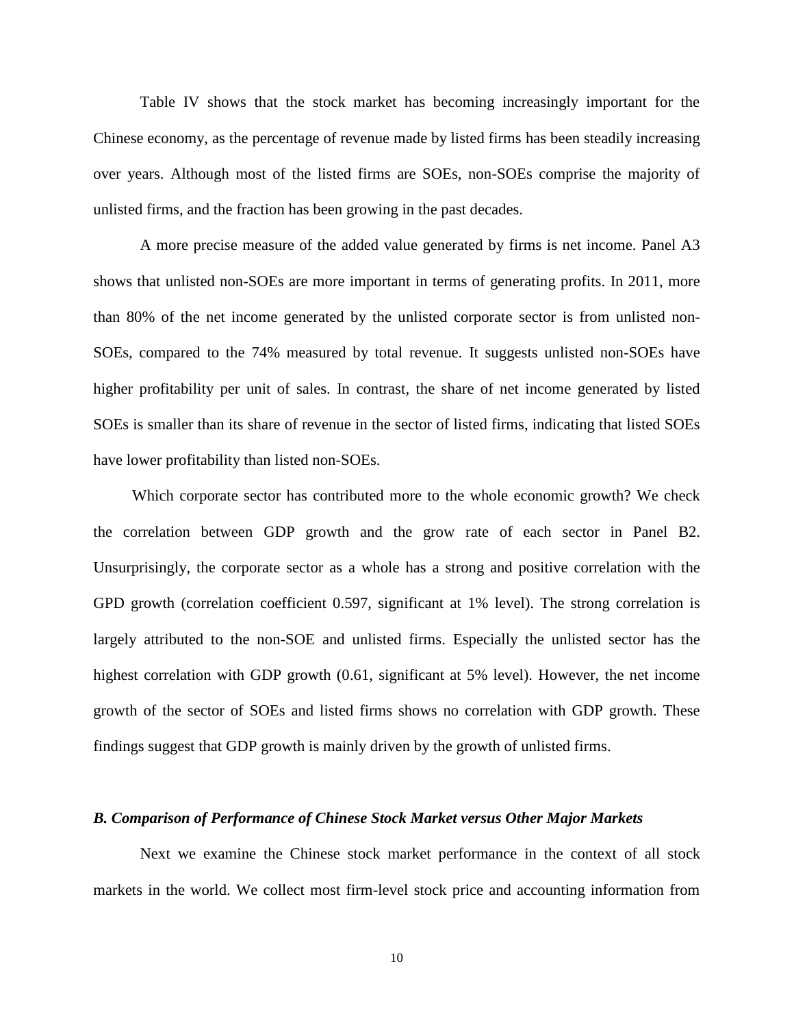Table IV shows that the stock market has becoming increasingly important for the Chinese economy, as the percentage of revenue made by listed firms has been steadily increasing over years. Although most of the listed firms are SOEs, non-SOEs comprise the majority of unlisted firms, and the fraction has been growing in the past decades.

A more precise measure of the added value generated by firms is net income. Panel A3 shows that unlisted non-SOEs are more important in terms of generating profits. In 2011, more than 80% of the net income generated by the unlisted corporate sector is from unlisted non-SOEs, compared to the 74% measured by total revenue. It suggests unlisted non-SOEs have higher profitability per unit of sales. In contrast, the share of net income generated by listed SOEs is smaller than its share of revenue in the sector of listed firms, indicating that listed SOEs have lower profitability than listed non-SOEs.

Which corporate sector has contributed more to the whole economic growth? We check the correlation between GDP growth and the grow rate of each sector in Panel B2. Unsurprisingly, the corporate sector as a whole has a strong and positive correlation with the GPD growth (correlation coefficient 0.597, significant at 1% level). The strong correlation is largely attributed to the non-SOE and unlisted firms. Especially the unlisted sector has the highest correlation with GDP growth (0.61, significant at 5% level). However, the net income growth of the sector of SOEs and listed firms shows no correlation with GDP growth. These findings suggest that GDP growth is mainly driven by the growth of unlisted firms.

### *B. Comparison of Performance of Chinese Stock Market versus Other Major Markets*

Next we examine the Chinese stock market performance in the context of all stock markets in the world. We collect most firm-level stock price and accounting information from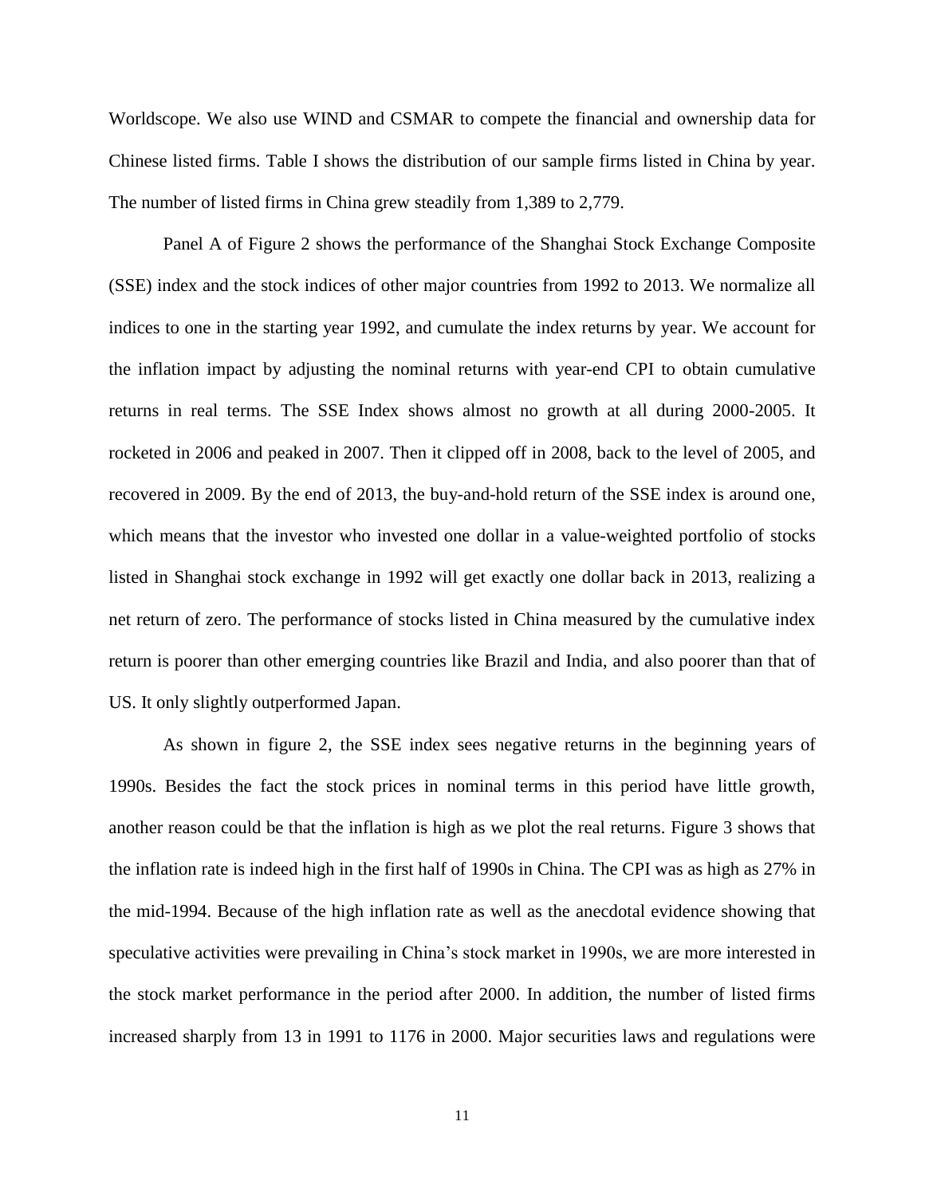Worldscope. We also use WIND and CSMAR to compete the financial and ownership data for Chinese listed firms. Table I shows the distribution of our sample firms listed in China by year. The number of listed firms in China grew steadily from 1,389 to 2,779.

Panel A of Figure 2 shows the performance of the Shanghai Stock Exchange Composite (SSE) index and the stock indices of other major countries from 1992 to 2013. We normalize all indices to one in the starting year 1992, and cumulate the index returns by year. We account for the inflation impact by adjusting the nominal returns with year-end CPI to obtain cumulative returns in real terms. The SSE Index shows almost no growth at all during 2000-2005. It rocketed in 2006 and peaked in 2007. Then it clipped off in 2008, back to the level of 2005, and recovered in 2009. By the end of 2013, the buy-and-hold return of the SSE index is around one, which means that the investor who invested one dollar in a value-weighted portfolio of stocks listed in Shanghai stock exchange in 1992 will get exactly one dollar back in 2013, realizing a net return of zero. The performance of stocks listed in China measured by the cumulative index return is poorer than other emerging countries like Brazil and India, and also poorer than that of US. It only slightly outperformed Japan.

As shown in figure 2, the SSE index sees negative returns in the beginning years of 1990s. Besides the fact the stock prices in nominal terms in this period have little growth, another reason could be that the inflation is high as we plot the real returns. Figure 3 shows that the inflation rate is indeed high in the first half of 1990s in China. The CPI was as high as 27% in the mid-1994. Because of the high inflation rate as well as the anecdotal evidence showing that speculative activities were prevailing in China's stock market in 1990s, we are more interested in the stock market performance in the period after 2000. In addition, the number of listed firms increased sharply from 13 in 1991 to 1176 in 2000. Major securities laws and regulations were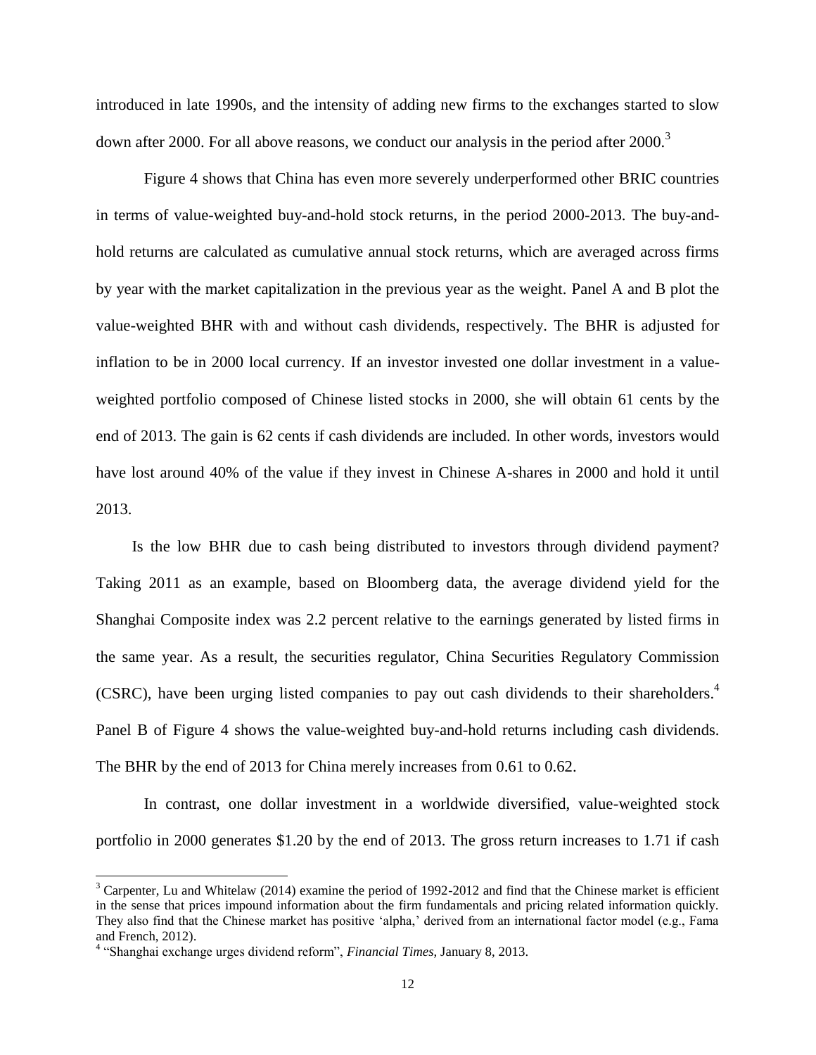introduced in late 1990s, and the intensity of adding new firms to the exchanges started to slow down after 2000. For all above reasons, we conduct our analysis in the period after 2000.[3]

Figure 4 shows that China has even more severely underperformed other BRIC countries in terms of value-weighted buy-and-hold stock returns, in the period 2000-2013. The buy-and-hold returns are calculated as cumulative annual stock returns, which are averaged across firms by year with the market capitalization in the previous year as the weight. Panel A and B plot the value-weighted BHR with and without cash dividends, respectively. The BHR is adjusted for inflation to be in 2000 local currency. If an investor invested one dollar investment in a value-weighted portfolio composed of Chinese listed stocks in 2000, she will obtain 61 cents by the end of 2013. The gain is 62 cents if cash dividends are included. In other words, investors would have lost around 40% of the value if they invest in Chinese A-shares in 2000 and hold it until 2013.

Is the low BHR due to cash being distributed to investors through dividend payment? Taking 2011 as an example, based on Bloomberg data, the average dividend yield for the Shanghai Composite index was 2.2 percent relative to the earnings generated by listed firms in the same year. As a result, the securities regulator, China Securities Regulatory Commission (CSRC), have been urging listed companies to pay out cash dividends to their shareholders.[4] Panel B of Figure 4 shows the value-weighted buy-and-hold returns including cash dividends. The BHR by the end of 2013 for China merely increases from 0.61 to 0.62.

In contrast, one dollar investment in a worldwide diversified, value-weighted stock portfolio in 2000 generates $1.20 by the end of 2013. The gross return increases to 1.71 if cash

---

[3] Carpenter, Lu and Whitelaw (2014) examine the period of 1992-2012 and find that the Chinese market is efficient in the sense that prices impound information about the firm fundamentals and pricing related information quickly. They also find that the Chinese market has positive 'alpha,' derived from an international factor model (e.g., Fama and French, 2012).

[4] "Shanghai exchange urges dividend reform", *Financial Times*, January 8, 2013.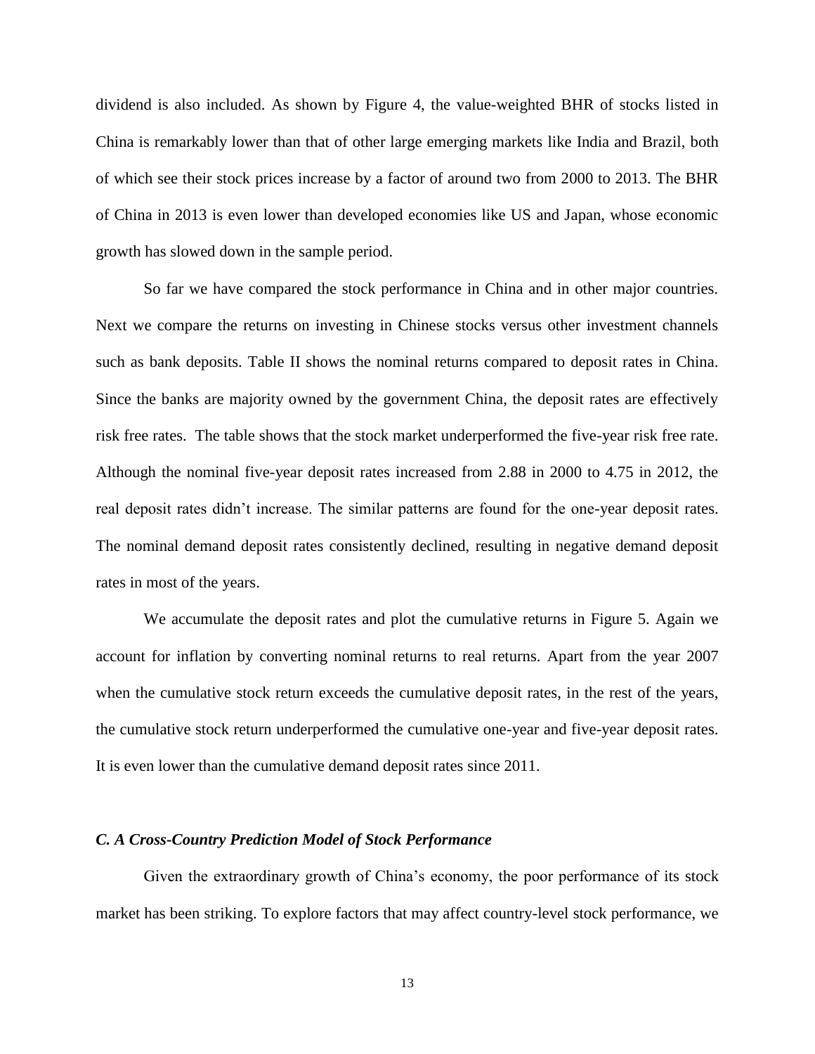dividend is also included. As shown by Figure 4, the value-weighted BHR of stocks listed in China is remarkably lower than that of other large emerging markets like India and Brazil, both of which see their stock prices increase by a factor of around two from 2000 to 2013. The BHR of China in 2013 is even lower than developed economies like US and Japan, whose economic growth has slowed down in the sample period.

So far we have compared the stock performance in China and in other major countries. Next we compare the returns on investing in Chinese stocks versus other investment channels such as bank deposits. Table II shows the nominal returns compared to deposit rates in China. Since the banks are majority owned by the government China, the deposit rates are effectively risk free rates. The table shows that the stock market underperformed the five-year risk free rate. Although the nominal five-year deposit rates increased from 2.88 in 2000 to 4.75 in 2012, the real deposit rates didn't increase. The similar patterns are found for the one-year deposit rates. The nominal demand deposit rates consistently declined, resulting in negative demand deposit rates in most of the years.

We accumulate the deposit rates and plot the cumulative returns in Figure 5. Again we account for inflation by converting nominal returns to real returns. Apart from the year 2007 when the cumulative stock return exceeds the cumulative deposit rates, in the rest of the years, the cumulative stock return underperformed the cumulative one-year and five-year deposit rates. It is even lower than the cumulative demand deposit rates since 2011.

### *C. A Cross-Country Prediction Model of Stock Performance*

Given the extraordinary growth of China's economy, the poor performance of its stock market has been striking. To explore factors that may affect country-level stock performance, we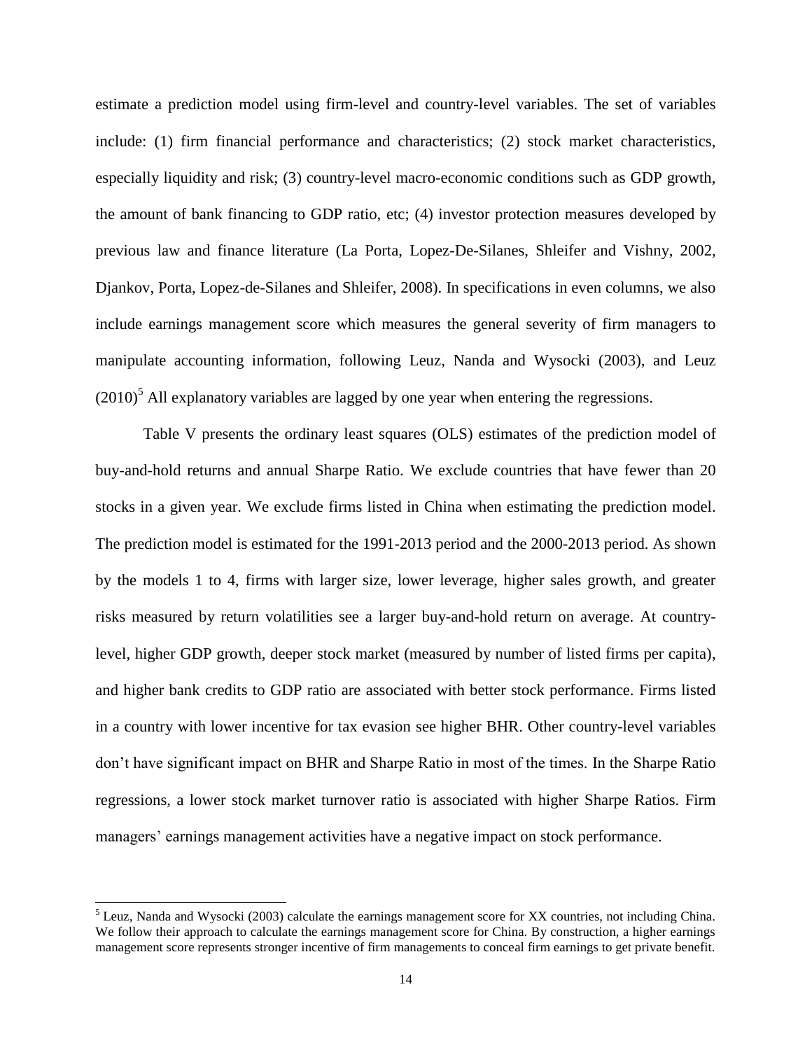estimate a prediction model using firm-level and country-level variables. The set of variables include: (1) firm financial performance and characteristics; (2) stock market characteristics, especially liquidity and risk; (3) country-level macro-economic conditions such as GDP growth, the amount of bank financing to GDP ratio, etc; (4) investor protection measures developed by previous law and finance literature (La Porta, Lopez-De-Silanes, Shleifer and Vishny, 2002, Djankov, Porta, Lopez-de-Silanes and Shleifer, 2008). In specifications in even columns, we also include earnings management score which measures the general severity of firm managers to manipulate accounting information, following Leuz, Nanda and Wysocki (2003), and Leuz (2010)[5] All explanatory variables are lagged by one year when entering the regressions.

Table V presents the ordinary least squares (OLS) estimates of the prediction model of buy-and-hold returns and annual Sharpe Ratio. We exclude countries that have fewer than 20 stocks in a given year. We exclude firms listed in China when estimating the prediction model. The prediction model is estimated for the 1991-2013 period and the 2000-2013 period. As shown by the models 1 to 4, firms with larger size, lower leverage, higher sales growth, and greater risks measured by return volatilities see a larger buy-and-hold return on average. At country-level, higher GDP growth, deeper stock market (measured by number of listed firms per capita), and higher bank credits to GDP ratio are associated with better stock performance. Firms listed in a country with lower incentive for tax evasion see higher BHR. Other country-level variables don't have significant impact on BHR and Sharpe Ratio in most of the times. In the Sharpe Ratio regressions, a lower stock market turnover ratio is associated with higher Sharpe Ratios. Firm managers' earnings management activities have a negative impact on stock performance.

[5] Leuz, Nanda and Wysocki (2003) calculate the earnings management score for XX countries, not including China. We follow their approach to calculate the earnings management score for China. By construction, a higher earnings management score represents stronger incentive of firm managements to conceal firm earnings to get private benefit.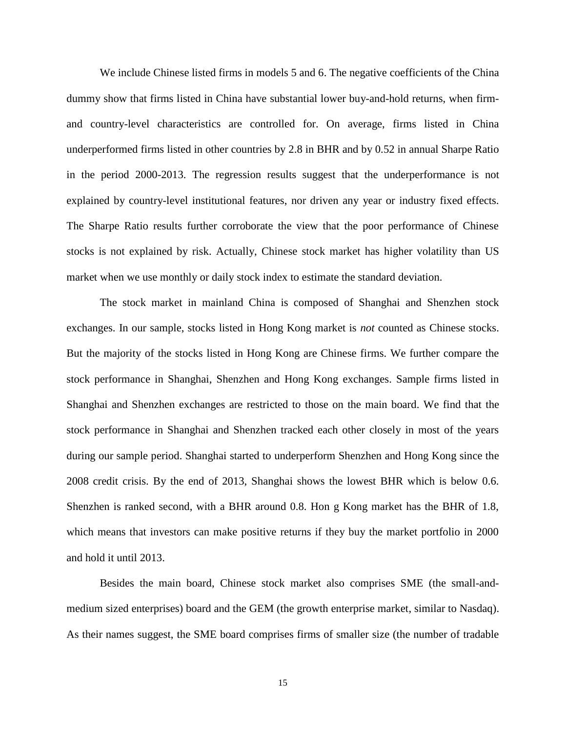We include Chinese listed firms in models 5 and 6. The negative coefficients of the China dummy show that firms listed in China have substantial lower buy-and-hold returns, when firm- and country-level characteristics are controlled for. On average, firms listed in China underperformed firms listed in other countries by 2.8 in BHR and by 0.52 in annual Sharpe Ratio in the period 2000-2013. The regression results suggest that the underperformance is not explained by country-level institutional features, nor driven any year or industry fixed effects. The Sharpe Ratio results further corroborate the view that the poor performance of Chinese stocks is not explained by risk. Actually, Chinese stock market has higher volatility than US market when we use monthly or daily stock index to estimate the standard deviation.

The stock market in mainland China is composed of Shanghai and Shenzhen stock exchanges. In our sample, stocks listed in Hong Kong market is *not* counted as Chinese stocks. But the majority of the stocks listed in Hong Kong are Chinese firms. We further compare the stock performance in Shanghai, Shenzhen and Hong Kong exchanges. Sample firms listed in Shanghai and Shenzhen exchanges are restricted to those on the main board. We find that the stock performance in Shanghai and Shenzhen tracked each other closely in most of the years during our sample period. Shanghai started to underperform Shenzhen and Hong Kong since the 2008 credit crisis. By the end of 2013, Shanghai shows the lowest BHR which is below 0.6. Shenzhen is ranked second, with a BHR around 0.8. Hon g Kong market has the BHR of 1.8, which means that investors can make positive returns if they buy the market portfolio in 2000 and hold it until 2013.

Besides the main board, Chinese stock market also comprises SME (the small-and-medium sized enterprises) board and the GEM (the growth enterprise market, similar to Nasdaq). As their names suggest, the SME board comprises firms of smaller size (the number of tradable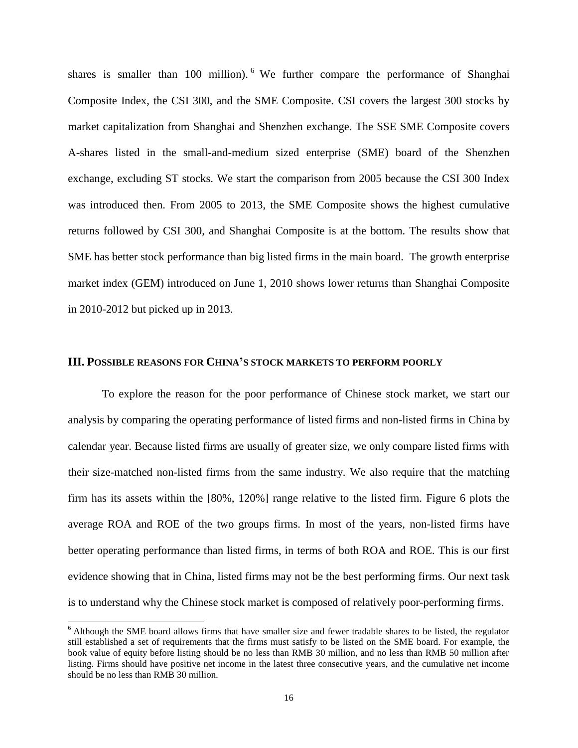shares is smaller than 100 million).[6] We further compare the performance of Shanghai Composite Index, the CSI 300, and the SME Composite. CSI covers the largest 300 stocks by market capitalization from Shanghai and Shenzhen exchange. The SSE SME Composite covers A-shares listed in the small-and-medium sized enterprise (SME) board of the Shenzhen exchange, excluding ST stocks. We start the comparison from 2005 because the CSI 300 Index was introduced then. From 2005 to 2013, the SME Composite shows the highest cumulative returns followed by CSI 300, and Shanghai Composite is at the bottom. The results show that SME has better stock performance than big listed firms in the main board. The growth enterprise market index (GEM) introduced on June 1, 2010 shows lower returns than Shanghai Composite in 2010-2012 but picked up in 2013.

## III. POSSIBLE REASONS FOR CHINA'S STOCK MARKETS TO PERFORM POORLY

To explore the reason for the poor performance of Chinese stock market, we start our analysis by comparing the operating performance of listed firms and non-listed firms in China by calendar year. Because listed firms are usually of greater size, we only compare listed firms with their size-matched non-listed firms from the same industry. We also require that the matching firm has its assets within the [80%, 120%] range relative to the listed firm. Figure 6 plots the average ROA and ROE of the two groups firms. In most of the years, non-listed firms have better operating performance than listed firms, in terms of both ROA and ROE. This is our first evidence showing that in China, listed firms may not be the best performing firms. Our next task is to understand why the Chinese stock market is composed of relatively poor-performing firms.

[6] Although the SME board allows firms that have smaller size and fewer tradable shares to be listed, the regulator still established a set of requirements that the firms must satisfy to be listed on the SME board. For example, the book value of equity before listing should be no less than RMB 30 million, and no less than RMB 50 million after listing. Firms should have positive net income in the latest three consecutive years, and the cumulative net income should be no less than RMB 30 million.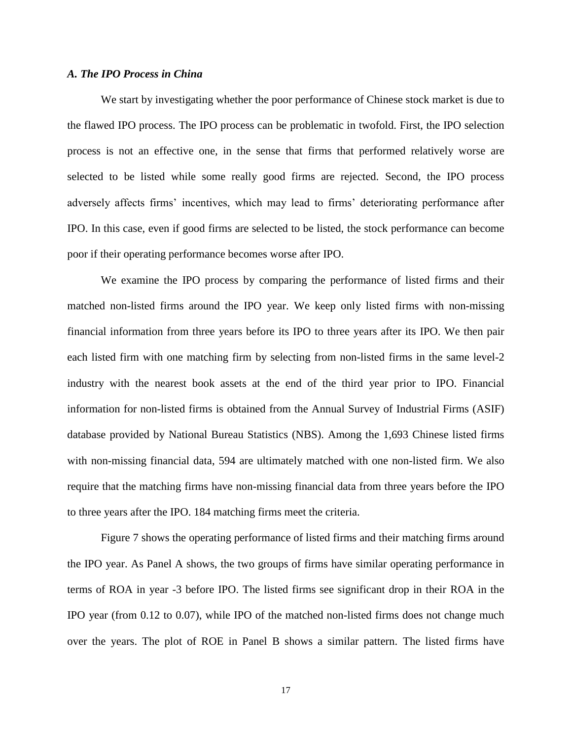### *A. The IPO Process in China*

We start by investigating whether the poor performance of Chinese stock market is due to the flawed IPO process. The IPO process can be problematic in twofold. First, the IPO selection process is not an effective one, in the sense that firms that performed relatively worse are selected to be listed while some really good firms are rejected. Second, the IPO process adversely affects firms' incentives, which may lead to firms' deteriorating performance after IPO. In this case, even if good firms are selected to be listed, the stock performance can become poor if their operating performance becomes worse after IPO.

We examine the IPO process by comparing the performance of listed firms and their matched non-listed firms around the IPO year. We keep only listed firms with non-missing financial information from three years before its IPO to three years after its IPO. We then pair each listed firm with one matching firm by selecting from non-listed firms in the same level-2 industry with the nearest book assets at the end of the third year prior to IPO. Financial information for non-listed firms is obtained from the Annual Survey of Industrial Firms (ASIF) database provided by National Bureau Statistics (NBS). Among the 1,693 Chinese listed firms with non-missing financial data, 594 are ultimately matched with one non-listed firm. We also require that the matching firms have non-missing financial data from three years before the IPO to three years after the IPO. 184 matching firms meet the criteria.

Figure 7 shows the operating performance of listed firms and their matching firms around the IPO year. As Panel A shows, the two groups of firms have similar operating performance in terms of ROA in year -3 before IPO. The listed firms see significant drop in their ROA in the IPO year (from 0.12 to 0.07), while IPO of the matched non-listed firms does not change much over the years. The plot of ROE in Panel B shows a similar pattern. The listed firms have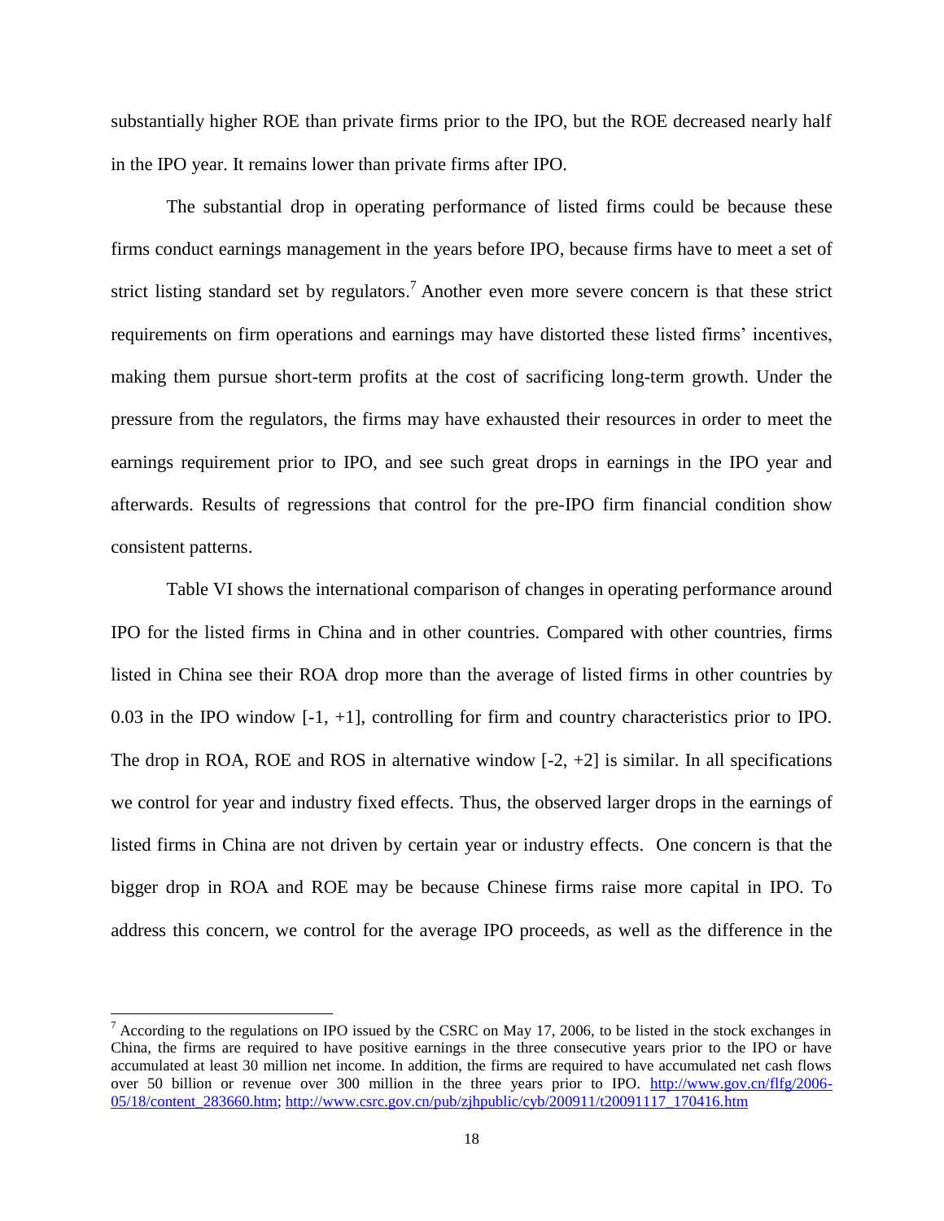substantially higher ROE than private firms prior to the IPO, but the ROE decreased nearly half in the IPO year. It remains lower than private firms after IPO.

The substantial drop in operating performance of listed firms could be because these firms conduct earnings management in the years before IPO, because firms have to meet a set of strict listing standard set by regulators.[7] Another even more severe concern is that these strict requirements on firm operations and earnings may have distorted these listed firms' incentives, making them pursue short-term profits at the cost of sacrificing long-term growth. Under the pressure from the regulators, the firms may have exhausted their resources in order to meet the earnings requirement prior to IPO, and see such great drops in earnings in the IPO year and afterwards. Results of regressions that control for the pre-IPO firm financial condition show consistent patterns.

Table VI shows the international comparison of changes in operating performance around IPO for the listed firms in China and in other countries. Compared with other countries, firms listed in China see their ROA drop more than the average of listed firms in other countries by 0.03 in the IPO window [-1, +1], controlling for firm and country characteristics prior to IPO. The drop in ROA, ROE and ROS in alternative window [-2, +2] is similar. In all specifications we control for year and industry fixed effects. Thus, the observed larger drops in the earnings of listed firms in China are not driven by certain year or industry effects. One concern is that the bigger drop in ROA and ROE may be because Chinese firms raise more capital in IPO. To address this concern, we control for the average IPO proceeds, as well as the difference in the

---

[7] According to the regulations on IPO issued by the CSRC on May 17, 2006, to be listed in the stock exchanges in China, the firms are required to have positive earnings in the three consecutive years prior to the IPO or have accumulated at least 30 million net income. In addition, the firms are required to have accumulated net cash flows over 50 billion or revenue over 300 million in the three years prior to IPO. http://www.gov.cn/flfg/2006-05/18/content_283660.htm; http://www.csrc.gov.cn/pub/zjhpublic/cyb/200911/t20091117_170416.htm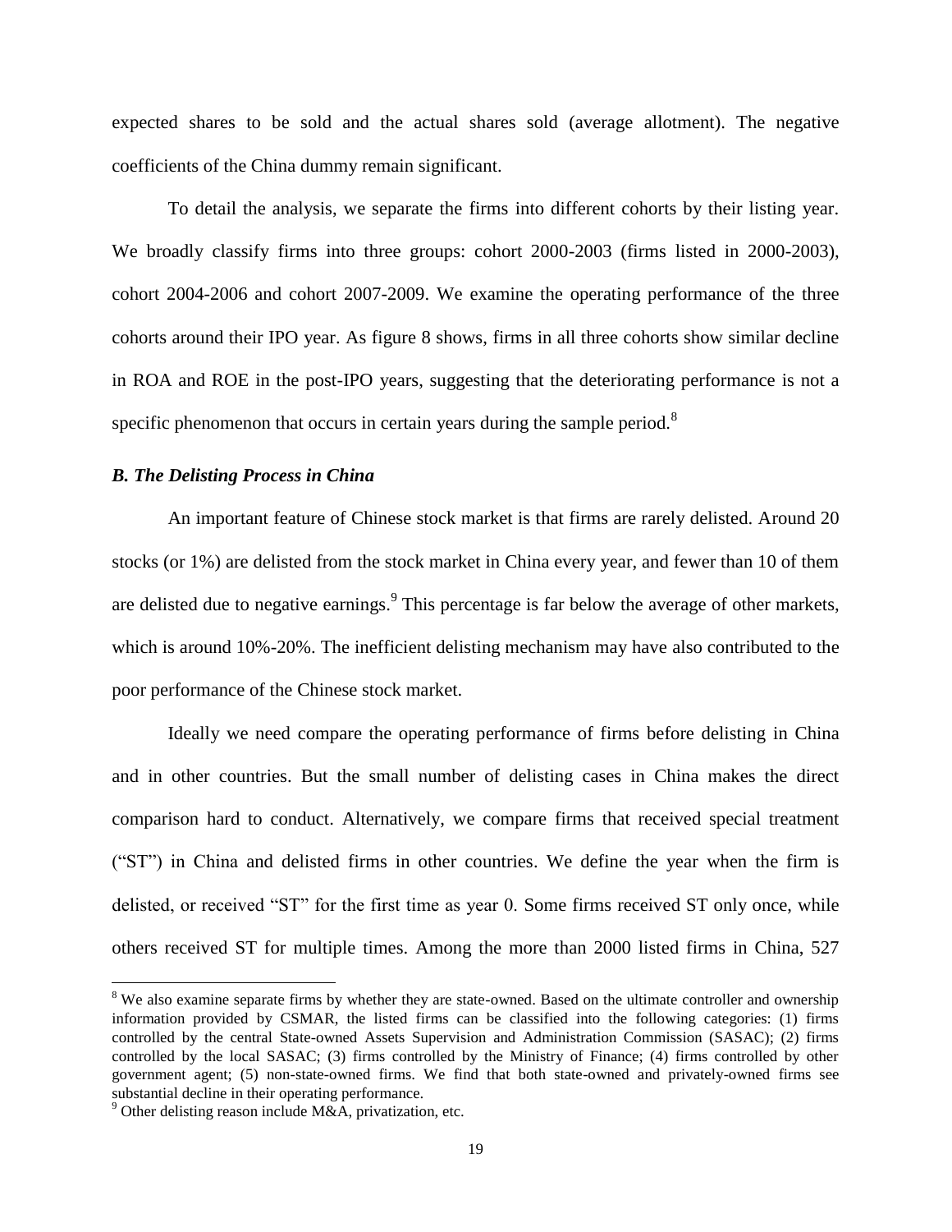expected shares to be sold and the actual shares sold (average allotment). The negative coefficients of the China dummy remain significant.

To detail the analysis, we separate the firms into different cohorts by their listing year. We broadly classify firms into three groups: cohort 2000-2003 (firms listed in 2000-2003), cohort 2004-2006 and cohort 2007-2009. We examine the operating performance of the three cohorts around their IPO year. As figure 8 shows, firms in all three cohorts show similar decline in ROA and ROE in the post-IPO years, suggesting that the deteriorating performance is not a specific phenomenon that occurs in certain years during the sample period.[8]

### *B. The Delisting Process in China*

An important feature of Chinese stock market is that firms are rarely delisted. Around 20 stocks (or 1%) are delisted from the stock market in China every year, and fewer than 10 of them are delisted due to negative earnings.[9] This percentage is far below the average of other markets, which is around 10%-20%. The inefficient delisting mechanism may have also contributed to the poor performance of the Chinese stock market.

Ideally we need compare the operating performance of firms before delisting in China and in other countries. But the small number of delisting cases in China makes the direct comparison hard to conduct. Alternatively, we compare firms that received special treatment ("ST") in China and delisted firms in other countries. We define the year when the firm is delisted, or received "ST" for the first time as year 0. Some firms received ST only once, while others received ST for multiple times. Among the more than 2000 listed firms in China, 527

---

[8] We also examine separate firms by whether they are state-owned. Based on the ultimate controller and ownership information provided by CSMAR, the listed firms can be classified into the following categories: (1) firms controlled by the central State-owned Assets Supervision and Administration Commission (SASAC); (2) firms controlled by the local SASAC; (3) firms controlled by the Ministry of Finance; (4) firms controlled by other government agent; (5) non-state-owned firms. We find that both state-owned and privately-owned firms see substantial decline in their operating performance.

[9] Other delisting reason include M&A, privatization, etc.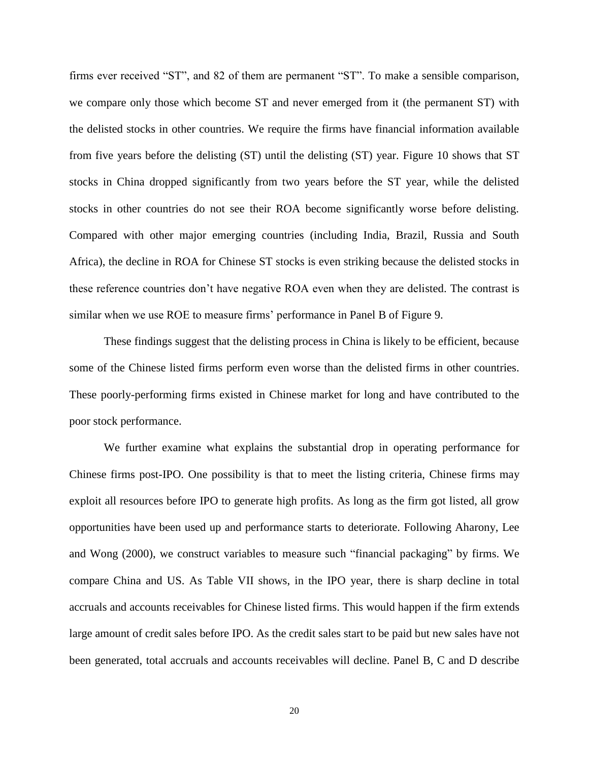firms ever received "ST", and 82 of them are permanent "ST". To make a sensible comparison, we compare only those which become ST and never emerged from it (the permanent ST) with the delisted stocks in other countries. We require the firms have financial information available from five years before the delisting (ST) until the delisting (ST) year. Figure 10 shows that ST stocks in China dropped significantly from two years before the ST year, while the delisted stocks in other countries do not see their ROA become significantly worse before delisting. Compared with other major emerging countries (including India, Brazil, Russia and South Africa), the decline in ROA for Chinese ST stocks is even striking because the delisted stocks in these reference countries don't have negative ROA even when they are delisted. The contrast is similar when we use ROE to measure firms' performance in Panel B of Figure 9.

These findings suggest that the delisting process in China is likely to be efficient, because some of the Chinese listed firms perform even worse than the delisted firms in other countries. These poorly-performing firms existed in Chinese market for long and have contributed to the poor stock performance.

We further examine what explains the substantial drop in operating performance for Chinese firms post-IPO. One possibility is that to meet the listing criteria, Chinese firms may exploit all resources before IPO to generate high profits. As long as the firm got listed, all grow opportunities have been used up and performance starts to deteriorate. Following Aharony, Lee and Wong (2000), we construct variables to measure such "financial packaging" by firms. We compare China and US. As Table VII shows, in the IPO year, there is sharp decline in total accruals and accounts receivables for Chinese listed firms. This would happen if the firm extends large amount of credit sales before IPO. As the credit sales start to be paid but new sales have not been generated, total accruals and accounts receivables will decline. Panel B, C and D describe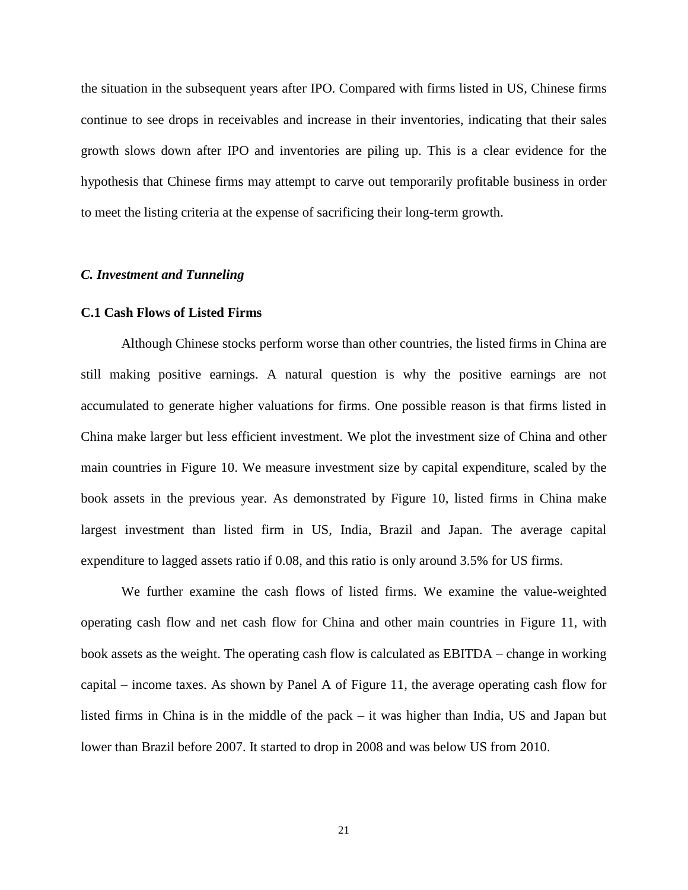the situation in the subsequent years after IPO. Compared with firms listed in US, Chinese firms continue to see drops in receivables and increase in their inventories, indicating that their sales growth slows down after IPO and inventories are piling up. This is a clear evidence for the hypothesis that Chinese firms may attempt to carve out temporarily profitable business in order to meet the listing criteria at the expense of sacrificing their long-term growth.

### *C. Investment and Tunneling*

#### C.1 Cash Flows of Listed Firms

Although Chinese stocks perform worse than other countries, the listed firms in China are still making positive earnings. A natural question is why the positive earnings are not accumulated to generate higher valuations for firms. One possible reason is that firms listed in China make larger but less efficient investment. We plot the investment size of China and other main countries in Figure 10. We measure investment size by capital expenditure, scaled by the book assets in the previous year. As demonstrated by Figure 10, listed firms in China make largest investment than listed firm in US, India, Brazil and Japan. The average capital expenditure to lagged assets ratio if 0.08, and this ratio is only around 3.5% for US firms.

We further examine the cash flows of listed firms. We examine the value-weighted operating cash flow and net cash flow for China and other main countries in Figure 11, with book assets as the weight. The operating cash flow is calculated as EBITDA – change in working capital – income taxes. As shown by Panel A of Figure 11, the average operating cash flow for listed firms in China is in the middle of the pack – it was higher than India, US and Japan but lower than Brazil before 2007. It started to drop in 2008 and was below US from 2010.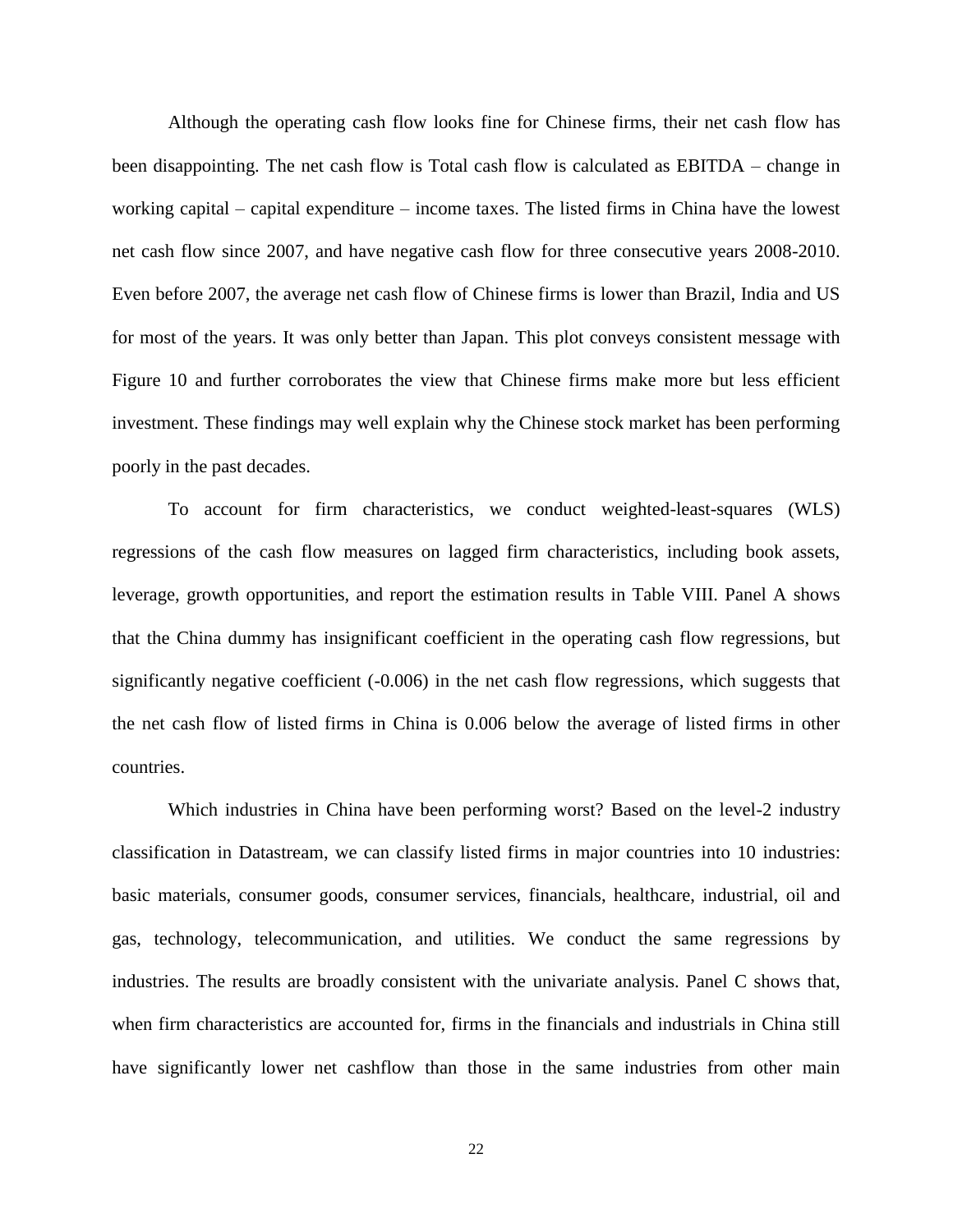Although the operating cash flow looks fine for Chinese firms, their net cash flow has been disappointing. The net cash flow is Total cash flow is calculated as EBITDA – change in working capital – capital expenditure – income taxes. The listed firms in China have the lowest net cash flow since 2007, and have negative cash flow for three consecutive years 2008-2010. Even before 2007, the average net cash flow of Chinese firms is lower than Brazil, India and US for most of the years. It was only better than Japan. This plot conveys consistent message with Figure 10 and further corroborates the view that Chinese firms make more but less efficient investment. These findings may well explain why the Chinese stock market has been performing poorly in the past decades.

To account for firm characteristics, we conduct weighted-least-squares (WLS) regressions of the cash flow measures on lagged firm characteristics, including book assets, leverage, growth opportunities, and report the estimation results in Table VIII. Panel A shows that the China dummy has insignificant coefficient in the operating cash flow regressions, but significantly negative coefficient (-0.006) in the net cash flow regressions, which suggests that the net cash flow of listed firms in China is 0.006 below the average of listed firms in other countries.

Which industries in China have been performing worst? Based on the level-2 industry classification in Datastream, we can classify listed firms in major countries into 10 industries: basic materials, consumer goods, consumer services, financials, healthcare, industrial, oil and gas, technology, telecommunication, and utilities. We conduct the same regressions by industries. The results are broadly consistent with the univariate analysis. Panel C shows that, when firm characteristics are accounted for, firms in the financials and industrials in China still have significantly lower net cashflow than those in the same industries from other main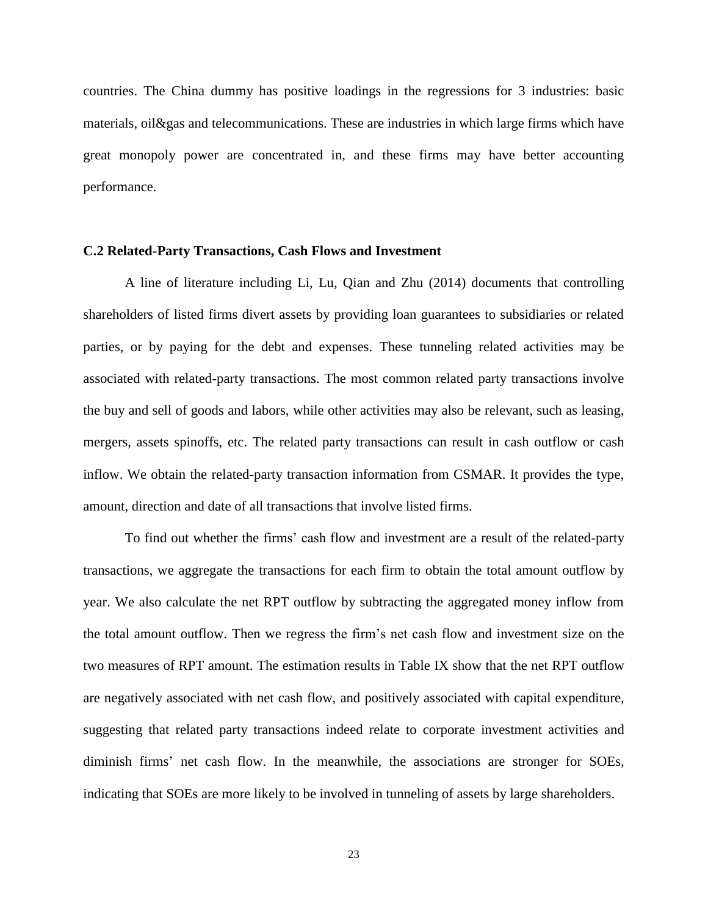countries. The China dummy has positive loadings in the regressions for 3 industries: basic materials, oil&gas and telecommunications. These are industries in which large firms which have great monopoly power are concentrated in, and these firms may have better accounting performance.

### C.2 Related-Party Transactions, Cash Flows and Investment

A line of literature including Li, Lu, Qian and Zhu (2014) documents that controlling shareholders of listed firms divert assets by providing loan guarantees to subsidiaries or related parties, or by paying for the debt and expenses. These tunneling related activities may be associated with related-party transactions. The most common related party transactions involve the buy and sell of goods and labors, while other activities may also be relevant, such as leasing, mergers, assets spinoffs, etc. The related party transactions can result in cash outflow or cash inflow. We obtain the related-party transaction information from CSMAR. It provides the type, amount, direction and date of all transactions that involve listed firms.

To find out whether the firms' cash flow and investment are a result of the related-party transactions, we aggregate the transactions for each firm to obtain the total amount outflow by year. We also calculate the net RPT outflow by subtracting the aggregated money inflow from the total amount outflow. Then we regress the firm's net cash flow and investment size on the two measures of RPT amount. The estimation results in Table IX show that the net RPT outflow are negatively associated with net cash flow, and positively associated with capital expenditure, suggesting that related party transactions indeed relate to corporate investment activities and diminish firms' net cash flow. In the meanwhile, the associations are stronger for SOEs, indicating that SOEs are more likely to be involved in tunneling of assets by large shareholders.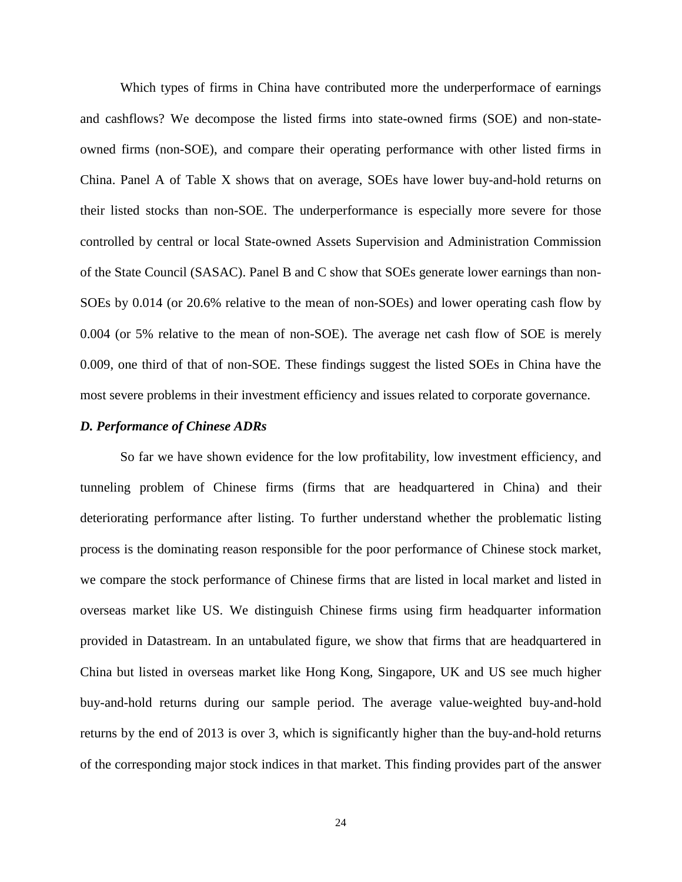Which types of firms in China have contributed more the underperformace of earnings and cashflows? We decompose the listed firms into state-owned firms (SOE) and non-state-owned firms (non-SOE), and compare their operating performance with other listed firms in China. Panel A of Table X shows that on average, SOEs have lower buy-and-hold returns on their listed stocks than non-SOE. The underperformance is especially more severe for those controlled by central or local State-owned Assets Supervision and Administration Commission of the State Council (SASAC). Panel B and C show that SOEs generate lower earnings than non-SOEs by 0.014 (or 20.6% relative to the mean of non-SOEs) and lower operating cash flow by 0.004 (or 5% relative to the mean of non-SOE). The average net cash flow of SOE is merely 0.009, one third of that of non-SOE. These findings suggest the listed SOEs in China have the most severe problems in their investment efficiency and issues related to corporate governance.

### *D. Performance of Chinese ADRs*

So far we have shown evidence for the low profitability, low investment efficiency, and tunneling problem of Chinese firms (firms that are headquartered in China) and their deteriorating performance after listing. To further understand whether the problematic listing process is the dominating reason responsible for the poor performance of Chinese stock market, we compare the stock performance of Chinese firms that are listed in local market and listed in overseas market like US. We distinguish Chinese firms using firm headquarter information provided in Datastream. In an untabulated figure, we show that firms that are headquartered in China but listed in overseas market like Hong Kong, Singapore, UK and US see much higher buy-and-hold returns during our sample period. The average value-weighted buy-and-hold returns by the end of 2013 is over 3, which is significantly higher than the buy-and-hold returns of the corresponding major stock indices in that market. This finding provides part of the answer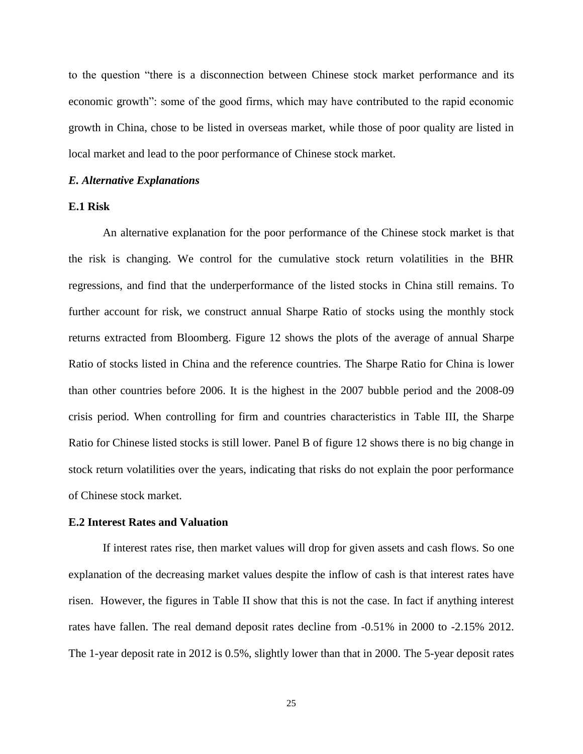to the question "there is a disconnection between Chinese stock market performance and its economic growth": some of the good firms, which may have contributed to the rapid economic growth in China, chose to be listed in overseas market, while those of poor quality are listed in local market and lead to the poor performance of Chinese stock market.

### *E. Alternative Explanations*

#### E.1 Risk

An alternative explanation for the poor performance of the Chinese stock market is that the risk is changing. We control for the cumulative stock return volatilities in the BHR regressions, and find that the underperformance of the listed stocks in China still remains. To further account for risk, we construct annual Sharpe Ratio of stocks using the monthly stock returns extracted from Bloomberg. Figure 12 shows the plots of the average of annual Sharpe Ratio of stocks listed in China and the reference countries. The Sharpe Ratio for China is lower than other countries before 2006. It is the highest in the 2007 bubble period and the 2008-09 crisis period. When controlling for firm and countries characteristics in Table III, the Sharpe Ratio for Chinese listed stocks is still lower. Panel B of figure 12 shows there is no big change in stock return volatilities over the years, indicating that risks do not explain the poor performance of Chinese stock market.

#### E.2 Interest Rates and Valuation

If interest rates rise, then market values will drop for given assets and cash flows. So one explanation of the decreasing market values despite the inflow of cash is that interest rates have risen. However, the figures in Table II show that this is not the case. In fact if anything interest rates have fallen. The real demand deposit rates decline from -0.51% in 2000 to -2.15% 2012. The 1-year deposit rate in 2012 is 0.5%, slightly lower than that in 2000. The 5-year deposit rates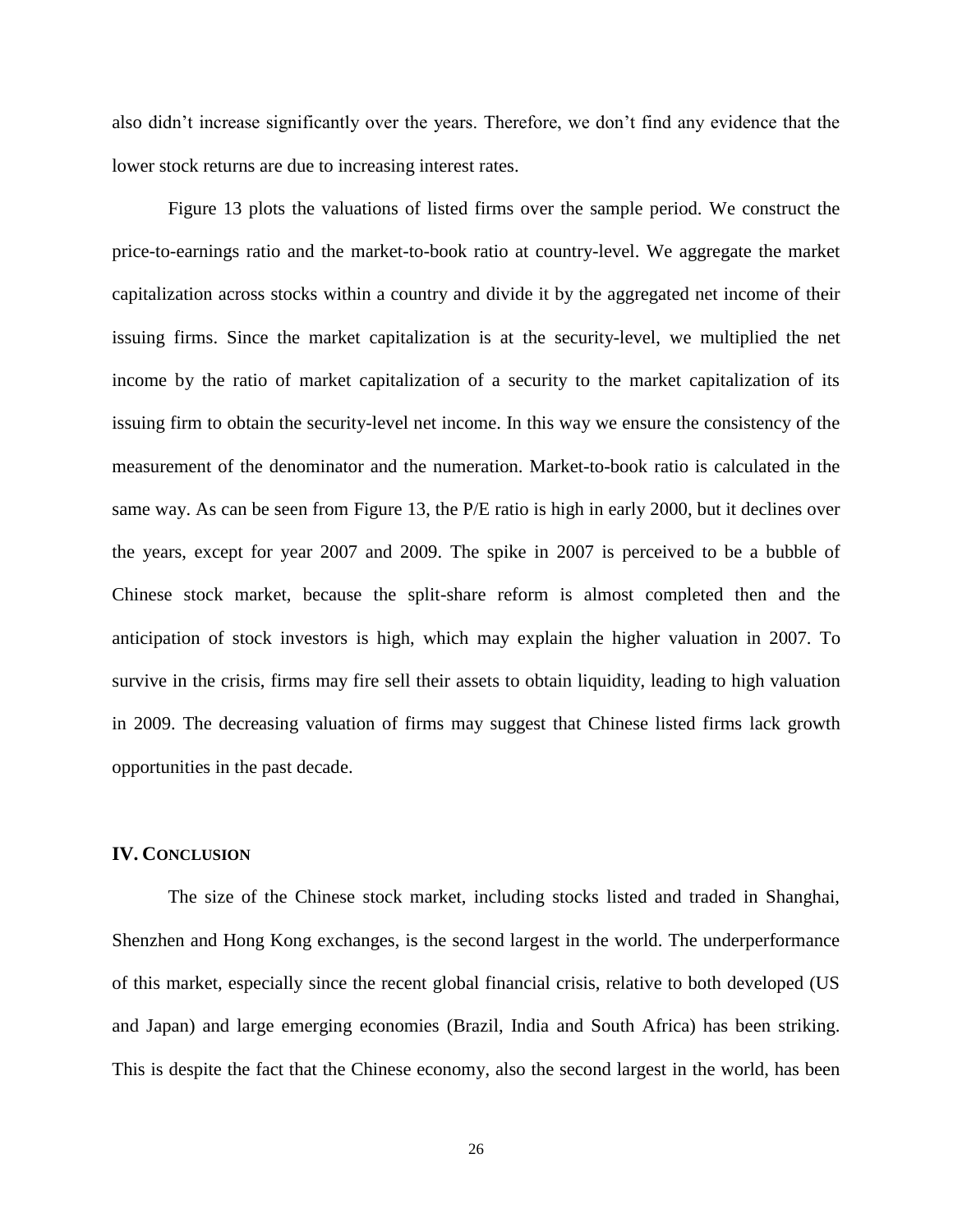also didn't increase significantly over the years. Therefore, we don't find any evidence that the lower stock returns are due to increasing interest rates.

Figure 13 plots the valuations of listed firms over the sample period. We construct the price-to-earnings ratio and the market-to-book ratio at country-level. We aggregate the market capitalization across stocks within a country and divide it by the aggregated net income of their issuing firms. Since the market capitalization is at the security-level, we multiplied the net income by the ratio of market capitalization of a security to the market capitalization of its issuing firm to obtain the security-level net income. In this way we ensure the consistency of the measurement of the denominator and the numeration. Market-to-book ratio is calculated in the same way. As can be seen from Figure 13, the P/E ratio is high in early 2000, but it declines over the years, except for year 2007 and 2009. The spike in 2007 is perceived to be a bubble of Chinese stock market, because the split-share reform is almost completed then and the anticipation of stock investors is high, which may explain the higher valuation in 2007. To survive in the crisis, firms may fire sell their assets to obtain liquidity, leading to high valuation in 2009. The decreasing valuation of firms may suggest that Chinese listed firms lack growth opportunities in the past decade.

## IV. Conclusion

The size of the Chinese stock market, including stocks listed and traded in Shanghai, Shenzhen and Hong Kong exchanges, is the second largest in the world. The underperformance of this market, especially since the recent global financial crisis, relative to both developed (US and Japan) and large emerging economies (Brazil, India and South Africa) has been striking. This is despite the fact that the Chinese economy, also the second largest in the world, has been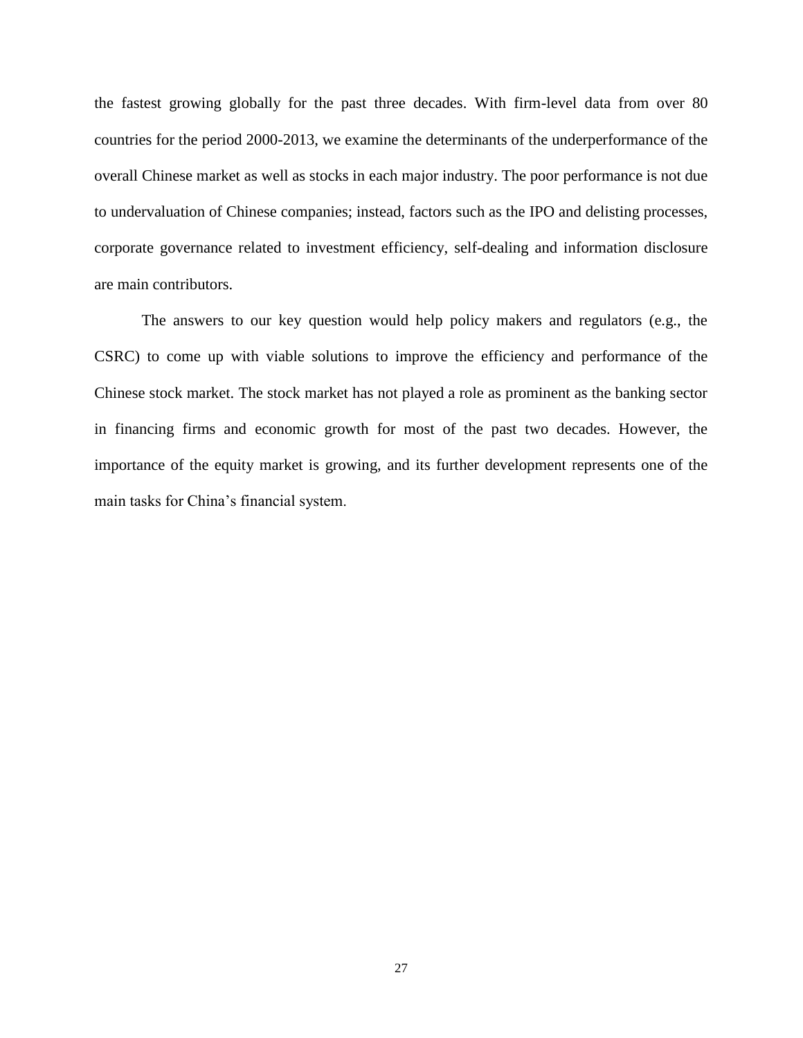the fastest growing globally for the past three decades. With firm-level data from over 80 countries for the period 2000-2013, we examine the determinants of the underperformance of the overall Chinese market as well as stocks in each major industry. The poor performance is not due to undervaluation of Chinese companies; instead, factors such as the IPO and delisting processes, corporate governance related to investment efficiency, self-dealing and information disclosure are main contributors.

The answers to our key question would help policy makers and regulators (e.g., the CSRC) to come up with viable solutions to improve the efficiency and performance of the Chinese stock market. The stock market has not played a role as prominent as the banking sector in financing firms and economic growth for most of the past two decades. However, the importance of the equity market is growing, and its further development represents one of the main tasks for China's financial system.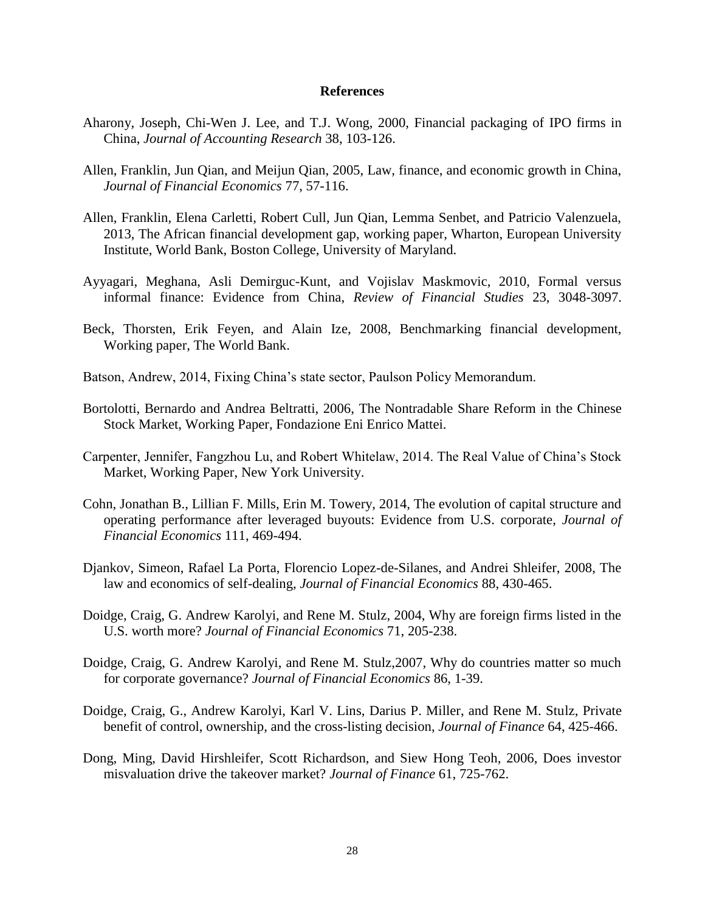## References

Aharony, Joseph, Chi-Wen J. Lee, and T.J. Wong, 2000, Financial packaging of IPO firms in China, *Journal of Accounting Research* 38, 103-126.

Allen, Franklin, Jun Qian, and Meijun Qian, 2005, Law, finance, and economic growth in China, *Journal of Financial Economics* 77, 57-116.

Allen, Franklin, Elena Carletti, Robert Cull, Jun Qian, Lemma Senbet, and Patricio Valenzuela, 2013, The African financial development gap, working paper, Wharton, European University Institute, World Bank, Boston College, University of Maryland.

Ayyagari, Meghana, Asli Demirguc-Kunt, and Vojislav Maskmovic, 2010, Formal versus informal finance: Evidence from China, *Review of Financial Studies* 23, 3048-3097.

Beck, Thorsten, Erik Feyen, and Alain Ize, 2008, Benchmarking financial development, Working paper, The World Bank.

Batson, Andrew, 2014, Fixing China's state sector, Paulson Policy Memorandum.

Bortolotti, Bernardo and Andrea Beltratti, 2006, The Nontradable Share Reform in the Chinese Stock Market, Working Paper, Fondazione Eni Enrico Mattei.

Carpenter, Jennifer, Fangzhou Lu, and Robert Whitelaw, 2014. The Real Value of China's Stock Market, Working Paper, New York University.

Cohn, Jonathan B., Lillian F. Mills, Erin M. Towery, 2014, The evolution of capital structure and operating performance after leveraged buyouts: Evidence from U.S. corporate, *Journal of Financial Economics* 111, 469-494.

Djankov, Simeon, Rafael La Porta, Florencio Lopez-de-Silanes, and Andrei Shleifer, 2008, The law and economics of self-dealing, *Journal of Financial Economics* 88, 430-465.

Doidge, Craig, G. Andrew Karolyi, and Rene M. Stulz, 2004, Why are foreign firms listed in the U.S. worth more? *Journal of Financial Economics* 71, 205-238.

Doidge, Craig, G. Andrew Karolyi, and Rene M. Stulz,2007, Why do countries matter so much for corporate governance? *Journal of Financial Economics* 86, 1-39.

Doidge, Craig, G., Andrew Karolyi, Karl V. Lins, Darius P. Miller, and Rene M. Stulz, Private benefit of control, ownership, and the cross-listing decision, *Journal of Finance* 64, 425-466.

Dong, Ming, David Hirshleifer, Scott Richardson, and Siew Hong Teoh, 2006, Does investor misvaluation drive the takeover market? *Journal of Finance* 61, 725-762.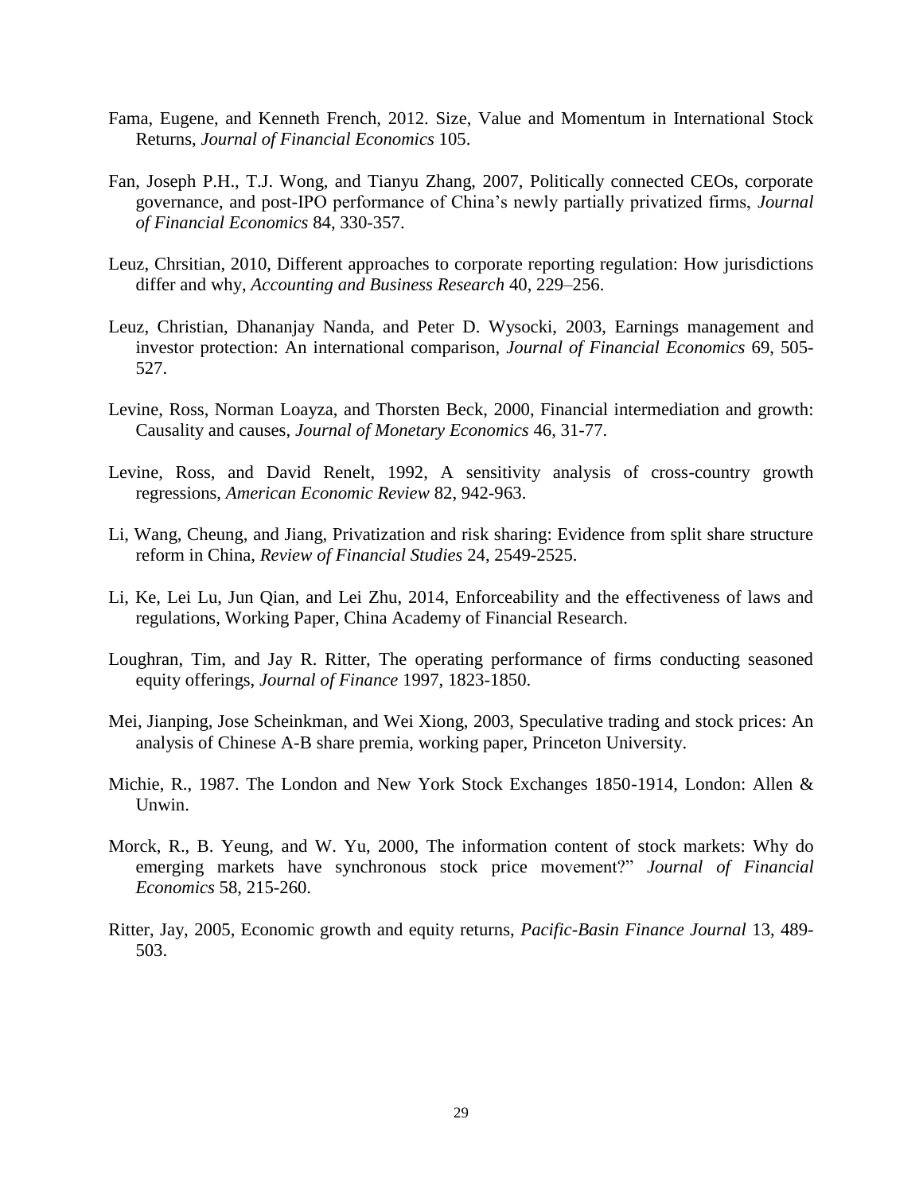Fama, Eugene, and Kenneth French, 2012. Size, Value and Momentum in International Stock Returns, *Journal of Financial Economics* 105.

Fan, Joseph P.H., T.J. Wong, and Tianyu Zhang, 2007, Politically connected CEOs, corporate governance, and post-IPO performance of China's newly partially privatized firms, *Journal of Financial Economics* 84, 330-357.

Leuz, Chrsitian, 2010, Different approaches to corporate reporting regulation: How jurisdictions differ and why, *Accounting and Business Research* 40, 229–256.

Leuz, Christian, Dhananjay Nanda, and Peter D. Wysocki, 2003, Earnings management and investor protection: An international comparison, *Journal of Financial Economics* 69, 505-527.

Levine, Ross, Norman Loayza, and Thorsten Beck, 2000, Financial intermediation and growth: Causality and causes, *Journal of Monetary Economics* 46, 31-77.

Levine, Ross, and David Renelt, 1992, A sensitivity analysis of cross-country growth regressions, *American Economic Review* 82, 942-963.

Li, Wang, Cheung, and Jiang, Privatization and risk sharing: Evidence from split share structure reform in China, *Review of Financial Studies* 24, 2549-2525.

Li, Ke, Lei Lu, Jun Qian, and Lei Zhu, 2014, Enforceability and the effectiveness of laws and regulations, Working Paper, China Academy of Financial Research.

Loughran, Tim, and Jay R. Ritter, The operating performance of firms conducting seasoned equity offerings, *Journal of Finance* 1997, 1823-1850.

Mei, Jianping, Jose Scheinkman, and Wei Xiong, 2003, Speculative trading and stock prices: An analysis of Chinese A-B share premia, working paper, Princeton University.

Michie, R., 1987. The London and New York Stock Exchanges 1850-1914, London: Allen & Unwin.

Morck, R., B. Yeung, and W. Yu, 2000, The information content of stock markets: Why do emerging markets have synchronous stock price movement?" *Journal of Financial Economics* 58, 215-260.

Ritter, Jay, 2005, Economic growth and equity returns, *Pacific-Basin Finance Journal* 13, 489-503.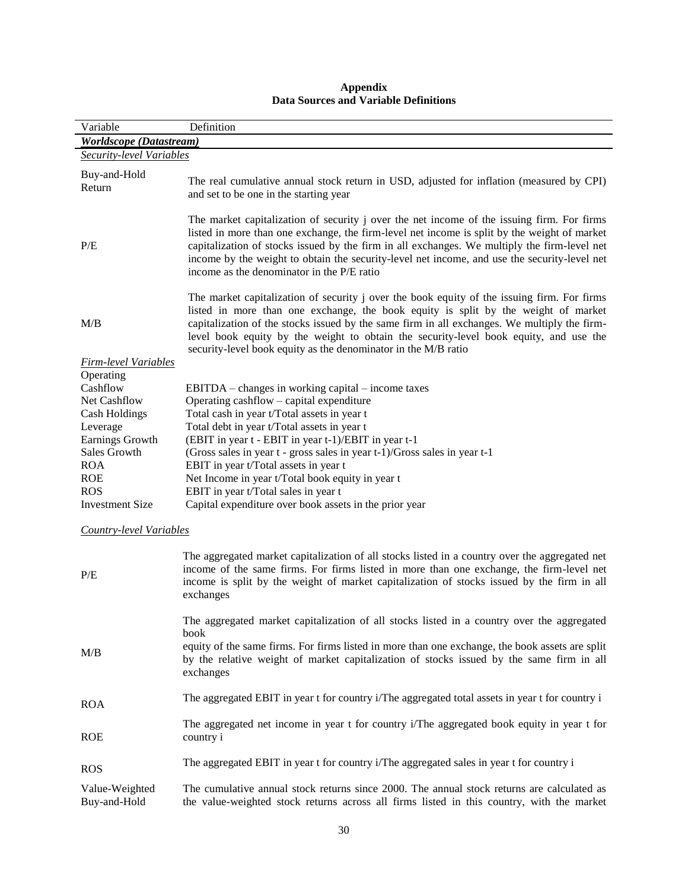**Appendix**
**Data Sources and Variable Definitions**

| Variable | Definition |
|---|---|
| ***Worldscope (Datastream)*** | |
| *Security-level Variables* | |
| Buy-and-Hold Return | The real cumulative annual stock return in USD, adjusted for inflation (measured by CPI) and set to be one in the starting year |
| P/E | The market capitalization of security j over the net income of the issuing firm. For firms listed in more than one exchange, the firm-level net income is split by the weight of market capitalization of stocks issued by the firm in all exchanges. We multiply the firm-level net income by the weight to obtain the security-level net income, and use the security-level net income as the denominator in the P/E ratio |
| M/B | The market capitalization of security j over the book equity of the issuing firm. For firms listed in more than one exchange, the book equity is split by the weight of market capitalization of the stocks issued by the same firm in all exchanges. We multiply the firm-level book equity by the weight to obtain the security-level book equity, and use the security-level book equity as the denominator in the M/B ratio |
| *Firm-level Variables* | |
| Operating Cashflow | EBITDA – changes in working capital – income taxes |
| Net Cashflow | Operating cashflow – capital expenditure |
| Cash Holdings | Total cash in year t/Total assets in year t |
| Leverage | Total debt in year t/Total assets in year t |
| Earnings Growth | (EBIT in year t - EBIT in year t-1)/EBIT in year t-1 |
| Sales Growth | (Gross sales in year t - gross sales in year t-1)/Gross sales in year t-1 |
| ROA | EBIT in year t/Total assets in year t |
| ROE | Net Income in year t/Total book equity in year t |
| ROS | EBIT in year t/Total sales in year t |
| Investment Size | Capital expenditure over book assets in the prior year |
| *Country-level Variables* | |
| P/E | The aggregated market capitalization of all stocks listed in a country over the aggregated net income of the same firms. For firms listed in more than one exchange, the firm-level net income is split by the weight of market capitalization of stocks issued by the firm in all exchanges |
| M/B | The aggregated market capitalization of all stocks listed in a country over the aggregated book equity of the same firms. For firms listed in more than one exchange, the book assets are split by the relative weight of market capitalization of stocks issued by the same firm in all exchanges |
| ROA | The aggregated EBIT in year t for country i/The aggregated total assets in year t for country i |
| ROE | The aggregated net income in year t for country i/The aggregated book equity in year t for country i |
| ROS | The aggregated EBIT in year t for country i/The aggregated sales in year t for country i |
| Value-Weighted Buy-and-Hold | The cumulative annual stock returns since 2000. The annual stock returns are calculated as the value-weighted stock returns across all firms listed in this country, with the market |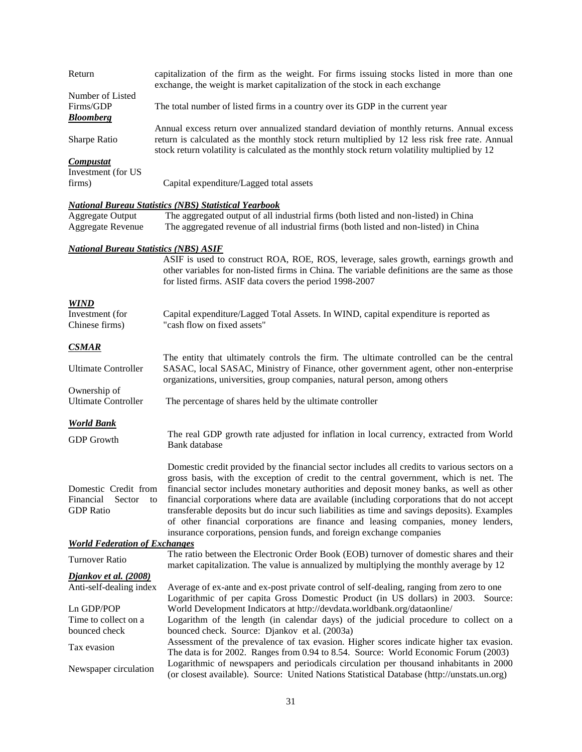| | |
|---|---|
| Return | capitalization of the firm as the weight. For firms issuing stocks listed in more than one exchange, the weight is market capitalization of the stock in each exchange |
| Number of Listed Firms/GDP | The total number of listed firms in a country over its GDP in the current year |
| ***Bloomberg*** | |
| Sharpe Ratio | Annual excess return over annualized standard deviation of monthly returns. Annual excess return is calculated as the monthly stock return multiplied by 12 less risk free rate. Annual stock return volatility is calculated as the monthly stock return volatility multiplied by 12 |
| ***Compustat*** | |
| Investment (for US firms) | Capital expenditure/Lagged total assets |
| ***National Bureau Statistics (NBS) Statistical Yearbook*** | |
| Aggregate Output | The aggregated output of all industrial firms (both listed and non-listed) in China |
| Aggregate Revenue | The aggregated revenue of all industrial firms (both listed and non-listed) in China |
| ***National Bureau Statistics (NBS) ASIF*** | |
| | ASIF is used to construct ROA, ROE, ROS, leverage, sales growth, earnings growth and other variables for non-listed firms in China. The variable definitions are the same as those for listed firms. ASIF data covers the period 1998-2007 |
| ***WIND*** | |
| Investment (for Chinese firms) | Capital expenditure/Lagged Total Assets. In WIND, capital expenditure is reported as "cash flow on fixed assets" |
| ***CSMAR*** | |
| Ultimate Controller | The entity that ultimately controls the firm. The ultimate controlled can be the central SASAC, local SASAC, Ministry of Finance, other government agent, other non-enterprise organizations, universities, group companies, natural person, among others |
| Ownership of Ultimate Controller | The percentage of shares held by the ultimate controller |
| ***World Bank*** | |
| GDP Growth | The real GDP growth rate adjusted for inflation in local currency, extracted from World Bank database |
| Domestic Credit from Financial Sector to GDP Ratio | Domestic credit provided by the financial sector includes all credits to various sectors on a gross basis, with the exception of credit to the central government, which is net. The financial sector includes monetary authorities and deposit money banks, as well as other financial corporations where data are available (including corporations that do not accept transferable deposits but do incur such liabilities as time and savings deposits). Examples of other financial corporations are finance and leasing companies, money lenders, insurance corporations, pension funds, and foreign exchange companies |
| ***World Federation of Exchanges*** | |
| Turnover Ratio | The ratio between the Electronic Order Book (EOB) turnover of domestic shares and their market capitalization. The value is annualized by multiplying the monthly average by 12 |
| ***Djankov et al. (2008)*** | |
| Anti-self-dealing index | Average of ex-ante and ex-post private control of self-dealing, ranging from zero to one |
| Ln GDP/POP | Logarithmic of per capita Gross Domestic Product (in US dollars) in 2003. Source: World Development Indicators at http://devdata.worldbank.org/dataonline/ |
| Time to collect on a bounced check | Logarithm of the length (in calendar days) of the judicial procedure to collect on a bounced check. Source: Djankov et al. (2003a) |
| Tax evasion | Assessment of the prevalence of tax evasion. Higher scores indicate higher tax evasion. The data is for 2002. Ranges from 0.94 to 8.54. Source: World Economic Forum (2003) |
| Newspaper circulation | Logarithmic of newspapers and periodicals circulation per thousand inhabitants in 2000 (or closest available). Source: United Nations Statistical Database (http://unstats.un.org) |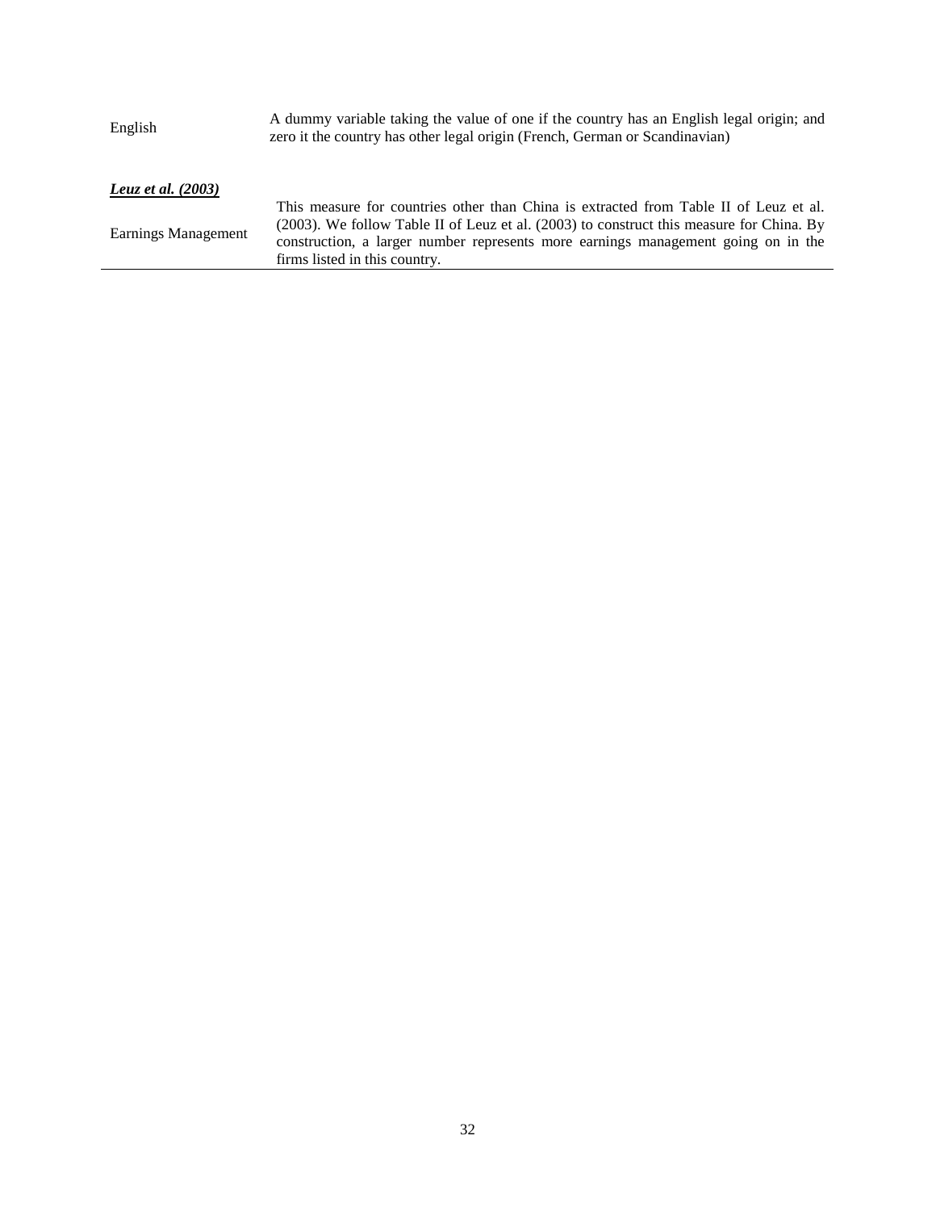| | |
|---|---|
| English | A dummy variable taking the value of one if the country has an English legal origin; and zero it the country has other legal origin (French, German or Scandinavian) |
| ***Leuz et al. (2003)*** | |
| Earnings Management | This measure for countries other than China is extracted from Table II of Leuz et al. (2003). We follow Table II of Leuz et al. (2003) to construct this measure for China. By construction, a larger number represents more earnings management going on in the firms listed in this country. |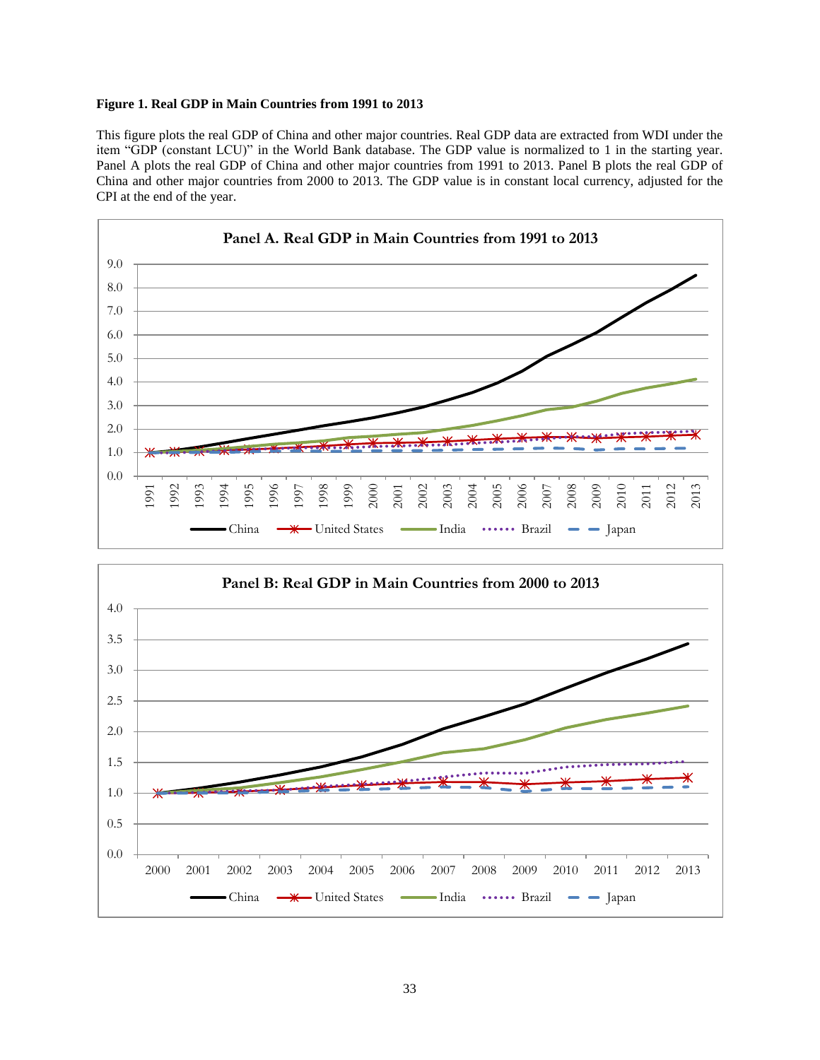**Figure 1. Real GDP in Main Countries from 1991 to 2013**

This figure plots the real GDP of China and other major countries. Real GDP data are extracted from WDI under the item "GDP (constant LCU)" in the World Bank database. The GDP value is normalized to 1 in the starting year. Panel A plots the real GDP of China and other major countries from 1991 to 2013. Panel B plots the real GDP of China and other major countries from 2000 to 2013. The GDP value is in constant local currency, adjusted for the CPI at the end of the year.

**Panel A. Real GDP in Main Countries from 1991 to 2013**

**Panel B: Real GDP in Main Countries from 2000 to 2013**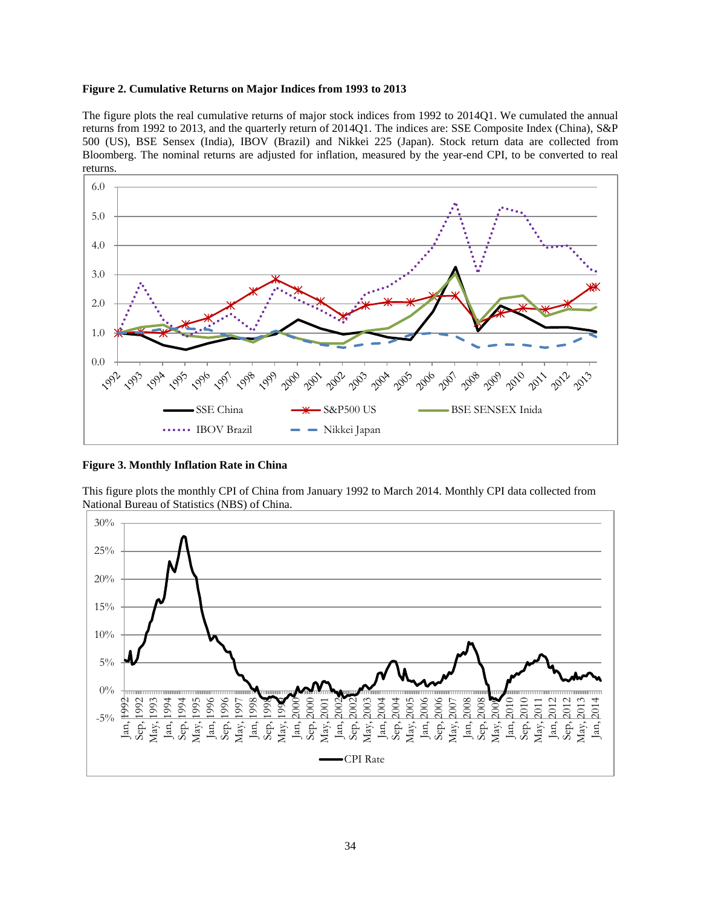**Figure 2. Cumulative Returns on Major Indices from 1993 to 2013**

The figure plots the real cumulative returns of major stock indices from 1992 to 2014Q1. We cumulated the annual returns from 1992 to 2013, and the quarterly return of 2014Q1. The indices are: SSE Composite Index (China), S&P 500 (US), BSE Sensex (India), IBOV (Brazil) and Nikkei 225 (Japan). Stock return data are collected from Bloomberg. The nominal returns are adjusted for inflation, measured by the year-end CPI, to be converted to real returns.

**Figure 3. Monthly Inflation Rate in China**

This figure plots the monthly CPI of China from January 1992 to March 2014. Monthly CPI data collected from National Bureau of Statistics (NBS) of China.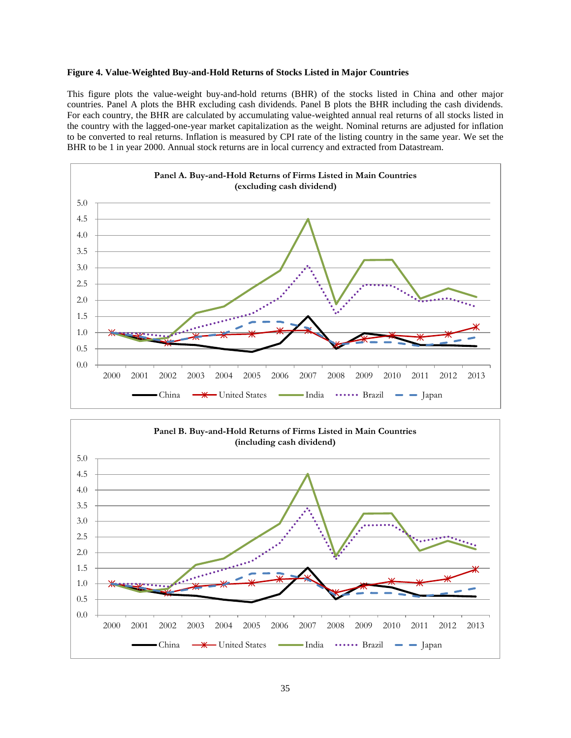**Figure 4. Value-Weighted Buy-and-Hold Returns of Stocks Listed in Major Countries**

This figure plots the value-weight buy-and-hold returns (BHR) of the stocks listed in China and other major countries. Panel A plots the BHR excluding cash dividends. Panel B plots the BHR including the cash dividends. For each country, the BHR are calculated by accumulating value-weighted annual real returns of all stocks listed in the country with the lagged-one-year market capitalization as the weight. Nominal returns are adjusted for inflation to be converted to real returns. Inflation is measured by CPI rate of the listing country in the same year. We set the BHR to be 1 in year 2000. Annual stock returns are in local currency and extracted from Datastream.

**Panel A. Buy-and-Hold Returns of Firms Listed in Main Countries (excluding cash dividend)**

**Panel B. Buy-and-Hold Returns of Firms Listed in Main Countries (including cash dividend)**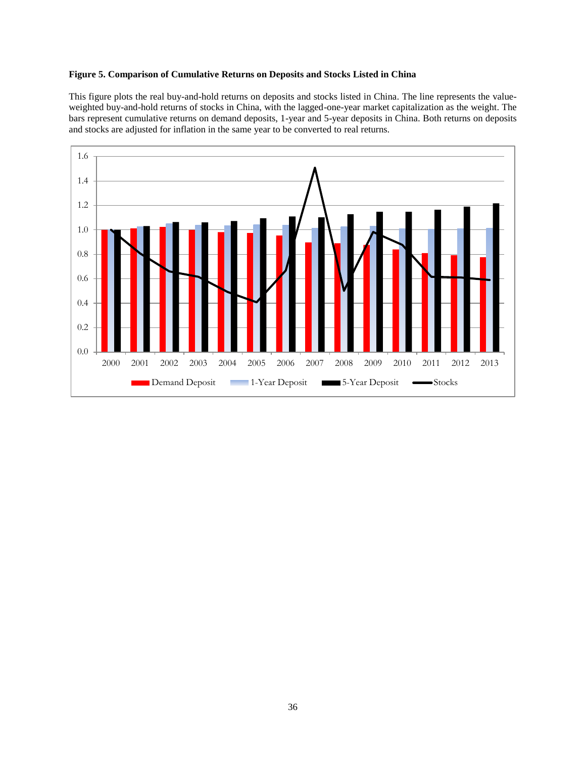**Figure 5. Comparison of Cumulative Returns on Deposits and Stocks Listed in China**

This figure plots the real buy-and-hold returns on deposits and stocks listed in China. The line represents the value-weighted buy-and-hold returns of stocks in China, with the lagged-one-year market capitalization as the weight. The bars represent cumulative returns on demand deposits, 1-year and 5-year deposits in China. Both returns on deposits and stocks are adjusted for inflation in the same year to be converted to real returns.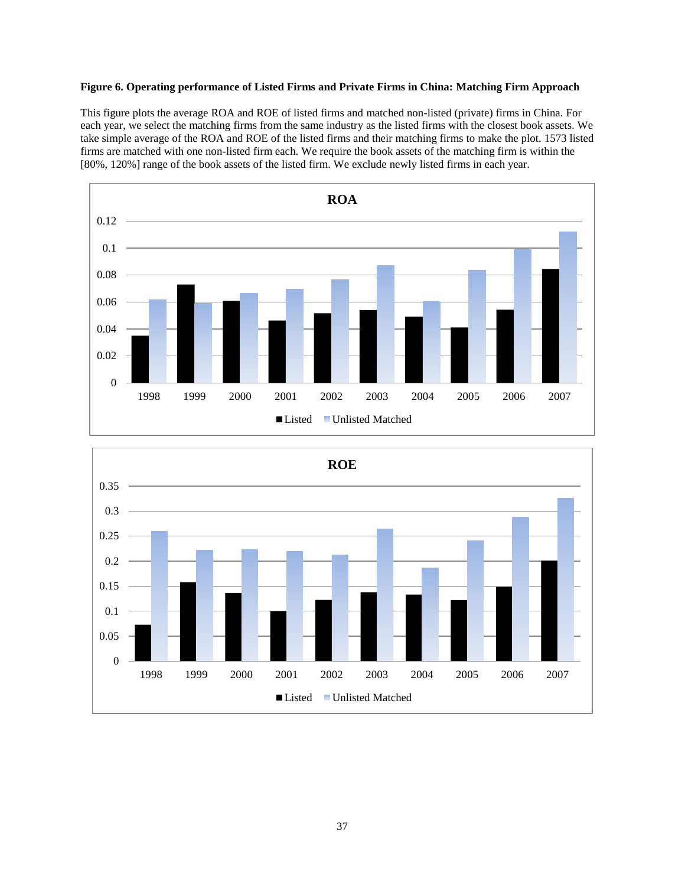**Figure 6. Operating performance of Listed Firms and Private Firms in China: Matching Firm Approach**

This figure plots the average ROA and ROE of listed firms and matched non-listed (private) firms in China. For each year, we select the matching firms from the same industry as the listed firms with the closest book assets. We take simple average of the ROA and ROE of the listed firms and their matching firms to make the plot. 1573 listed firms are matched with one non-listed firm each. We require the book assets of the matching firm is within the [80%, 120%] range of the book assets of the listed firm. We exclude newly listed firms in each year.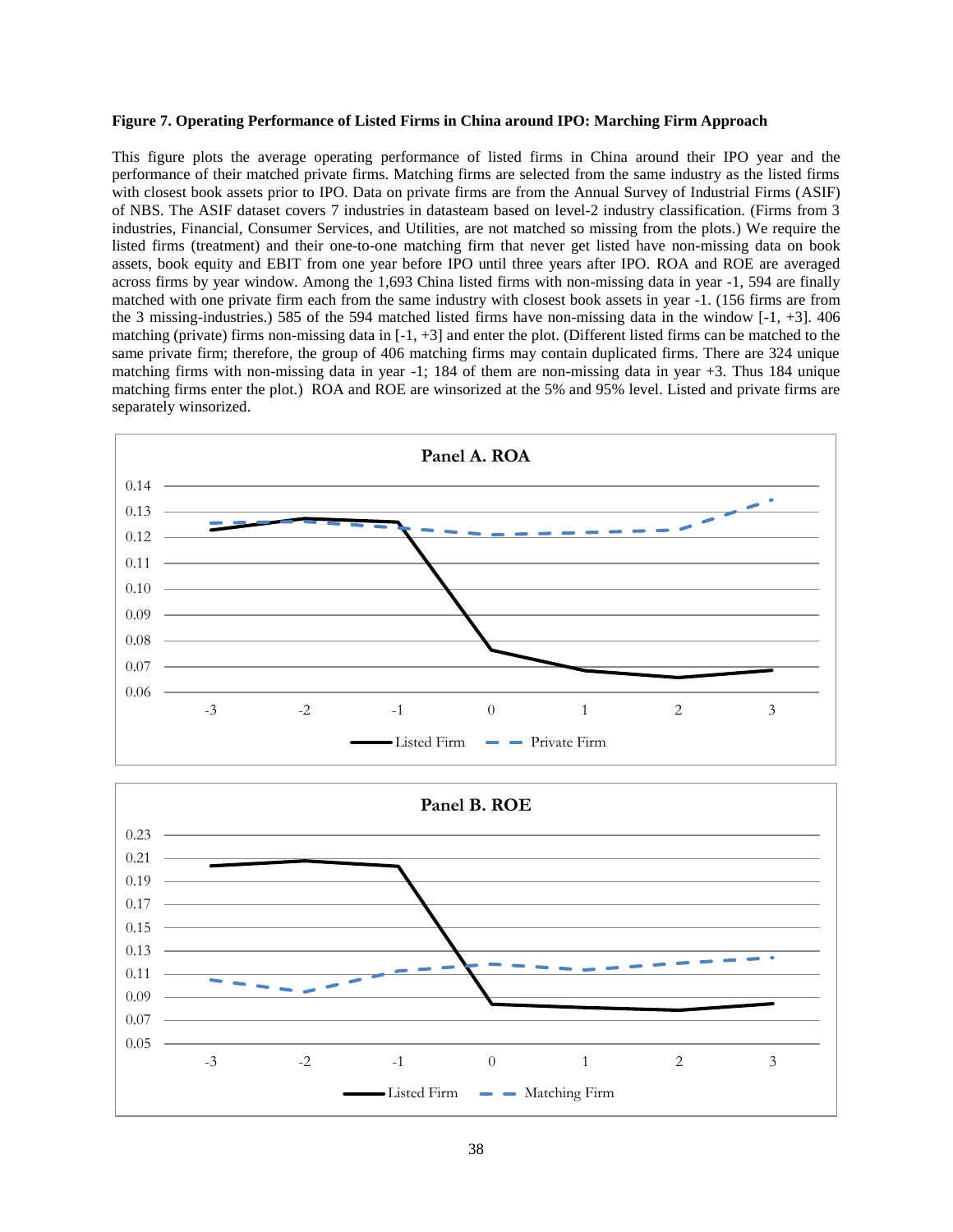**Figure 7. Operating Performance of Listed Firms in China around IPO: Marching Firm Approach**

This figure plots the average operating performance of listed firms in China around their IPO year and the performance of their matched private firms. Matching firms are selected from the same industry as the listed firms with closest book assets prior to IPO. Data on private firms are from the Annual Survey of Industrial Firms (ASIF) of NBS. The ASIF dataset covers 7 industries in datasteam based on level-2 industry classification. (Firms from 3 industries, Financial, Consumer Services, and Utilities, are not matched so missing from the plots.) We require the listed firms (treatment) and their one-to-one matching firm that never get listed have non-missing data on book assets, book equity and EBIT from one year before IPO until three years after IPO. ROA and ROE are averaged across firms by year window. Among the 1,693 China listed firms with non-missing data in year -1, 594 are finally matched with one private firm each from the same industry with closest book assets in year -1. (156 firms are from the 3 missing-industries.) 585 of the 594 matched listed firms have non-missing data in the window [-1, +3]. 406 matching (private) firms non-missing data in [-1, +3] and enter the plot. (Different listed firms can be matched to the same private firm; therefore, the group of 406 matching firms may contain duplicated firms. There are 324 unique matching firms with non-missing data in year -1; 184 of them are non-missing data in year +3. Thus 184 unique matching firms enter the plot.) ROA and ROE are winsorized at the 5% and 95% level. Listed and private firms are separately winsorized.

**Panel A. ROA**

**Panel B. ROE**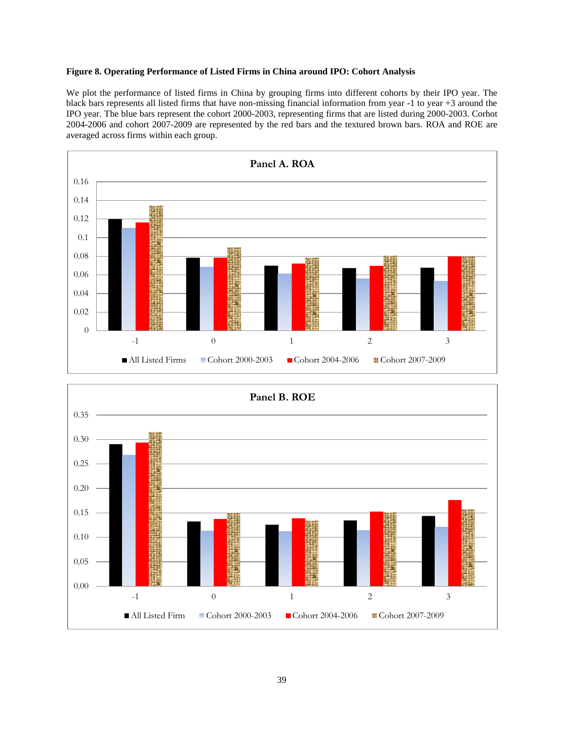**Figure 8. Operating Performance of Listed Firms in China around IPO: Cohort Analysis**

We plot the performance of listed firms in China by grouping firms into different cohorts by their IPO year. The black bars represents all listed firms that have non-missing financial information from year -1 to year +3 around the IPO year. The blue bars represent the cohort 2000-2003, representing firms that are listed during 2000-2003. Corhot 2004-2006 and cohort 2007-2009 are represented by the red bars and the textured brown bars. ROA and ROE are averaged across firms within each group.

**Panel A. ROA**

**Panel B. ROE**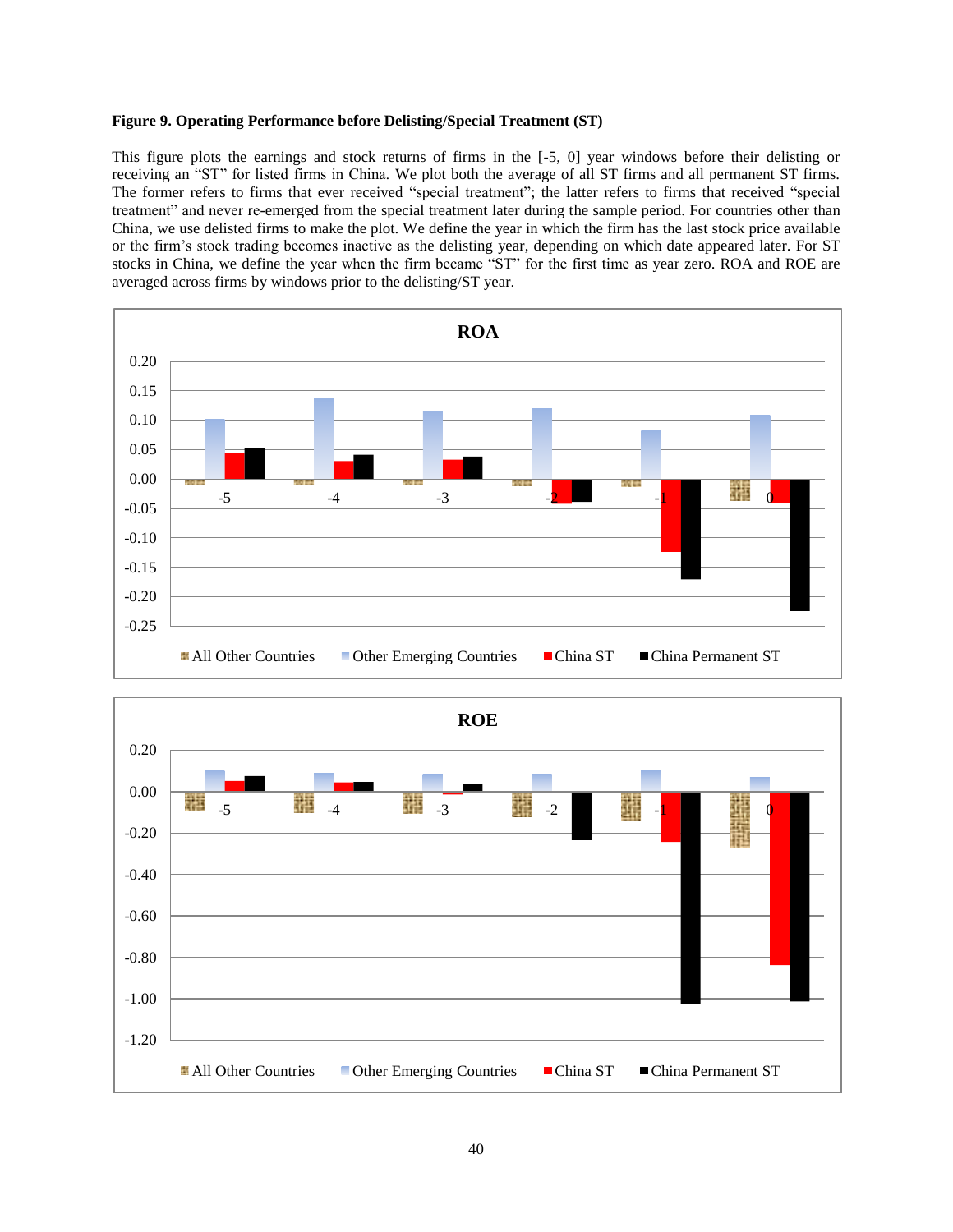**Figure 9. Operating Performance before Delisting/Special Treatment (ST)**

This figure plots the earnings and stock returns of firms in the [-5, 0] year windows before their delisting or receiving an "ST" for listed firms in China. We plot both the average of all ST firms and all permanent ST firms. The former refers to firms that ever received "special treatment"; the latter refers to firms that received "special treatment" and never re-emerged from the special treatment later during the sample period. For countries other than China, we use delisted firms to make the plot. We define the year in which the firm has the last stock price available or the firm's stock trading becomes inactive as the delisting year, depending on which date appeared later. For ST stocks in China, we define the year when the firm became "ST" for the first time as year zero. ROA and ROE are averaged across firms by windows prior to the delisting/ST year.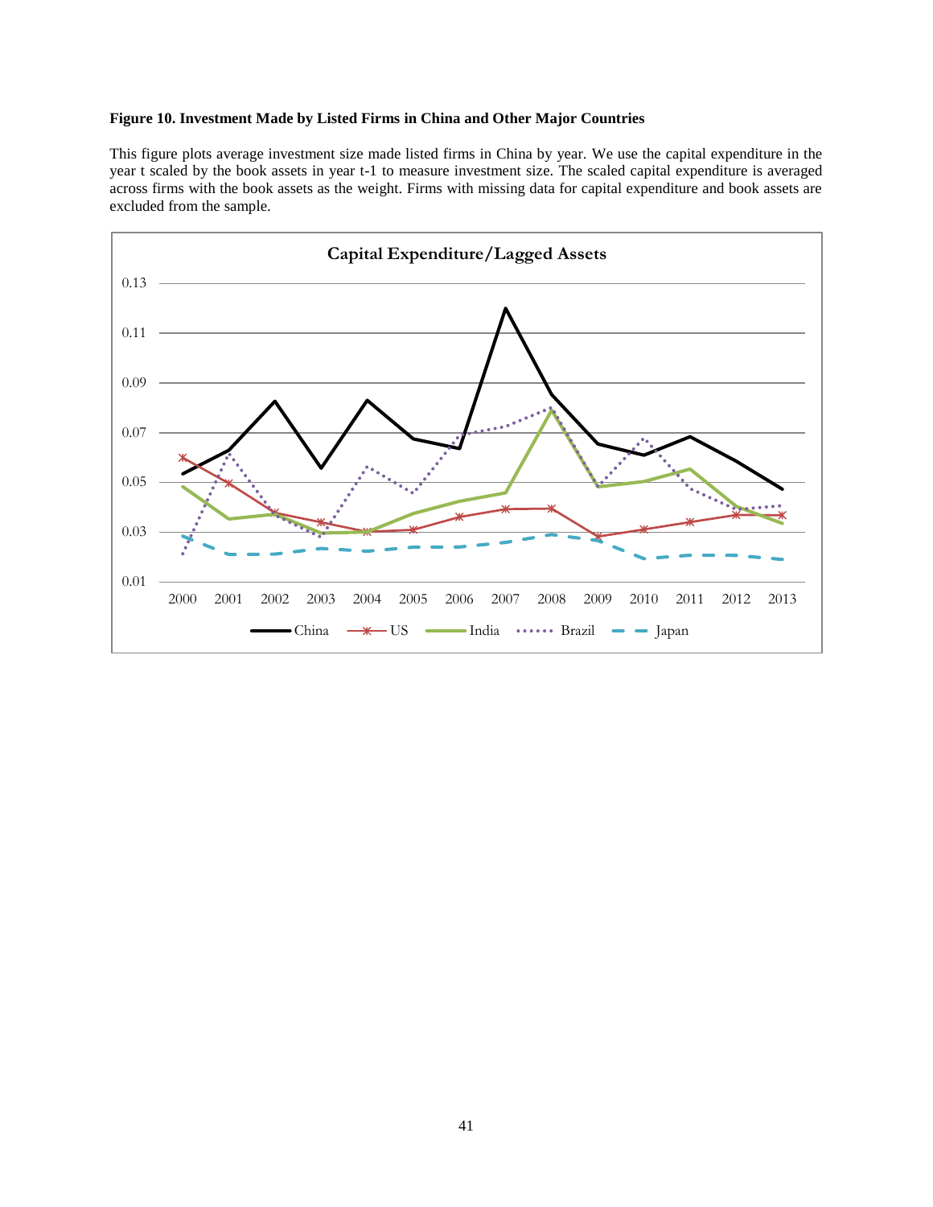**Figure 10. Investment Made by Listed Firms in China and Other Major Countries**

This figure plots average investment size made listed firms in China by year. We use the capital expenditure in the year t scaled by the book assets in year t-1 to measure investment size. The scaled capital expenditure is averaged across firms with the book assets as the weight. Firms with missing data for capital expenditure and book assets are excluded from the sample.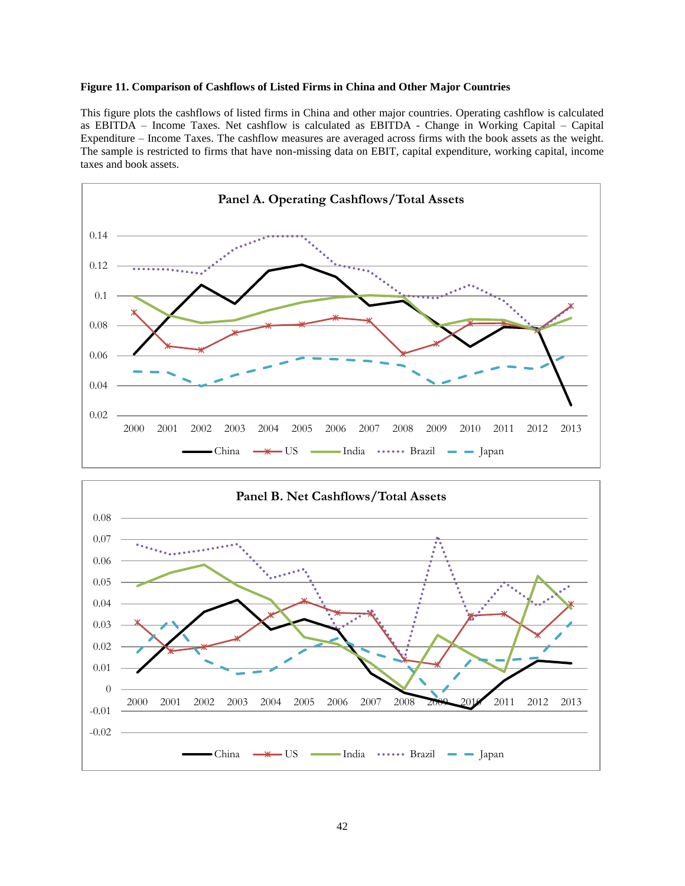**Figure 11. Comparison of Cashflows of Listed Firms in China and Other Major Countries**

This figure plots the cashflows of listed firms in China and other major countries. Operating cashflow is calculated as EBITDA – Income Taxes. Net cashflow is calculated as EBITDA - Change in Working Capital – Capital Expenditure – Income Taxes. The cashflow measures are averaged across firms with the book assets as the weight. The sample is restricted to firms that have non-missing data on EBIT, capital expenditure, working capital, income taxes and book assets.

**Panel A. Operating Cashflows/Total Assets**

**Panel B. Net Cashflows/Total Assets**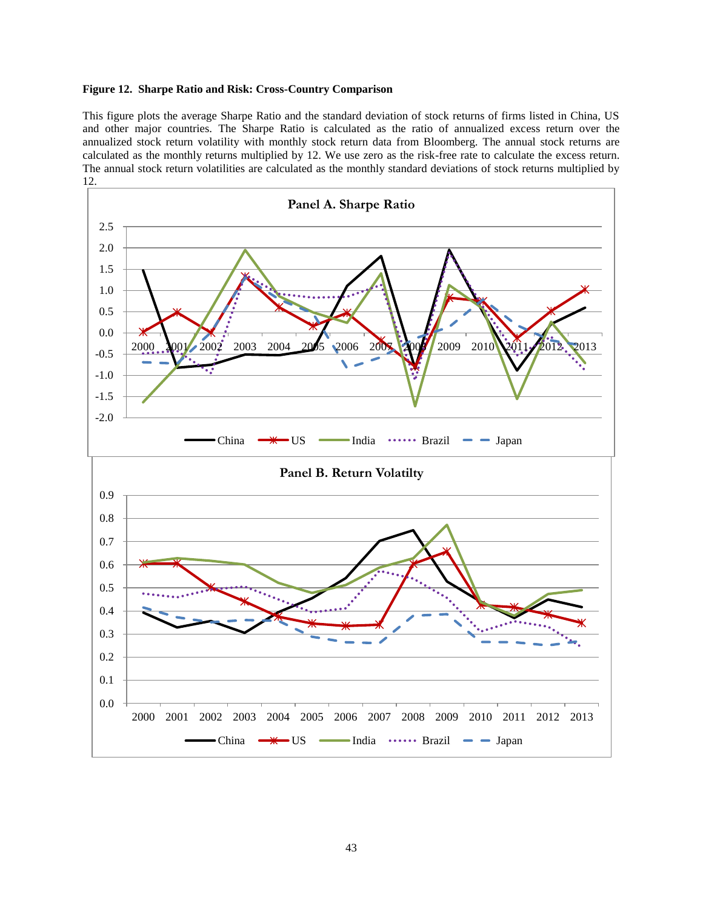**Figure 12. Sharpe Ratio and Risk: Cross-Country Comparison**

This figure plots the average Sharpe Ratio and the standard deviation of stock returns of firms listed in China, US and other major countries. The Sharpe Ratio is calculated as the ratio of annualized excess return over the annualized stock return volatility with monthly stock return data from Bloomberg. The annual stock returns are calculated as the monthly returns multiplied by 12. We use zero as the risk-free rate to calculate the excess return. The annual stock return volatilities are calculated as the monthly standard deviations of stock returns multiplied by 12.

**Panel A. Sharpe Ratio**

**Panel B. Return Volatilty**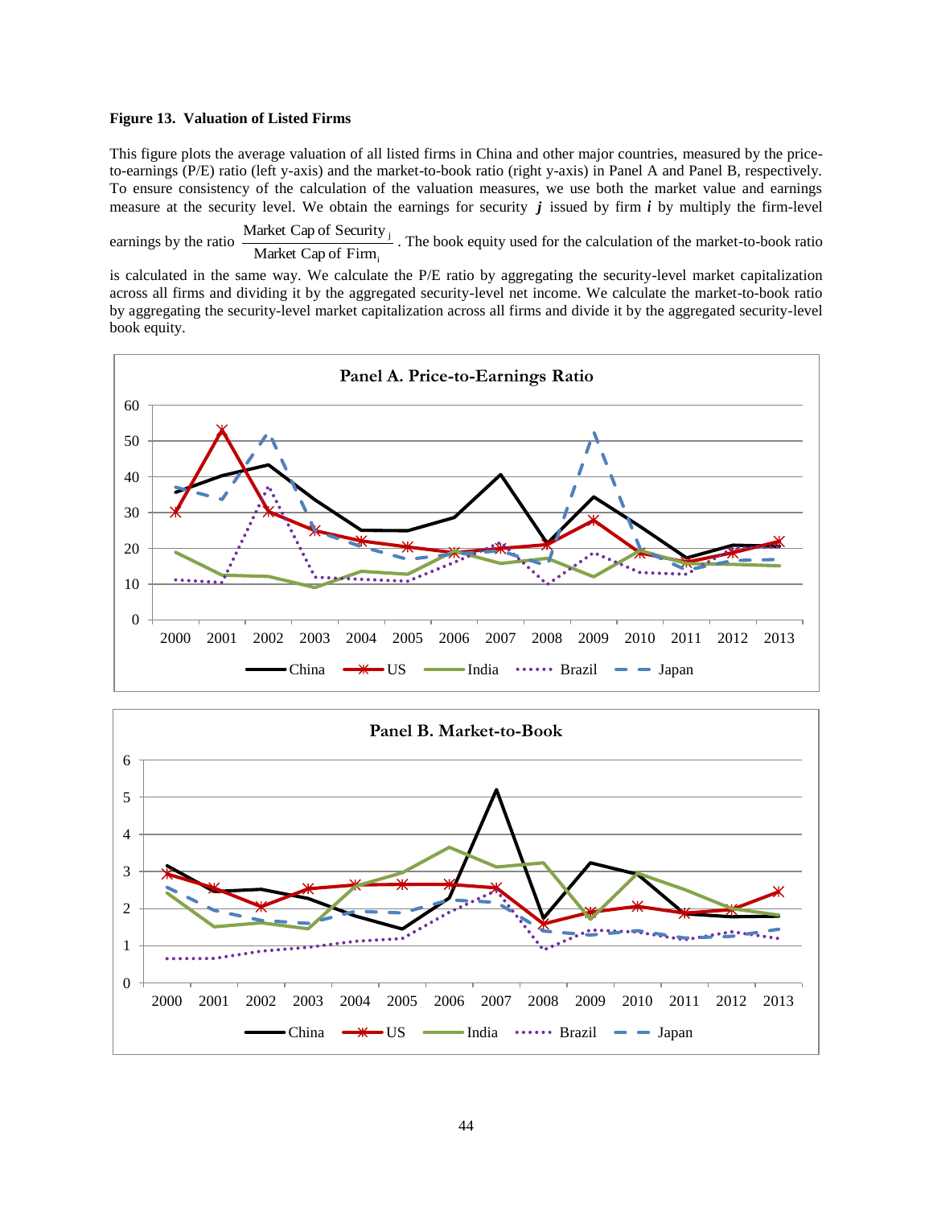**Figure 13. Valuation of Listed Firms**

This figure plots the average valuation of all listed firms in China and other major countries, measured by the price-to-earnings (P/E) ratio (left y-axis) and the market-to-book ratio (right y-axis) in Panel A and Panel B, respectively. To ensure consistency of the calculation of the valuation measures, we use both the market value and earnings measure at the security level. We obtain the earnings for security ***j*** issued by firm ***i*** by multiply the firm-level earnings by the ratio $\frac{\text{Market Cap of Security}_j}{\text{Market Cap of Firm}_i}$. The book equity used for the calculation of the market-to-book ratio is calculated in the same way. We calculate the P/E ratio by aggregating the security-level market capitalization across all firms and dividing it by the aggregated security-level net income. We calculate the market-to-book ratio by aggregating the security-level market capitalization across all firms and divide it by the aggregated security-level book equity.

**Panel A. Price-to-Earnings Ratio**

**Panel B. Market-to-Book**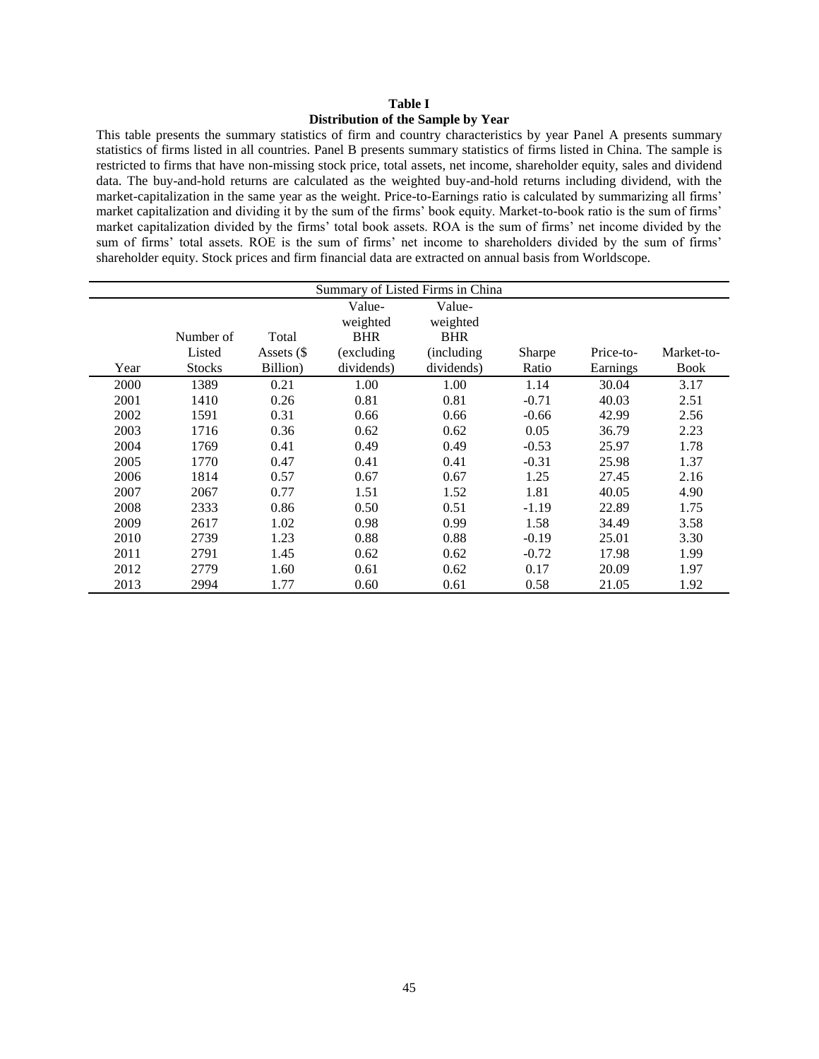**Table I**
**Distribution of the Sample by Year**

This table presents the summary statistics of firm and country characteristics by year Panel A presents summary statistics of firms listed in all countries. Panel B presents summary statistics of firms listed in China. The sample is restricted to firms that have non-missing stock price, total assets, net income, shareholder equity, sales and dividend data. The buy-and-hold returns are calculated as the weighted buy-and-hold returns including dividend, with the market-capitalization in the same year as the weight. Price-to-Earnings ratio is calculated by summarizing all firms' market capitalization and dividing it by the sum of the firms' book equity. Market-to-book ratio is the sum of firms' market capitalization divided by the firms' total book assets. ROA is the sum of firms' net income divided by the sum of firms' total assets. ROE is the sum of firms' net income to shareholders divided by the sum of firms' shareholder equity. Stock prices and firm financial data are extracted on annual basis from Worldscope.

| Summary of Listed Firms in China | | | | | | | |
|---|---|---|---|---|---|---|---|
| Year | Number of Listed Stocks | Total Assets ($ Billion) | Value-weighted BHR (excluding dividends) | Value-weighted BHR (including dividends) | Sharpe Ratio | Price-to-Earnings | Market-to-Book |
| 2000 | 1389 | 0.21 | 1.00 | 1.00 | 1.14 | 30.04 | 3.17 |
| 2001 | 1410 | 0.26 | 0.81 | 0.81 | -0.71 | 40.03 | 2.51 |
| 2002 | 1591 | 0.31 | 0.66 | 0.66 | -0.66 | 42.99 | 2.56 |
| 2003 | 1716 | 0.36 | 0.62 | 0.62 | 0.05 | 36.79 | 2.23 |
| 2004 | 1769 | 0.41 | 0.49 | 0.49 | -0.53 | 25.97 | 1.78 |
| 2005 | 1770 | 0.47 | 0.41 | 0.41 | -0.31 | 25.98 | 1.37 |
| 2006 | 1814 | 0.57 | 0.67 | 0.67 | 1.25 | 27.45 | 2.16 |
| 2007 | 2067 | 0.77 | 1.51 | 1.52 | 1.81 | 40.05 | 4.90 |
| 2008 | 2333 | 0.86 | 0.50 | 0.51 | -1.19 | 22.89 | 1.75 |
| 2009 | 2617 | 1.02 | 0.98 | 0.99 | 1.58 | 34.49 | 3.58 |
| 2010 | 2739 | 1.23 | 0.88 | 0.88 | -0.19 | 25.01 | 3.30 |
| 2011 | 2791 | 1.45 | 0.62 | 0.62 | -0.72 | 17.98 | 1.99 |
| 2012 | 2779 | 1.60 | 0.61 | 0.62 | 0.17 | 20.09 | 1.97 |
| 2013 | 2994 | 1.77 | 0.60 | 0.61 | 0.58 | 21.05 | 1.92 |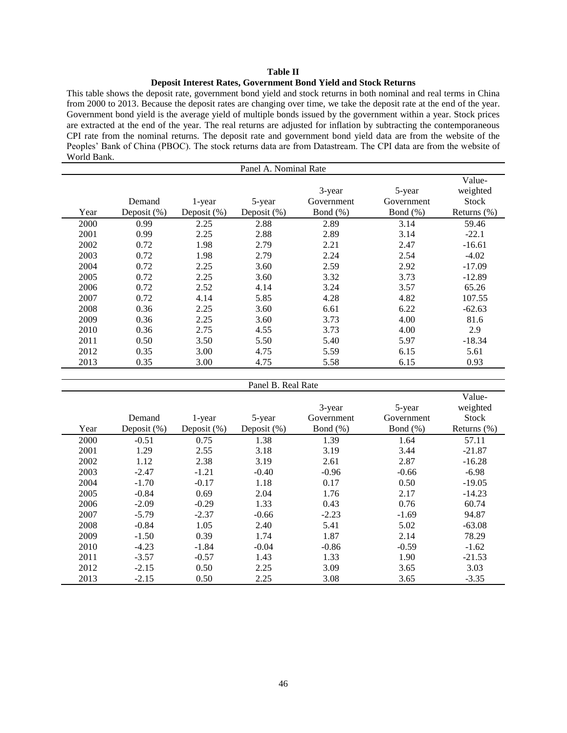**Table II**

**Deposit Interest Rates, Government Bond Yield and Stock Returns**

This table shows the deposit rate, government bond yield and stock returns in both nominal and real terms in China from 2000 to 2013. Because the deposit rates are changing over time, we take the deposit rate at the end of the year. Government bond yield is the average yield of multiple bonds issued by the government within a year. Stock prices are extracted at the end of the year. The real returns are adjusted for inflation by subtracting the contemporaneous CPI rate from the nominal returns. The deposit rate and government bond yield data are from the website of the Peoples' Bank of China (PBOC). The stock returns data are from Datastream. The CPI data are from the website of World Bank.

Panel A. Nominal Rate

| Year | Demand Deposit (%) | 1-year Deposit (%) | 5-year Deposit (%) | 3-year Government Bond (%) | 5-year Government Bond (%) | Value-weighted Stock Returns (%) |
|---|---|---|---|---|---|---|
| 2000 | 0.99 | 2.25 | 2.88 | 2.89 | 3.14 | 59.46 |
| 2001 | 0.99 | 2.25 | 2.88 | 2.89 | 3.14 | -22.1 |
| 2002 | 0.72 | 1.98 | 2.79 | 2.21 | 2.47 | -16.61 |
| 2003 | 0.72 | 1.98 | 2.79 | 2.24 | 2.54 | -4.02 |
| 2004 | 0.72 | 2.25 | 3.60 | 2.59 | 2.92 | -17.09 |
| 2005 | 0.72 | 2.25 | 3.60 | 3.32 | 3.73 | -12.89 |
| 2006 | 0.72 | 2.52 | 4.14 | 3.24 | 3.57 | 65.26 |
| 2007 | 0.72 | 4.14 | 5.85 | 4.28 | 4.82 | 107.55 |
| 2008 | 0.36 | 2.25 | 3.60 | 6.61 | 6.22 | -62.63 |
| 2009 | 0.36 | 2.25 | 3.60 | 3.73 | 4.00 | 81.6 |
| 2010 | 0.36 | 2.75 | 4.55 | 3.73 | 4.00 | 2.9 |
| 2011 | 0.50 | 3.50 | 5.50 | 5.40 | 5.97 | -18.34 |
| 2012 | 0.35 | 3.00 | 4.75 | 5.59 | 6.15 | 5.61 |
| 2013 | 0.35 | 3.00 | 4.75 | 5.58 | 6.15 | 0.93 |

Panel B. Real Rate

| Year | Demand Deposit (%) | 1-year Deposit (%) | 5-year Deposit (%) | 3-year Government Bond (%) | 5-year Government Bond (%) | Value-weighted Stock Returns (%) |
|---|---|---|---|---|---|---|
| 2000 | -0.51 | 0.75 | 1.38 | 1.39 | 1.64 | 57.11 |
| 2001 | 1.29 | 2.55 | 3.18 | 3.19 | 3.44 | -21.87 |
| 2002 | 1.12 | 2.38 | 3.19 | 2.61 | 2.87 | -16.28 |
| 2003 | -2.47 | -1.21 | -0.40 | -0.96 | -0.66 | -6.98 |
| 2004 | -1.70 | -0.17 | 1.18 | 0.17 | 0.50 | -19.05 |
| 2005 | -0.84 | 0.69 | 2.04 | 1.76 | 2.17 | -14.23 |
| 2006 | -2.09 | -0.29 | 1.33 | 0.43 | 0.76 | 60.74 |
| 2007 | -5.79 | -2.37 | -0.66 | -2.23 | -1.69 | 94.87 |
| 2008 | -0.84 | 1.05 | 2.40 | 5.41 | 5.02 | -63.08 |
| 2009 | -1.50 | 0.39 | 1.74 | 1.87 | 2.14 | 78.29 |
| 2010 | -4.23 | -1.84 | -0.04 | -0.86 | -0.59 | -1.62 |
| 2011 | -3.57 | -0.57 | 1.43 | 1.33 | 1.90 | -21.53 |
| 2012 | -2.15 | 0.50 | 2.25 | 3.09 | 3.65 | 3.03 |
| 2013 | -2.15 | 0.50 | 2.25 | 3.08 | 3.65 | -3.35 |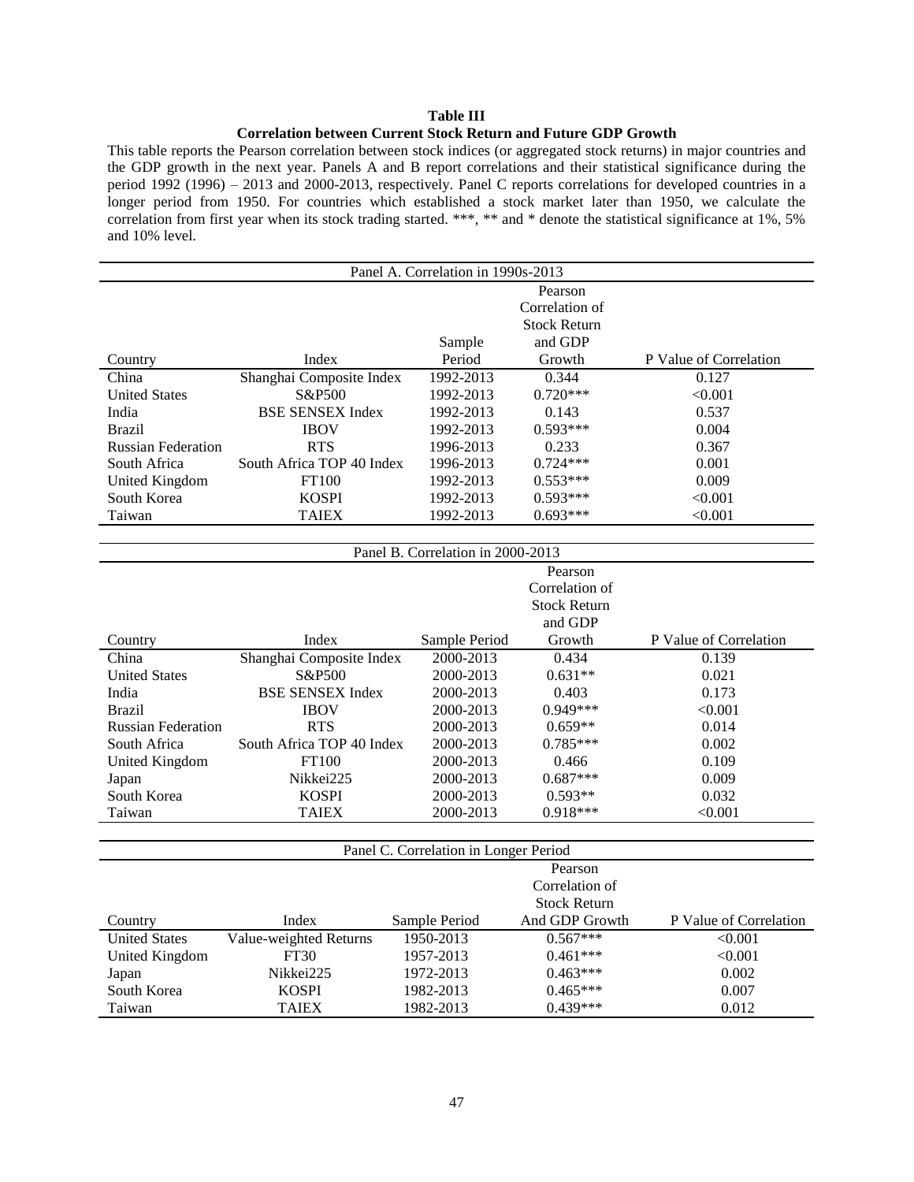**Table III**

**Correlation between Current Stock Return and Future GDP Growth**

This table reports the Pearson correlation between stock indices (or aggregated stock returns) in major countries and the GDP growth in the next year. Panels A and B report correlations and their statistical significance during the period 1992 (1996) – 2013 and 2000-2013, respectively. Panel C reports correlations for developed countries in a longer period from 1950. For countries which established a stock market later than 1950, we calculate the correlation from first year when its stock trading started. ***, ** and * denote the statistical significance at 1%, 5% and 10% level.

Panel A. Correlation in 1990s-2013

| Country | Index | Sample Period | Pearson Correlation of Stock Return and GDP Growth | P Value of Correlation |
|---|---|---|---|---|
| China | Shanghai Composite Index | 1992-2013 | 0.344 | 0.127 |
| United States | S&P500 | 1992-2013 | 0.720*** | <0.001 |
| India | BSE SENSEX Index | 1992-2013 | 0.143 | 0.537 |
| Brazil | IBOV | 1992-2013 | 0.593*** | 0.004 |
| Russian Federation | RTS | 1996-2013 | 0.233 | 0.367 |
| South Africa | South Africa TOP 40 Index | 1996-2013 | 0.724*** | 0.001 |
| United Kingdom | FT100 | 1992-2013 | 0.553*** | 0.009 |
| South Korea | KOSPI | 1992-2013 | 0.593*** | <0.001 |
| Taiwan | TAIEX | 1992-2013 | 0.693*** | <0.001 |

Panel B. Correlation in 2000-2013

| Country | Index | Sample Period | Pearson Correlation of Stock Return and GDP Growth | P Value of Correlation |
|---|---|---|---|---|
| China | Shanghai Composite Index | 2000-2013 | 0.434 | 0.139 |
| United States | S&P500 | 2000-2013 | 0.631** | 0.021 |
| India | BSE SENSEX Index | 2000-2013 | 0.403 | 0.173 |
| Brazil | IBOV | 2000-2013 | 0.949*** | <0.001 |
| Russian Federation | RTS | 2000-2013 | 0.659** | 0.014 |
| South Africa | South Africa TOP 40 Index | 2000-2013 | 0.785*** | 0.002 |
| United Kingdom | FT100 | 2000-2013 | 0.466 | 0.109 |
| Japan | Nikkei225 | 2000-2013 | 0.687*** | 0.009 |
| South Korea | KOSPI | 2000-2013 | 0.593** | 0.032 |
| Taiwan | TAIEX | 2000-2013 | 0.918*** | <0.001 |

Panel C. Correlation in Longer Period

| Country | Index | Sample Period | Pearson Correlation of Stock Return And GDP Growth | P Value of Correlation |
|---|---|---|---|---|
| United States | Value-weighted Returns | 1950-2013 | 0.567*** | <0.001 |
| United Kingdom | FT30 | 1957-2013 | 0.461*** | <0.001 |
| Japan | Nikkei225 | 1972-2013 | 0.463*** | 0.002 |
| South Korea | KOSPI | 1982-2013 | 0.465*** | 0.007 |
| Taiwan | TAIEX | 1982-2013 | 0.439*** | 0.012 |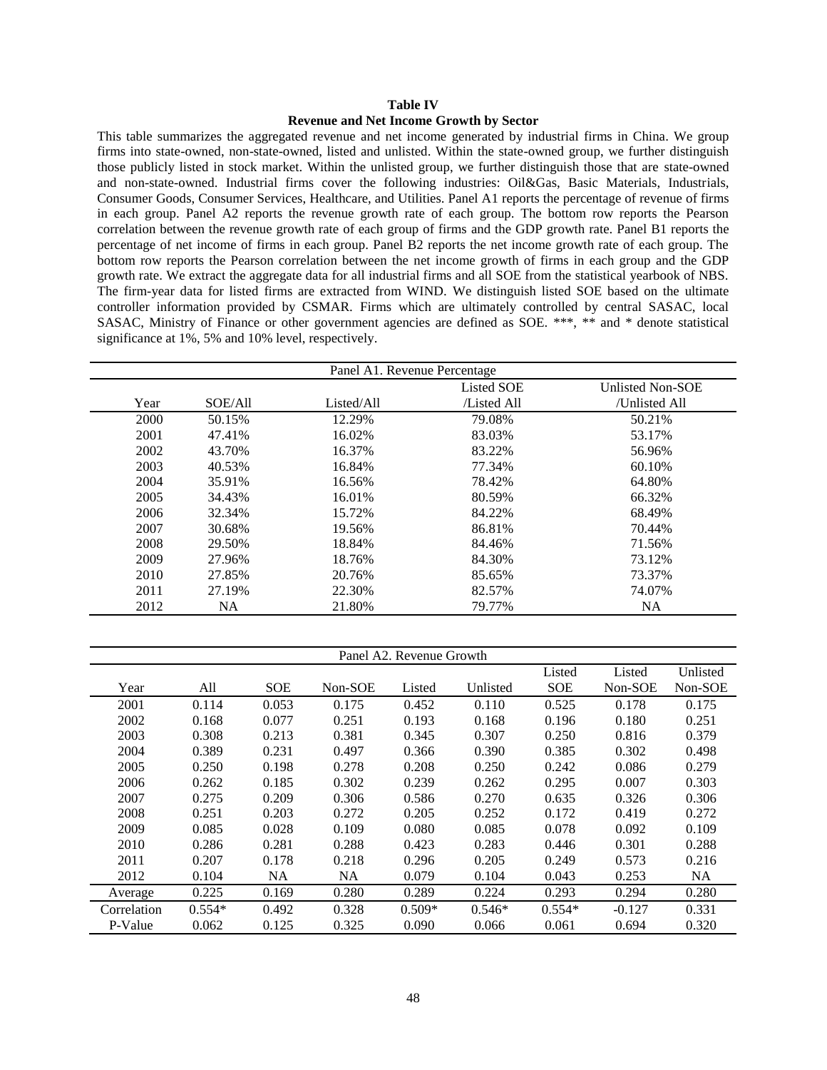**Table IV**

**Revenue and Net Income Growth by Sector**

This table summarizes the aggregated revenue and net income generated by industrial firms in China. We group firms into state-owned, non-state-owned, listed and unlisted. Within the state-owned group, we further distinguish those publicly listed in stock market. Within the unlisted group, we further distinguish those that are state-owned and non-state-owned. Industrial firms cover the following industries: Oil&Gas, Basic Materials, Industrials, Consumer Goods, Consumer Services, Healthcare, and Utilities. Panel A1 reports the percentage of revenue of firms in each group. Panel A2 reports the revenue growth rate of each group. The bottom row reports the Pearson correlation between the revenue growth rate of each group of firms and the GDP growth rate. Panel B1 reports the percentage of net income of firms in each group. Panel B2 reports the net income growth rate of each group. The bottom row reports the Pearson correlation between the net income growth of firms in each group and the GDP growth rate. We extract the aggregate data for all industrial firms and all SOE from the statistical yearbook of NBS. The firm-year data for listed firms are extracted from WIND. We distinguish listed SOE based on the ultimate controller information provided by CSMAR. Firms which are ultimately controlled by central SASAC, local SASAC, Ministry of Finance or other government agencies are defined as SOE. ***, ** and * denote statistical significance at 1%, 5% and 10% level, respectively.

Panel A1. Revenue Percentage

| Year | SOE/All | Listed/All | Listed SOE /Listed All | Unlisted Non-SOE /Unlisted All |
|---|---|---|---|---|
| 2000 | 50.15% | 12.29% | 79.08% | 50.21% |
| 2001 | 47.41% | 16.02% | 83.03% | 53.17% |
| 2002 | 43.70% | 16.37% | 83.22% | 56.96% |
| 2003 | 40.53% | 16.84% | 77.34% | 60.10% |
| 2004 | 35.91% | 16.56% | 78.42% | 64.80% |
| 2005 | 34.43% | 16.01% | 80.59% | 66.32% |
| 2006 | 32.34% | 15.72% | 84.22% | 68.49% |
| 2007 | 30.68% | 19.56% | 86.81% | 70.44% |
| 2008 | 29.50% | 18.84% | 84.46% | 71.56% |
| 2009 | 27.96% | 18.76% | 84.30% | 73.12% |
| 2010 | 27.85% | 20.76% | 85.65% | 73.37% |
| 2011 | 27.19% | 22.30% | 82.57% | 74.07% |
| 2012 | NA | 21.80% | 79.77% | NA |

Panel A2. Revenue Growth

| Year | All | SOE | Non-SOE | Listed | Unlisted | Listed SOE | Listed Non-SOE | Unlisted Non-SOE |
|---|---|---|---|---|---|---|---|---|
| 2001 | 0.114 | 0.053 | 0.175 | 0.452 | 0.110 | 0.525 | 0.178 | 0.175 |
| 2002 | 0.168 | 0.077 | 0.251 | 0.193 | 0.168 | 0.196 | 0.180 | 0.251 |
| 2003 | 0.308 | 0.213 | 0.381 | 0.345 | 0.307 | 0.250 | 0.816 | 0.379 |
| 2004 | 0.389 | 0.231 | 0.497 | 0.366 | 0.390 | 0.385 | 0.302 | 0.498 |
| 2005 | 0.250 | 0.198 | 0.278 | 0.208 | 0.250 | 0.242 | 0.086 | 0.279 |
| 2006 | 0.262 | 0.185 | 0.302 | 0.239 | 0.262 | 0.295 | 0.007 | 0.303 |
| 2007 | 0.275 | 0.209 | 0.306 | 0.586 | 0.270 | 0.635 | 0.326 | 0.306 |
| 2008 | 0.251 | 0.203 | 0.272 | 0.205 | 0.252 | 0.172 | 0.419 | 0.272 |
| 2009 | 0.085 | 0.028 | 0.109 | 0.080 | 0.085 | 0.078 | 0.092 | 0.109 |
| 2010 | 0.286 | 0.281 | 0.288 | 0.423 | 0.283 | 0.446 | 0.301 | 0.288 |
| 2011 | 0.207 | 0.178 | 0.218 | 0.296 | 0.205 | 0.249 | 0.573 | 0.216 |
| 2012 | 0.104 | NA | NA | 0.079 | 0.104 | 0.043 | 0.253 | NA |
| Average | 0.225 | 0.169 | 0.280 | 0.289 | 0.224 | 0.293 | 0.294 | 0.280 |
| Correlation | 0.554* | 0.492 | 0.328 | 0.509* | 0.546* | 0.554* | -0.127 | 0.331 |
| P-Value | 0.062 | 0.125 | 0.325 | 0.090 | 0.066 | 0.061 | 0.694 | 0.320 |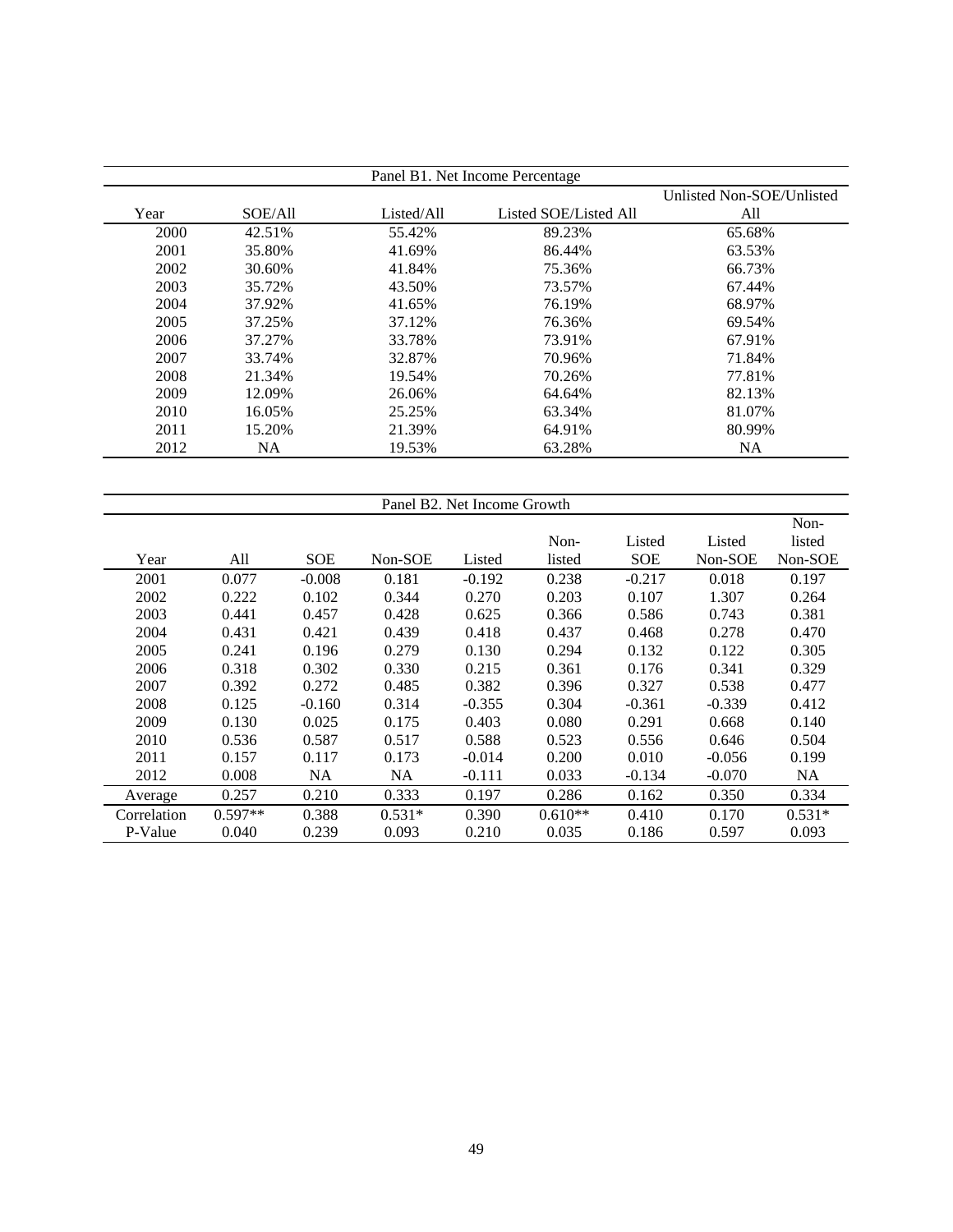Panel B1. Net Income Percentage

| Year | SOE/All | Listed/All | Listed SOE/Listed All | Unlisted Non-SOE/Unlisted All |
|---|---|---|---|---|
| 2000 | 42.51% | 55.42% | 89.23% | 65.68% |
| 2001 | 35.80% | 41.69% | 86.44% | 63.53% |
| 2002 | 30.60% | 41.84% | 75.36% | 66.73% |
| 2003 | 35.72% | 43.50% | 73.57% | 67.44% |
| 2004 | 37.92% | 41.65% | 76.19% | 68.97% |
| 2005 | 37.25% | 37.12% | 76.36% | 69.54% |
| 2006 | 37.27% | 33.78% | 73.91% | 67.91% |
| 2007 | 33.74% | 32.87% | 70.96% | 71.84% |
| 2008 | 21.34% | 19.54% | 70.26% | 77.81% |
| 2009 | 12.09% | 26.06% | 64.64% | 82.13% |
| 2010 | 16.05% | 25.25% | 63.34% | 81.07% |
| 2011 | 15.20% | 21.39% | 64.91% | 80.99% |
| 2012 | NA | 19.53% | 63.28% | NA |

Panel B2. Net Income Growth

| Year | All | SOE | Non-SOE | Listed | Non-listed | Listed SOE | Listed Non-SOE | Non-listed Non-SOE |
|---|---|---|---|---|---|---|---|---|
| 2001 | 0.077 | -0.008 | 0.181 | -0.192 | 0.238 | -0.217 | 0.018 | 0.197 |
| 2002 | 0.222 | 0.102 | 0.344 | 0.270 | 0.203 | 0.107 | 1.307 | 0.264 |
| 2003 | 0.441 | 0.457 | 0.428 | 0.625 | 0.366 | 0.586 | 0.743 | 0.381 |
| 2004 | 0.431 | 0.421 | 0.439 | 0.418 | 0.437 | 0.468 | 0.278 | 0.470 |
| 2005 | 0.241 | 0.196 | 0.279 | 0.130 | 0.294 | 0.132 | 0.122 | 0.305 |
| 2006 | 0.318 | 0.302 | 0.330 | 0.215 | 0.361 | 0.176 | 0.341 | 0.329 |
| 2007 | 0.392 | 0.272 | 0.485 | 0.382 | 0.396 | 0.327 | 0.538 | 0.477 |
| 2008 | 0.125 | -0.160 | 0.314 | -0.355 | 0.304 | -0.361 | -0.339 | 0.412 |
| 2009 | 0.130 | 0.025 | 0.175 | 0.403 | 0.080 | 0.291 | 0.668 | 0.140 |
| 2010 | 0.536 | 0.587 | 0.517 | 0.588 | 0.523 | 0.556 | 0.646 | 0.504 |
| 2011 | 0.157 | 0.117 | 0.173 | -0.014 | 0.200 | 0.010 | -0.056 | 0.199 |
| 2012 | 0.008 | NA | NA | -0.111 | 0.033 | -0.134 | -0.070 | NA |
| Average | 0.257 | 0.210 | 0.333 | 0.197 | 0.286 | 0.162 | 0.350 | 0.334 |
| Correlation | 0.597** | 0.388 | 0.531* | 0.390 | 0.610** | 0.410 | 0.170 | 0.531* |
| P-Value | 0.040 | 0.239 | 0.093 | 0.210 | 0.035 | 0.186 | 0.597 | 0.093 |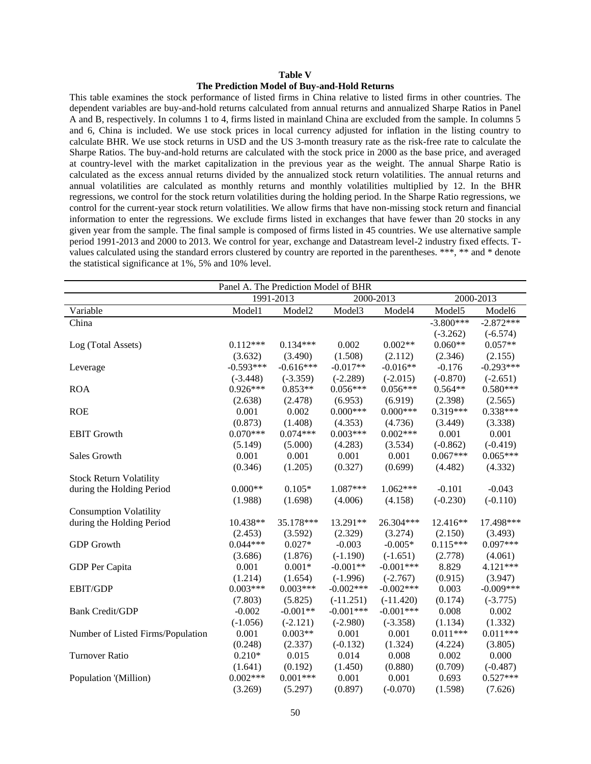**Table V**

**The Prediction Model of Buy-and-Hold Returns**

This table examines the stock performance of listed firms in China relative to listed firms in other countries. The dependent variables are buy-and-hold returns calculated from annual returns and annualized Sharpe Ratios in Panel A and B, respectively. In columns 1 to 4, firms listed in mainland China are excluded from the sample. In columns 5 and 6, China is included. We use stock prices in local currency adjusted for inflation in the listing country to calculate BHR. We use stock returns in USD and the US 3-month treasury rate as the risk-free rate to calculate the Sharpe Ratios. The buy-and-hold returns are calculated with the stock price in 2000 as the base price, and averaged at country-level with the market capitalization in the previous year as the weight. The annual Sharpe Ratio is calculated as the excess annual returns divided by the annualized stock return volatilities. The annual returns and annual volatilities are calculated as monthly returns and monthly volatilities multiplied by 12. In the BHR regressions, we control for the stock return volatilities during the holding period. In the Sharpe Ratio regressions, we control for the current-year stock return volatilities. We allow firms that have non-missing stock return and financial information to enter the regressions. We exclude firms listed in exchanges that have fewer than 20 stocks in any given year from the sample. The final sample is composed of firms listed in 45 countries. We use alternative sample period 1991-2013 and 2000 to 2013. We control for year, exchange and Datastream level-2 industry fixed effects. T-values calculated using the standard errors clustered by country are reported in the parentheses. ***, ** and * denote the statistical significance at 1%, 5% and 10% level.

| Panel A. The Prediction Model of BHR | | | | | | |
|---|---|---|---|---|---|---|
| | 1991-2013 | | 2000-2013 | | 2000-2013 | |
| Variable | Model1 | Model2 | Model3 | Model4 | Model5 | Model6 |
| China | | | | | -3.800*** | -2.872*** |
| | | | | | (-3.262) | (-6.574) |
| Log (Total Assets) | 0.112*** | 0.134*** | 0.002 | 0.002** | 0.060** | 0.057** |
| | (3.632) | (3.490) | (1.508) | (2.112) | (2.346) | (2.155) |
| Leverage | -0.593*** | -0.616*** | -0.017** | -0.016** | -0.176 | -0.293*** |
| | (-3.448) | (-3.359) | (-2.289) | (-2.015) | (-0.870) | (-2.651) |
| ROA | 0.926*** | 0.853** | 0.056*** | 0.056*** | 0.564** | 0.580*** |
| | (2.638) | (2.478) | (6.953) | (6.919) | (2.398) | (2.565) |
| ROE | 0.001 | 0.002 | 0.000*** | 0.000*** | 0.319*** | 0.338*** |
| | (0.873) | (1.408) | (4.353) | (4.736) | (3.449) | (3.338) |
| EBIT Growth | 0.070*** | 0.074*** | 0.003*** | 0.002*** | 0.001 | 0.001 |
| | (5.149) | (5.000) | (4.283) | (3.534) | (-0.862) | (-0.419) |
| Sales Growth | 0.001 | 0.001 | 0.001 | 0.001 | 0.067*** | 0.065*** |
| | (0.346) | (1.205) | (0.327) | (0.699) | (4.482) | (4.332) |
| Stock Return Volatility during the Holding Period | 0.000** | 0.105* | 1.087*** | 1.062*** | -0.101 | -0.043 |
| | (1.988) | (1.698) | (4.006) | (4.158) | (-0.230) | (-0.110) |
| Consumption Volatility during the Holding Period | 10.438** | 35.178*** | 13.291** | 26.304*** | 12.416** | 17.498*** |
| | (2.453) | (3.592) | (2.329) | (3.274) | (2.150) | (3.493) |
| GDP Growth | 0.044*** | 0.027* | -0.003 | -0.005* | 0.115*** | 0.097*** |
| | (3.686) | (1.876) | (-1.190) | (-1.651) | (2.778) | (4.061) |
| GDP Per Capita | 0.001 | 0.001* | -0.001** | -0.001*** | 8.829 | 4.121*** |
| | (1.214) | (1.654) | (-1.996) | (-2.767) | (0.915) | (3.947) |
| EBIT/GDP | 0.003*** | 0.003*** | -0.002*** | -0.002*** | 0.003 | -0.009*** |
| | (7.803) | (5.825) | (-11.251) | (-11.420) | (0.174) | (-3.775) |
| Bank Credit/GDP | -0.002 | -0.001** | -0.001*** | -0.001*** | 0.008 | 0.002 |
| | (-1.056) | (-2.121) | (-2.980) | (-3.358) | (1.134) | (1.332) |
| Number of Listed Firms/Population | 0.001 | 0.003** | 0.001 | 0.001 | 0.011*** | 0.011*** |
| | (0.248) | (2.337) | (-0.132) | (1.324) | (4.224) | (3.805) |
| Turnover Ratio | 0.210* | 0.015 | 0.014 | 0.008 | 0.002 | 0.000 |
| | (1.641) | (0.192) | (1.450) | (0.880) | (0.709) | (-0.487) |
| Population '(Million) | 0.002*** | 0.001*** | 0.001 | 0.001 | 0.693 | 0.527*** |
| | (3.269) | (5.297) | (0.897) | (-0.070) | (1.598) | (7.626) |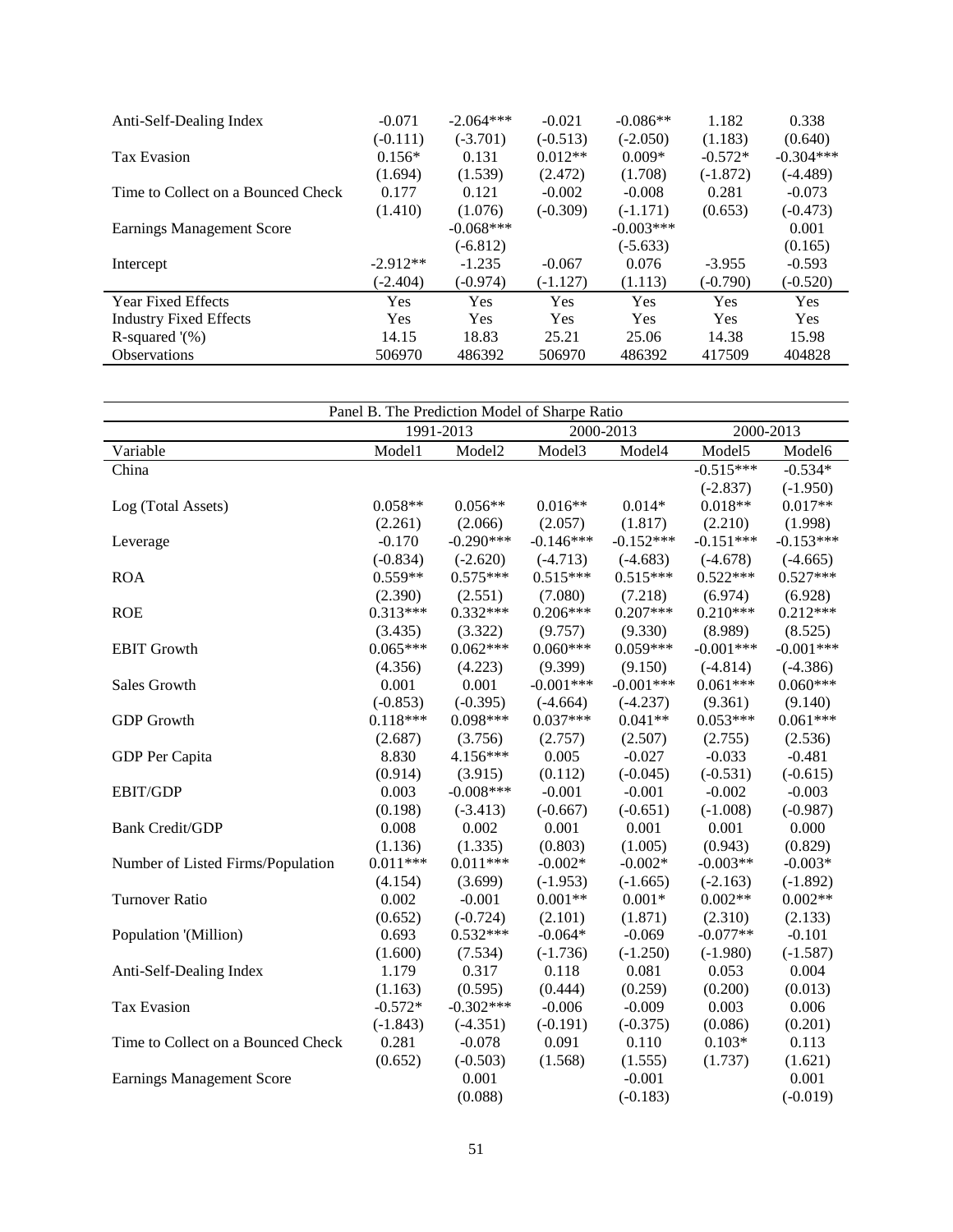| | | | | | | |
|---|---|---|---|---|---|---|
| Anti-Self-Dealing Index | -0.071 | -2.064*** | -0.021 | -0.086** | 1.182 | 0.338 |
| | (-0.111) | (-3.701) | (-0.513) | (-2.050) | (1.183) | (0.640) |
| Tax Evasion | 0.156* | 0.131 | 0.012** | 0.009* | -0.572* | -0.304*** |
| | (1.694) | (1.539) | (2.472) | (1.708) | (-1.872) | (-4.489) |
| Time to Collect on a Bounced Check | 0.177 | 0.121 | -0.002 | -0.008 | 0.281 | -0.073 |
| | (1.410) | (1.076) | (-0.309) | (-1.171) | (0.653) | (-0.473) |
| Earnings Management Score | | -0.068*** | | -0.003*** | | 0.001 |
| | | (-6.812) | | (-5.633) | | (0.165) |
| Intercept | -2.912** | -1.235 | -0.067 | 0.076 | -3.955 | -0.593 |
| | (-2.404) | (-0.974) | (-1.127) | (1.113) | (-0.790) | (-0.520) |
| Year Fixed Effects | Yes | Yes | Yes | Yes | Yes | Yes |
| Industry Fixed Effects | Yes | Yes | Yes | Yes | Yes | Yes |
| R-squared '(%) | 14.15 | 18.83 | 25.21 | 25.06 | 14.38 | 15.98 |
| Observations | 506970 | 486392 | 506970 | 486392 | 417509 | 404828 |

Panel B. The Prediction Model of Sharpe Ratio

| | 1991-2013 | | 2000-2013 | | 2000-2013 | |
|---|---|---|---|---|---|---|
| Variable | Model1 | Model2 | Model3 | Model4 | Model5 | Model6 |
| China | | | | | -0.515*** | -0.534* |
| | | | | | (-2.837) | (-1.950) |
| Log (Total Assets) | 0.058** | 0.056** | 0.016** | 0.014* | 0.018** | 0.017** |
| | (2.261) | (2.066) | (2.057) | (1.817) | (2.210) | (1.998) |
| Leverage | -0.170 | -0.290*** | -0.146*** | -0.152*** | -0.151*** | -0.153*** |
| | (-0.834) | (-2.620) | (-4.713) | (-4.683) | (-4.678) | (-4.665) |
| ROA | 0.559** | 0.575*** | 0.515*** | 0.515*** | 0.522*** | 0.527*** |
| | (2.390) | (2.551) | (7.080) | (7.218) | (6.974) | (6.928) |
| ROE | 0.313*** | 0.332*** | 0.206*** | 0.207*** | 0.210*** | 0.212*** |
| | (3.435) | (3.322) | (9.757) | (9.330) | (8.989) | (8.525) |
| EBIT Growth | 0.065*** | 0.062*** | 0.060*** | 0.059*** | -0.001*** | -0.001*** |
| | (4.356) | (4.223) | (9.399) | (9.150) | (-4.814) | (-4.386) |
| Sales Growth | 0.001 | 0.001 | -0.001*** | -0.001*** | 0.061*** | 0.060*** |
| | (-0.853) | (-0.395) | (-4.664) | (-4.237) | (9.361) | (9.140) |
| GDP Growth | 0.118*** | 0.098*** | 0.037*** | 0.041** | 0.053*** | 0.061*** |
| | (2.687) | (3.756) | (2.757) | (2.507) | (2.755) | (2.536) |
| GDP Per Capita | 8.830 | 4.156*** | 0.005 | -0.027 | -0.033 | -0.481 |
| | (0.914) | (3.915) | (0.112) | (-0.045) | (-0.531) | (-0.615) |
| EBIT/GDP | 0.003 | -0.008*** | -0.001 | -0.001 | -0.002 | -0.003 |
| | (0.198) | (-3.413) | (-0.667) | (-0.651) | (-1.008) | (-0.987) |
| Bank Credit/GDP | 0.008 | 0.002 | 0.001 | 0.001 | 0.001 | 0.000 |
| | (1.136) | (1.335) | (0.803) | (1.005) | (0.943) | (0.829) |
| Number of Listed Firms/Population | 0.011*** | 0.011*** | -0.002* | -0.002* | -0.003** | -0.003* |
| | (4.154) | (3.699) | (-1.953) | (-1.665) | (-2.163) | (-1.892) |
| Turnover Ratio | 0.002 | -0.001 | 0.001** | 0.001* | 0.002** | 0.002** |
| | (0.652) | (-0.724) | (2.101) | (1.871) | (2.310) | (2.133) |
| Population '(Million) | 0.693 | 0.532*** | -0.064* | -0.069 | -0.077** | -0.101 |
| | (1.600) | (7.534) | (-1.736) | (-1.250) | (-1.980) | (-1.587) |
| Anti-Self-Dealing Index | 1.179 | 0.317 | 0.118 | 0.081 | 0.053 | 0.004 |
| | (1.163) | (0.595) | (0.444) | (0.259) | (0.200) | (0.013) |
| Tax Evasion | -0.572* | -0.302*** | -0.006 | -0.009 | 0.003 | 0.006 |
| | (-1.843) | (-4.351) | (-0.191) | (-0.375) | (0.086) | (0.201) |
| Time to Collect on a Bounced Check | 0.281 | -0.078 | 0.091 | 0.110 | 0.103* | 0.113 |
| | (0.652) | (-0.503) | (1.568) | (1.555) | (1.737) | (1.621) |
| Earnings Management Score | | 0.001 | | -0.001 | | 0.001 |
| | | (0.088) | | (-0.183) | | (-0.019) |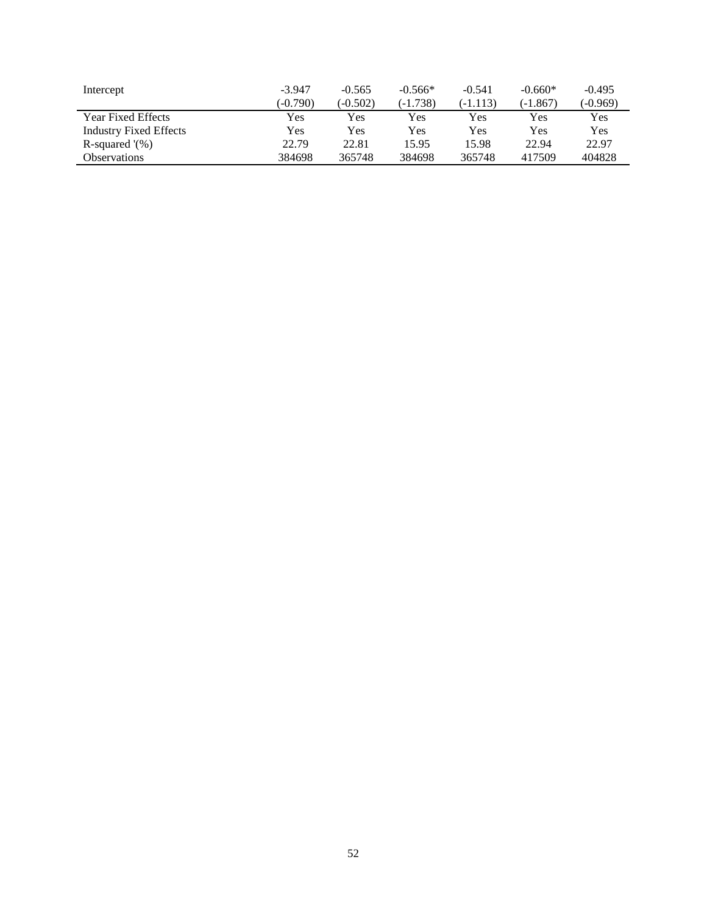| | | | | | | |
|---|---|---|---|---|---|---|
| Intercept | -3.947 | -0.565 | -0.566* | -0.541 | -0.660* | -0.495 |
| | (-0.790) | (-0.502) | (-1.738) | (-1.113) | (-1.867) | (-0.969) |
| Year Fixed Effects | Yes | Yes | Yes | Yes | Yes | Yes |
| Industry Fixed Effects | Yes | Yes | Yes | Yes | Yes | Yes |
| R-squared '(%) | 22.79 | 22.81 | 15.95 | 15.98 | 22.94 | 22.97 |
| Observations | 384698 | 365748 | 384698 | 365748 | 417509 | 404828 |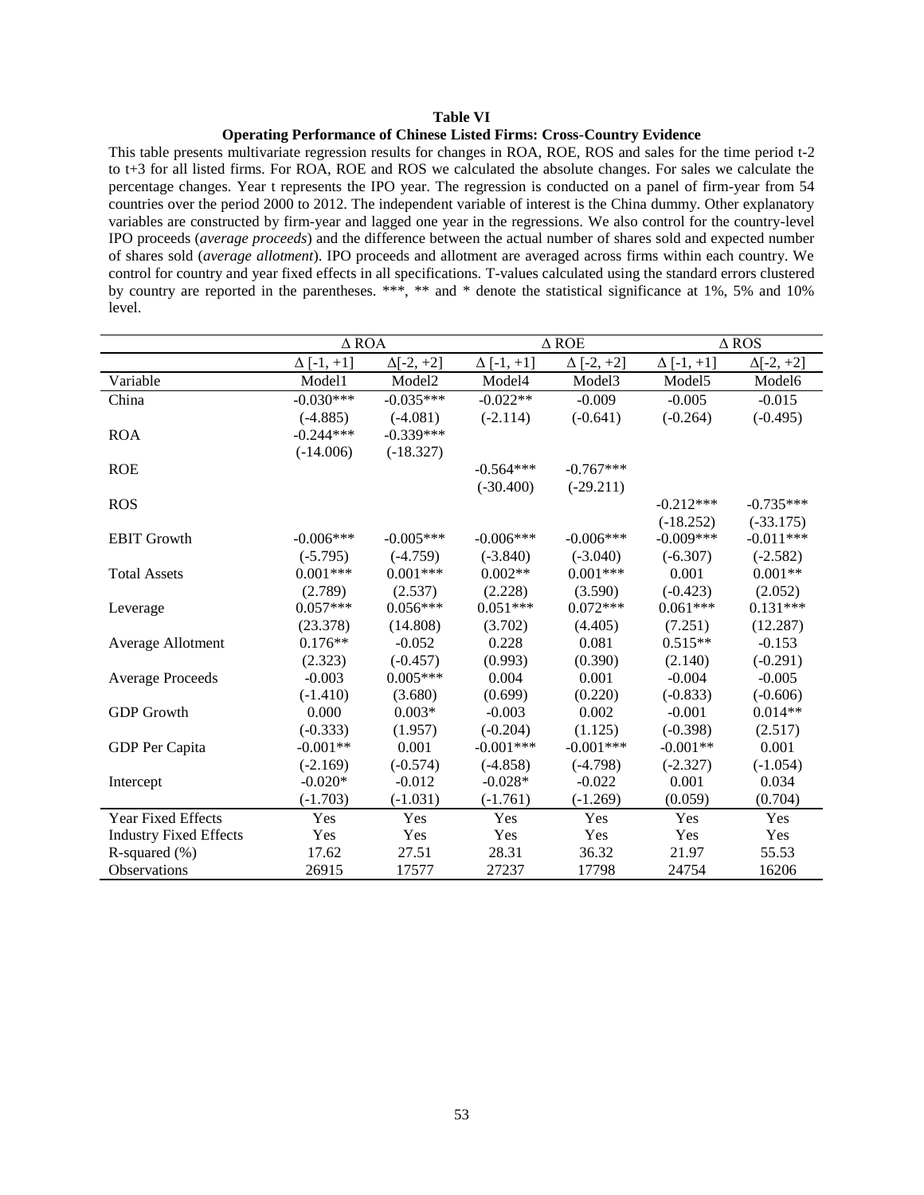**Table VI**

**Operating Performance of Chinese Listed Firms: Cross-Country Evidence**

This table presents multivariate regression results for changes in ROA, ROE, ROS and sales for the time period t-2 to t+3 for all listed firms. For ROA, ROE and ROS we calculated the absolute changes. For sales we calculate the percentage changes. Year t represents the IPO year. The regression is conducted on a panel of firm-year from 54 countries over the period 2000 to 2012. The independent variable of interest is the China dummy. Other explanatory variables are constructed by firm-year and lagged one year in the regressions. We also control for the country-level IPO proceeds (*average proceeds*) and the difference between the actual number of shares sold and expected number of shares sold (*average allotment*). IPO proceeds and allotment are averaged across firms within each country. We control for country and year fixed effects in all specifications. T-values calculated using the standard errors clustered by country are reported in the parentheses. ***, ** and * denote the statistical significance at 1%, 5% and 10% level.

| | Δ ROA | | Δ ROE | | Δ ROS | |
|---|---|---|---|---|---|---|
| | Δ [-1, +1] | Δ[-2, +2] | Δ [-1, +1] | Δ [-2, +2] | Δ [-1, +1] | Δ[-2, +2] |
| Variable | Model1 | Model2 | Model4 | Model3 | Model5 | Model6 |
| China | -0.030*** | -0.035*** | -0.022** | -0.009 | -0.005 | -0.015 |
| | (-4.885) | (-4.081) | (-2.114) | (-0.641) | (-0.264) | (-0.495) |
| ROA | -0.244*** | -0.339*** | | | | |
| | (-14.006) | (-18.327) | | | | |
| ROE | | | -0.564*** | -0.767*** | | |
| | | | (-30.400) | (-29.211) | | |
| ROS | | | | | -0.212*** | -0.735*** |
| | | | | | (-18.252) | (-33.175) |
| EBIT Growth | -0.006*** | -0.005*** | -0.006*** | -0.006*** | -0.009*** | -0.011*** |
| | (-5.795) | (-4.759) | (-3.840) | (-3.040) | (-6.307) | (-2.582) |
| Total Assets | 0.001*** | 0.001*** | 0.002** | 0.001*** | 0.001 | 0.001** |
| | (2.789) | (2.537) | (2.228) | (3.590) | (-0.423) | (2.052) |
| Leverage | 0.057*** | 0.056*** | 0.051*** | 0.072*** | 0.061*** | 0.131*** |
| | (23.378) | (14.808) | (3.702) | (4.405) | (7.251) | (12.287) |
| Average Allotment | 0.176** | -0.052 | 0.228 | 0.081 | 0.515** | -0.153 |
| | (2.323) | (-0.457) | (0.993) | (0.390) | (2.140) | (-0.291) |
| Average Proceeds | -0.003 | 0.005*** | 0.004 | 0.001 | -0.004 | -0.005 |
| | (-1.410) | (3.680) | (0.699) | (0.220) | (-0.833) | (-0.606) |
| GDP Growth | 0.000 | 0.003* | -0.003 | 0.002 | -0.001 | 0.014** |
| | (-0.333) | (1.957) | (-0.204) | (1.125) | (-0.398) | (2.517) |
| GDP Per Capita | -0.001** | 0.001 | -0.001*** | -0.001*** | -0.001** | 0.001 |
| | (-2.169) | (-0.574) | (-4.858) | (-4.798) | (-2.327) | (-1.054) |
| Intercept | -0.020* | -0.012 | -0.028* | -0.022 | 0.001 | 0.034 |
| | (-1.703) | (-1.031) | (-1.761) | (-1.269) | (0.059) | (0.704) |
| Year Fixed Effects | Yes | Yes | Yes | Yes | Yes | Yes |
| Industry Fixed Effects | Yes | Yes | Yes | Yes | Yes | Yes |
| R-squared (%) | 17.62 | 27.51 | 28.31 | 36.32 | 21.97 | 55.53 |
| Observations | 26915 | 17577 | 27237 | 17798 | 24754 | 16206 |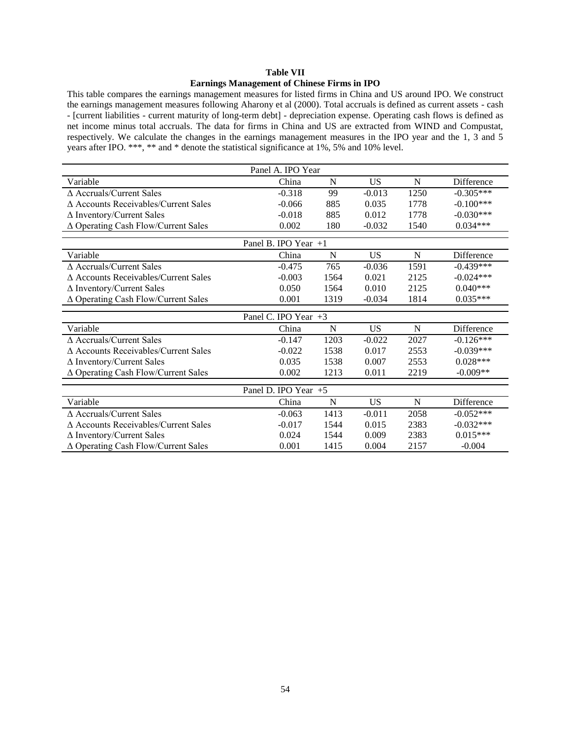**Table VII**

**Earnings Management of Chinese Firms in IPO**

This table compares the earnings management measures for listed firms in China and US around IPO. We construct the earnings management measures following Aharony et al (2000). Total accruals is defined as current assets - cash - [current liabilities - current maturity of long-term debt] - depreciation expense. Operating cash flows is defined as net income minus total accruals. The data for firms in China and US are extracted from WIND and Compustat, respectively. We calculate the changes in the earnings management measures in the IPO year and the 1, 3 and 5 years after IPO. ***, ** and * denote the statistical significance at 1%, 5% and 10% level.

| Panel A. IPO Year | | | | | |
|---|---|---|---|---|---|
| Variable | China | N | US | N | Difference |
| Δ Accruals/Current Sales | -0.318 | 99 | -0.013 | 1250 | -0.305*** |
| Δ Accounts Receivables/Current Sales | -0.066 | 885 | 0.035 | 1778 | -0.100*** |
| Δ Inventory/Current Sales | -0.018 | 885 | 0.012 | 1778 | -0.030*** |
| Δ Operating Cash Flow/Current Sales | 0.002 | 180 | -0.032 | 1540 | 0.034*** |
| **Panel B. IPO Year +1** | | | | | |
| Variable | China | N | US | N | Difference |
| Δ Accruals/Current Sales | -0.475 | 765 | -0.036 | 1591 | -0.439*** |
| Δ Accounts Receivables/Current Sales | -0.003 | 1564 | 0.021 | 2125 | -0.024*** |
| Δ Inventory/Current Sales | 0.050 | 1564 | 0.010 | 2125 | 0.040*** |
| Δ Operating Cash Flow/Current Sales | 0.001 | 1319 | -0.034 | 1814 | 0.035*** |
| **Panel C. IPO Year +3** | | | | | |
| Variable | China | N | US | N | Difference |
| Δ Accruals/Current Sales | -0.147 | 1203 | -0.022 | 2027 | -0.126*** |
| Δ Accounts Receivables/Current Sales | -0.022 | 1538 | 0.017 | 2553 | -0.039*** |
| Δ Inventory/Current Sales | 0.035 | 1538 | 0.007 | 2553 | 0.028*** |
| Δ Operating Cash Flow/Current Sales | 0.002 | 1213 | 0.011 | 2219 | -0.009** |
| **Panel D. IPO Year +5** | | | | | |
| Variable | China | N | US | N | Difference |
| Δ Accruals/Current Sales | -0.063 | 1413 | -0.011 | 2058 | -0.052*** |
| Δ Accounts Receivables/Current Sales | -0.017 | 1544 | 0.015 | 2383 | -0.032*** |
| Δ Inventory/Current Sales | 0.024 | 1544 | 0.009 | 2383 | 0.015*** |
| Δ Operating Cash Flow/Current Sales | 0.001 | 1415 | 0.004 | 2157 | -0.004 |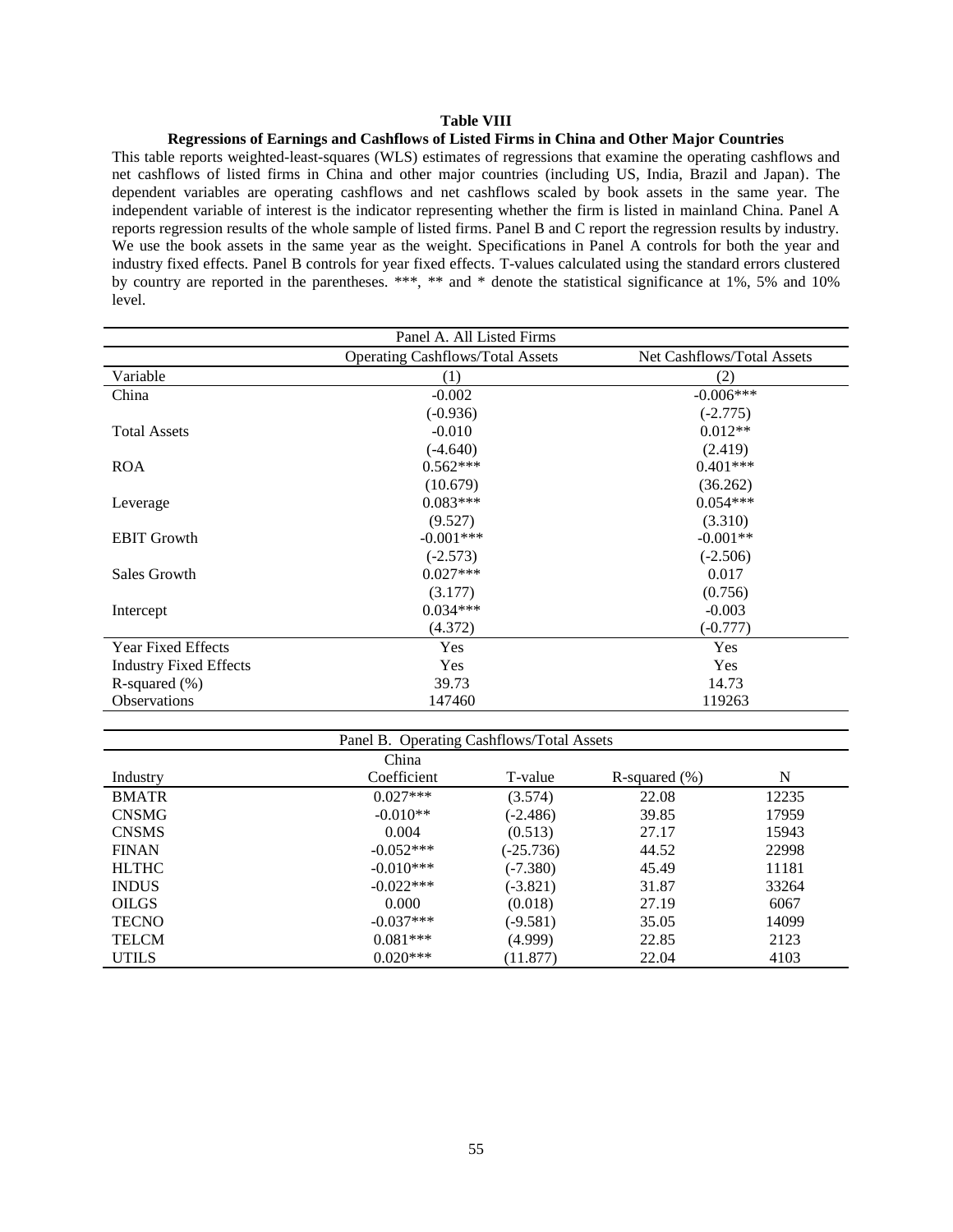**Table VIII**

**Regressions of Earnings and Cashflows of Listed Firms in China and Other Major Countries**

This table reports weighted-least-squares (WLS) estimates of regressions that examine the operating cashflows and net cashflows of listed firms in China and other major countries (including US, India, Brazil and Japan). The dependent variables are operating cashflows and net cashflows scaled by book assets in the same year. The independent variable of interest is the indicator representing whether the firm is listed in mainland China. Panel A reports regression results of the whole sample of listed firms. Panel B and C report the regression results by industry. We use the book assets in the same year as the weight. Specifications in Panel A controls for both the year and industry fixed effects. Panel B controls for year fixed effects. T-values calculated using the standard errors clustered by country are reported in the parentheses. \*\*\*, \*\* and \* denote the statistical significance at 1%, 5% and 10% level.

| Panel A. All Listed Firms | | |
|---|---|---|
| | Operating Cashflows/Total Assets | Net Cashflows/Total Assets |
| Variable | (1) | (2) |
| China | -0.002 | -0.006*** |
| | (-0.936) | (-2.775) |
| Total Assets | -0.010 | 0.012** |
| | (-4.640) | (2.419) |
| ROA | 0.562*** | 0.401*** |
| | (10.679) | (36.262) |
| Leverage | 0.083*** | 0.054*** |
| | (9.527) | (3.310) |
| EBIT Growth | -0.001*** | -0.001** |
| | (-2.573) | (-2.506) |
| Sales Growth | 0.027*** | 0.017 |
| | (3.177) | (0.756) |
| Intercept | 0.034*** | -0.003 |
| | (4.372) | (-0.777) |
| Year Fixed Effects | Yes | Yes |
| Industry Fixed Effects | Yes | Yes |
| R-squared (%) | 39.73 | 14.73 |
| Observations | 147460 | 119263 |

| Panel B. Operating Cashflows/Total Assets | | | | |
|---|---|---|---|---|
| Industry | China Coefficient | T-value | R-squared (%) | N |
| BMATR | 0.027*** | (3.574) | 22.08 | 12235 |
| CNSMG | -0.010** | (-2.486) | 39.85 | 17959 |
| CNSMS | 0.004 | (0.513) | 27.17 | 15943 |
| FINAN | -0.052*** | (-25.736) | 44.52 | 22998 |
| HLTHC | -0.010*** | (-7.380) | 45.49 | 11181 |
| INDUS | -0.022*** | (-3.821) | 31.87 | 33264 |
| OILGS | 0.000 | (0.018) | 27.19 | 6067 |
| TECNO | -0.037*** | (-9.581) | 35.05 | 14099 |
| TELCM | 0.081*** | (4.999) | 22.85 | 2123 |
| UTILS | 0.020*** | (11.877) | 22.04 | 4103 |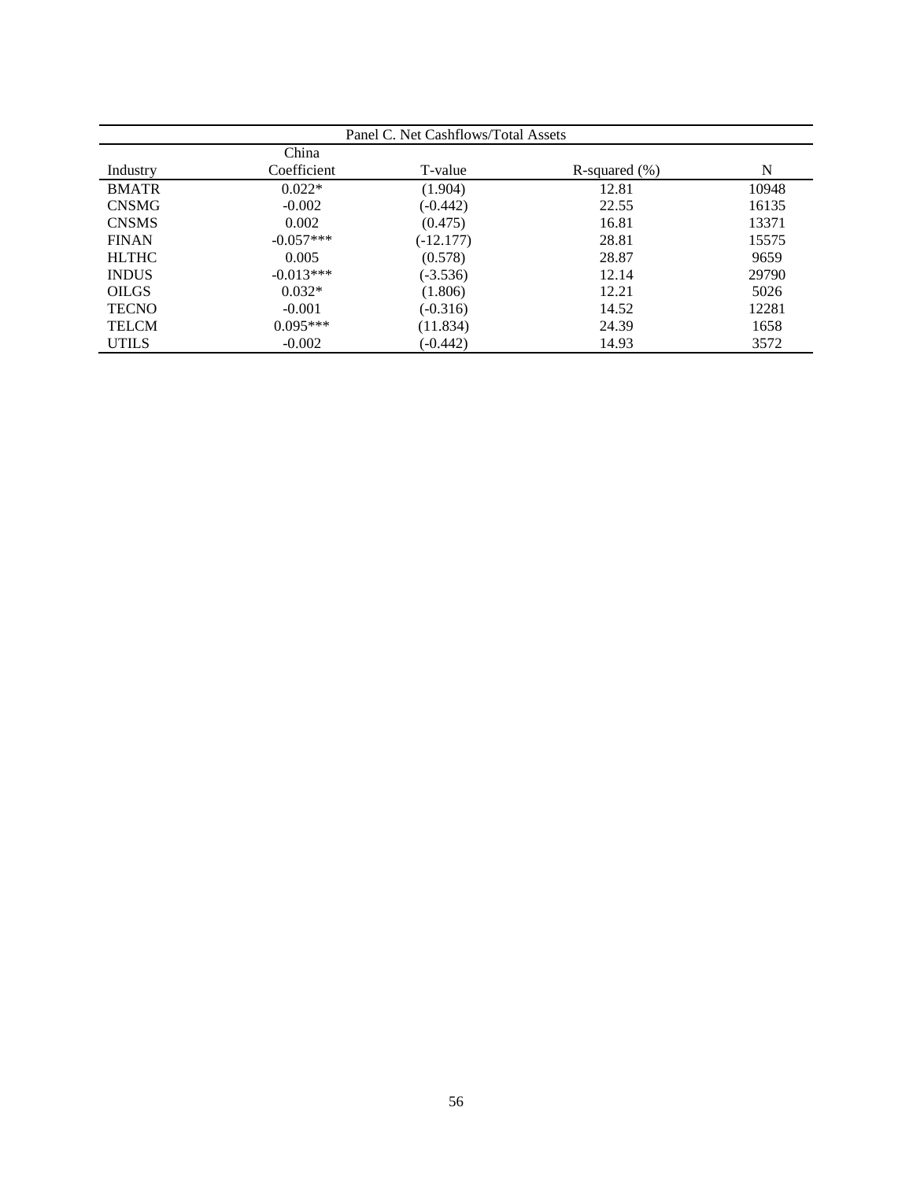| Panel C. Net Cashflows/Total Assets | | | | |
|---|---|---|---|---|
| Industry | China Coefficient | T-value | R-squared (%) | N |
| BMATR | 0.022* | (1.904) | 12.81 | 10948 |
| CNSMG | -0.002 | (-0.442) | 22.55 | 16135 |
| CNSMS | 0.002 | (0.475) | 16.81 | 13371 |
| FINAN | -0.057*** | (-12.177) | 28.81 | 15575 |
| HLTHC | 0.005 | (0.578) | 28.87 | 9659 |
| INDUS | -0.013*** | (-3.536) | 12.14 | 29790 |
| OILGS | 0.032* | (1.806) | 12.21 | 5026 |
| TECNO | -0.001 | (-0.316) | 14.52 | 12281 |
| TELCM | 0.095*** | (11.834) | 24.39 | 1658 |
| UTILS | -0.002 | (-0.442) | 14.93 | 3572 |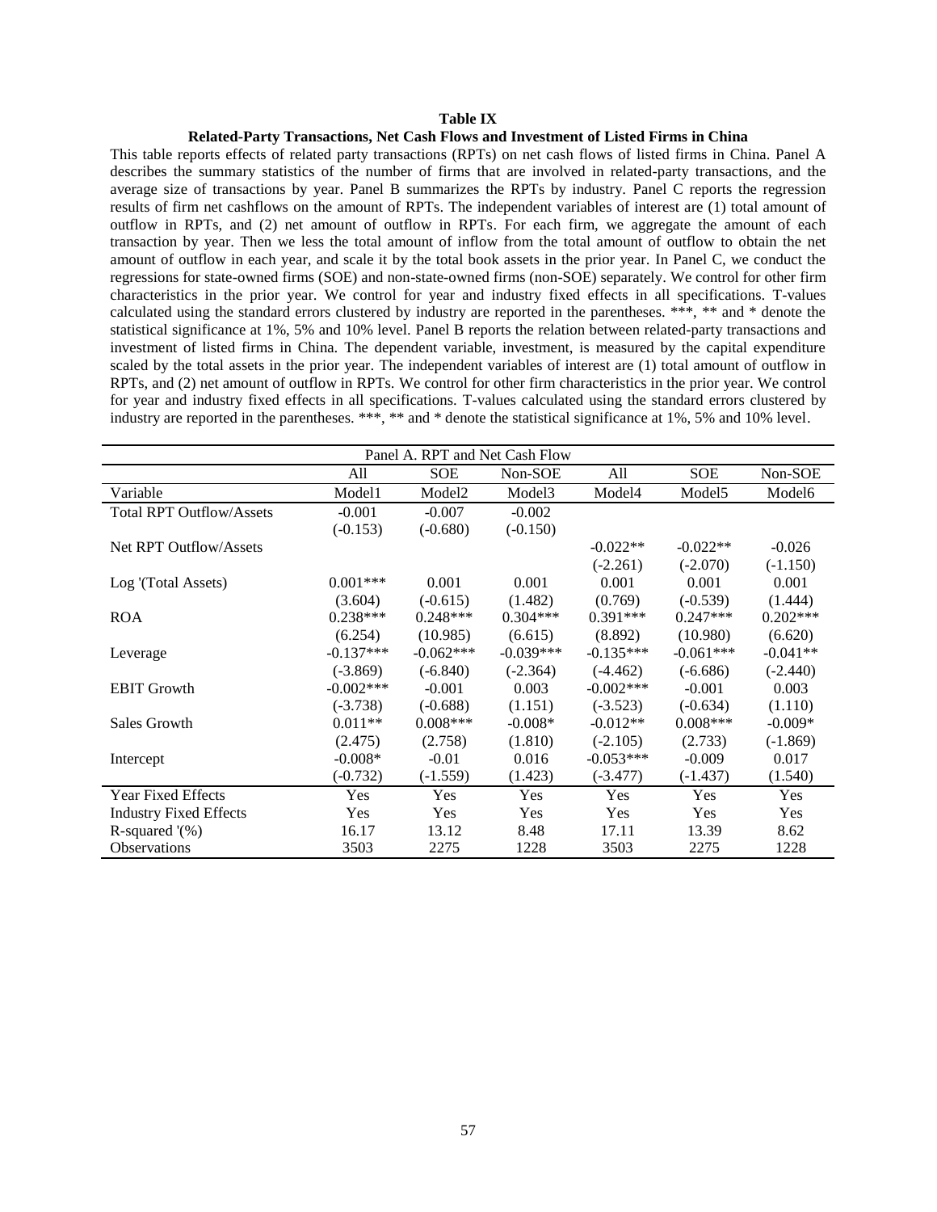**Table IX**

**Related-Party Transactions, Net Cash Flows and Investment of Listed Firms in China**

This table reports effects of related party transactions (RPTs) on net cash flows of listed firms in China. Panel A describes the summary statistics of the number of firms that are involved in related-party transactions, and the average size of transactions by year. Panel B summarizes the RPTs by industry. Panel C reports the regression results of firm net cashflows on the amount of RPTs. The independent variables of interest are (1) total amount of outflow in RPTs, and (2) net amount of outflow in RPTs. For each firm, we aggregate the amount of each transaction by year. Then we less the total amount of inflow from the total amount of outflow to obtain the net amount of outflow in each year, and scale it by the total book assets in the prior year. In Panel C, we conduct the regressions for state-owned firms (SOE) and non-state-owned firms (non-SOE) separately. We control for other firm characteristics in the prior year. We control for year and industry fixed effects in all specifications. T-values calculated using the standard errors clustered by industry are reported in the parentheses. ***, ** and * denote the statistical significance at 1%, 5% and 10% level. Panel B reports the relation between related-party transactions and investment of listed firms in China. The dependent variable, investment, is measured by the capital expenditure scaled by the total assets in the prior year. The independent variables of interest are (1) total amount of outflow in RPTs, and (2) net amount of outflow in RPTs. We control for other firm characteristics in the prior year. We control for year and industry fixed effects in all specifications. T-values calculated using the standard errors clustered by industry are reported in the parentheses. ***, ** and * denote the statistical significance at 1%, 5% and 10% level.

| Panel A. RPT and Net Cash Flow | | | | | | |
|---|---|---|---|---|---|---|
| | All | SOE | Non-SOE | All | SOE | Non-SOE |
| Variable | Model1 | Model2 | Model3 | Model4 | Model5 | Model6 |
| Total RPT Outflow/Assets | -0.001 | -0.007 | -0.002 | | | |
| | (-0.153) | (-0.680) | (-0.150) | | | |
| Net RPT Outflow/Assets | | | | -0.022** | -0.022** | -0.026 |
| | | | | (-2.261) | (-2.070) | (-1.150) |
| Log '(Total Assets) | 0.001*** | 0.001 | 0.001 | 0.001 | 0.001 | 0.001 |
| | (3.604) | (-0.615) | (1.482) | (0.769) | (-0.539) | (1.444) |
| ROA | 0.238*** | 0.248*** | 0.304*** | 0.391*** | 0.247*** | 0.202*** |
| | (6.254) | (10.985) | (6.615) | (8.892) | (10.980) | (6.620) |
| Leverage | -0.137*** | -0.062*** | -0.039*** | -0.135*** | -0.061*** | -0.041** |
| | (-3.869) | (-6.840) | (-2.364) | (-4.462) | (-6.686) | (-2.440) |
| EBIT Growth | -0.002*** | -0.001 | 0.003 | -0.002*** | -0.001 | 0.003 |
| | (-3.738) | (-0.688) | (1.151) | (-3.523) | (-0.634) | (1.110) |
| Sales Growth | 0.011** | 0.008*** | -0.008* | -0.012** | 0.008*** | -0.009* |
| | (2.475) | (2.758) | (1.810) | (-2.105) | (2.733) | (-1.869) |
| Intercept | -0.008* | -0.01 | 0.016 | -0.053*** | -0.009 | 0.017 |
| | (-0.732) | (-1.559) | (1.423) | (-3.477) | (-1.437) | (1.540) |
| Year Fixed Effects | Yes | Yes | Yes | Yes | Yes | Yes |
| Industry Fixed Effects | Yes | Yes | Yes | Yes | Yes | Yes |
| R-squared '(%) | 16.17 | 13.12 | 8.48 | 17.11 | 13.39 | 8.62 |
| Observations | 3503 | 2275 | 1228 | 3503 | 2275 | 1228 |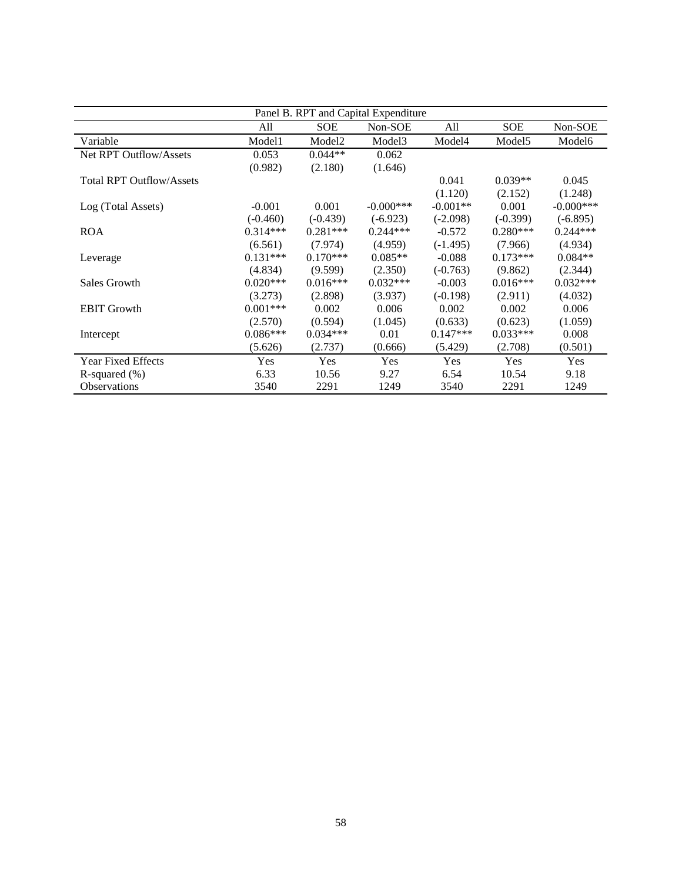Panel B. RPT and Capital Expenditure

| | All | SOE | Non-SOE | All | SOE | Non-SOE |
|---|---|---|---|---|---|---|
| Variable | Model1 | Model2 | Model3 | Model4 | Model5 | Model6 |
| Net RPT Outflow/Assets | 0.053 | 0.044** | 0.062 | | | |
| | (0.982) | (2.180) | (1.646) | | | |
| Total RPT Outflow/Assets | | | | 0.041 | 0.039** | 0.045 |
| | | | | (1.120) | (2.152) | (1.248) |
| Log (Total Assets) | -0.001 | 0.001 | -0.000*** | -0.001** | 0.001 | -0.000*** |
| | (-0.460) | (-0.439) | (-6.923) | (-2.098) | (-0.399) | (-6.895) |
| ROA | 0.314*** | 0.281*** | 0.244*** | -0.572 | 0.280*** | 0.244*** |
| | (6.561) | (7.974) | (4.959) | (-1.495) | (7.966) | (4.934) |
| Leverage | 0.131*** | 0.170*** | 0.085** | -0.088 | 0.173*** | 0.084** |
| | (4.834) | (9.599) | (2.350) | (-0.763) | (9.862) | (2.344) |
| Sales Growth | 0.020*** | 0.016*** | 0.032*** | -0.003 | 0.016*** | 0.032*** |
| | (3.273) | (2.898) | (3.937) | (-0.198) | (2.911) | (4.032) |
| EBIT Growth | 0.001*** | 0.002 | 0.006 | 0.002 | 0.002 | 0.006 |
| | (2.570) | (0.594) | (1.045) | (0.633) | (0.623) | (1.059) |
| Intercept | 0.086*** | 0.034*** | 0.01 | 0.147*** | 0.033*** | 0.008 |
| | (5.626) | (2.737) | (0.666) | (5.429) | (2.708) | (0.501) |
| Year Fixed Effects | Yes | Yes | Yes | Yes | Yes | Yes |
| R-squared (%) | 6.33 | 10.56 | 9.27 | 6.54 | 10.54 | 9.18 |
| Observations | 3540 | 2291 | 1249 | 3540 | 2291 | 1249 |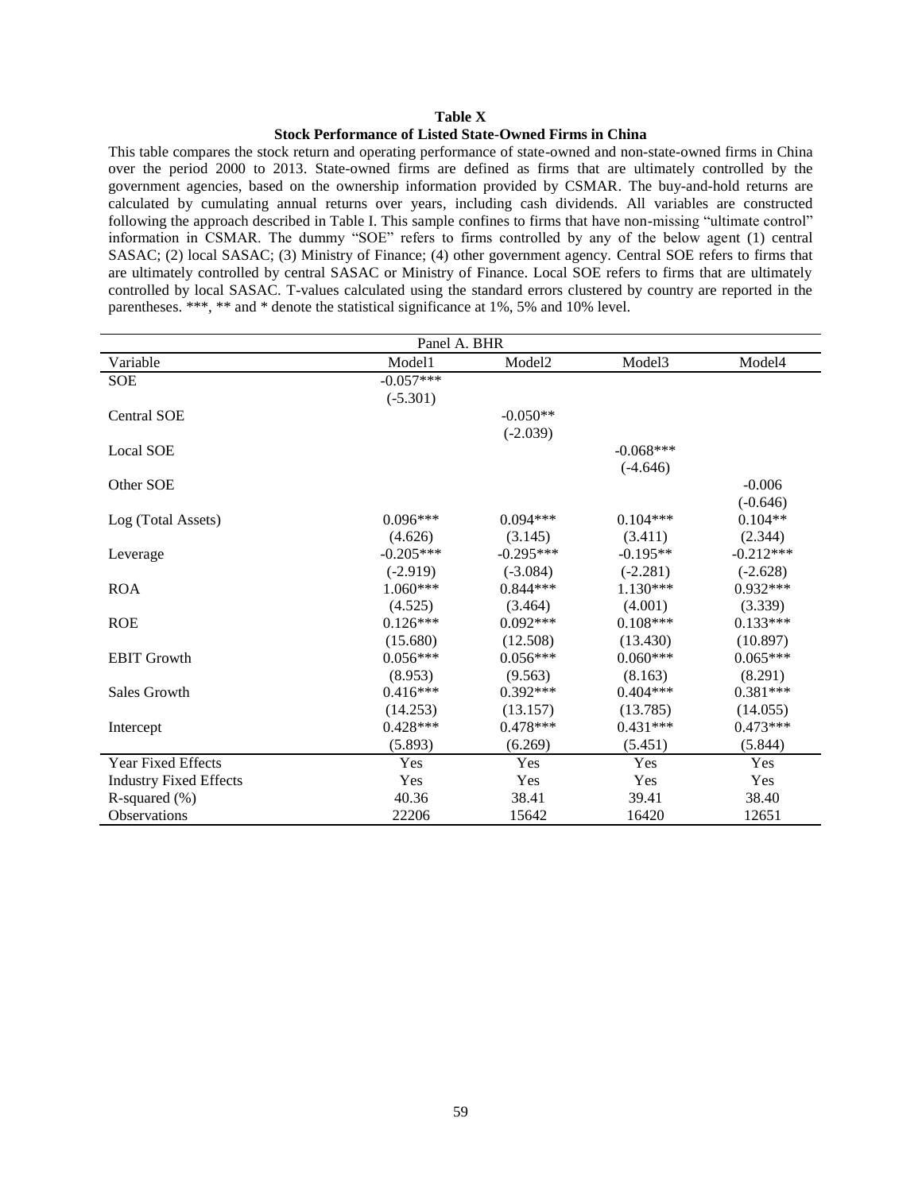**Table X**

**Stock Performance of Listed State-Owned Firms in China**

This table compares the stock return and operating performance of state-owned and non-state-owned firms in China over the period 2000 to 2013. State-owned firms are defined as firms that are ultimately controlled by the government agencies, based on the ownership information provided by CSMAR. The buy-and-hold returns are calculated by cumulating annual returns over years, including cash dividends. All variables are constructed following the approach described in Table I. This sample confines to firms that have non-missing "ultimate control" information in CSMAR. The dummy "SOE" refers to firms controlled by any of the below agent (1) central SASAC; (2) local SASAC; (3) Ministry of Finance; (4) other government agency. Central SOE refers to firms that are ultimately controlled by central SASAC or Ministry of Finance. Local SOE refers to firms that are ultimately controlled by local SASAC. T-values calculated using the standard errors clustered by country are reported in the parentheses. ***, ** and * denote the statistical significance at 1%, 5% and 10% level.

| Panel A. BHR | | | | |
|---|---|---|---|---|
| Variable | Model1 | Model2 | Model3 | Model4 |
| SOE | -0.057*** | | | |
| | (-5.301) | | | |
| Central SOE | | -0.050** | | |
| | | (-2.039) | | |
| Local SOE | | | -0.068*** | |
| | | | (-4.646) | |
| Other SOE | | | | -0.006 |
| | | | | (-0.646) |
| Log (Total Assets) | 0.096*** | 0.094*** | 0.104*** | 0.104** |
| | (4.626) | (3.145) | (3.411) | (2.344) |
| Leverage | -0.205*** | -0.295*** | -0.195** | -0.212*** |
| | (-2.919) | (-3.084) | (-2.281) | (-2.628) |
| ROA | 1.060*** | 0.844*** | 1.130*** | 0.932*** |
| | (4.525) | (3.464) | (4.001) | (3.339) |
| ROE | 0.126*** | 0.092*** | 0.108*** | 0.133*** |
| | (15.680) | (12.508) | (13.430) | (10.897) |
| EBIT Growth | 0.056*** | 0.056*** | 0.060*** | 0.065*** |
| | (8.953) | (9.563) | (8.163) | (8.291) |
| Sales Growth | 0.416*** | 0.392*** | 0.404*** | 0.381*** |
| | (14.253) | (13.157) | (13.785) | (14.055) |
| Intercept | 0.428*** | 0.478*** | 0.431*** | 0.473*** |
| | (5.893) | (6.269) | (5.451) | (5.844) |
| Year Fixed Effects | Yes | Yes | Yes | Yes |
| Industry Fixed Effects | Yes | Yes | Yes | Yes |
| R-squared (%) | 40.36 | 38.41 | 39.41 | 38.40 |
| Observations | 22206 | 15642 | 16420 | 12651 |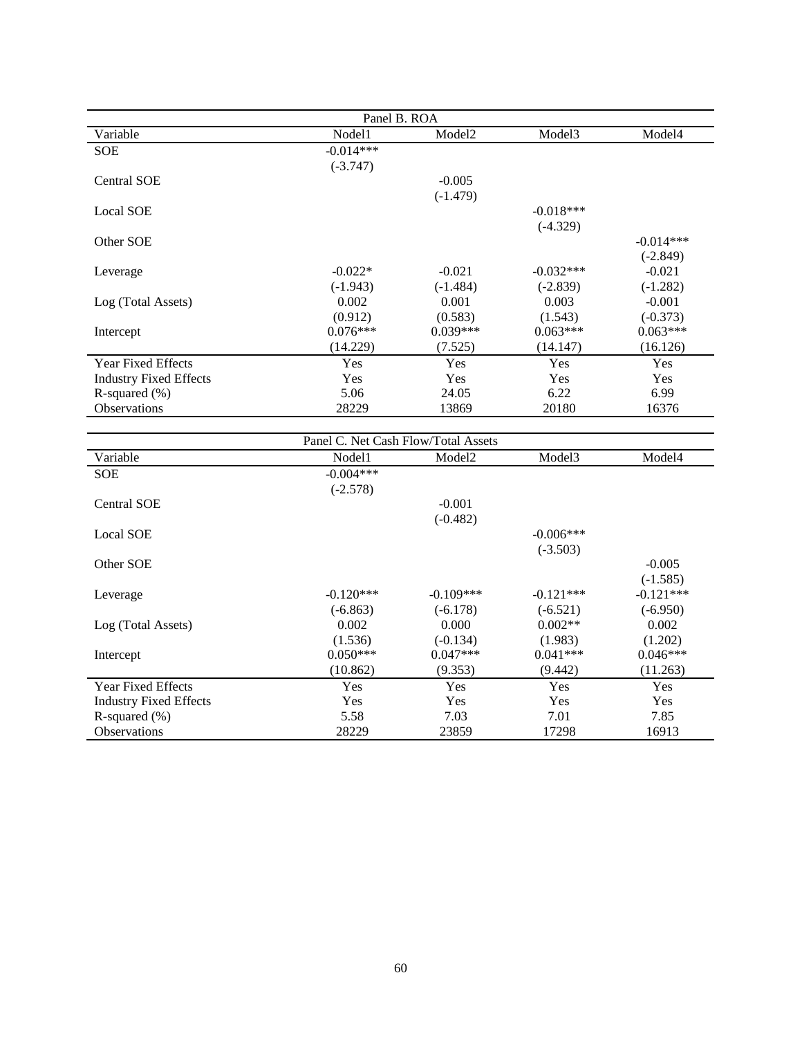| Panel B. ROA | | | | |
|---|---|---|---|---|
| Variable | Nodel1 | Model2 | Model3 | Model4 |
| SOE | -0.014*** | | | |
| | (-3.747) | | | |
| Central SOE | | -0.005 | | |
| | | (-1.479) | | |
| Local SOE | | | -0.018*** | |
| | | | (-4.329) | |
| Other SOE | | | | -0.014*** |
| | | | | (-2.849) |
| Leverage | -0.022* | -0.021 | -0.032*** | -0.021 |
| | (-1.943) | (-1.484) | (-2.839) | (-1.282) |
| Log (Total Assets) | 0.002 | 0.001 | 0.003 | -0.001 |
| | (0.912) | (0.583) | (1.543) | (-0.373) |
| Intercept | 0.076*** | 0.039*** | 0.063*** | 0.063*** |
| | (14.229) | (7.525) | (14.147) | (16.126) |
| Year Fixed Effects | Yes | Yes | Yes | Yes |
| Industry Fixed Effects | Yes | Yes | Yes | Yes |
| R-squared (%) | 5.06 | 24.05 | 6.22 | 6.99 |
| Observations | 28229 | 13869 | 20180 | 16376 |

| Panel C. Net Cash Flow/Total Assets | | | | |
|---|---|---|---|---|
| Variable | Nodel1 | Model2 | Model3 | Model4 |
| SOE | -0.004*** | | | |
| | (-2.578) | | | |
| Central SOE | | -0.001 | | |
| | | (-0.482) | | |
| Local SOE | | | -0.006*** | |
| | | | (-3.503) | |
| Other SOE | | | | -0.005 |
| | | | | (-1.585) |
| Leverage | -0.120*** | -0.109*** | -0.121*** | -0.121*** |
| | (-6.863) | (-6.178) | (-6.521) | (-6.950) |
| Log (Total Assets) | 0.002 | 0.000 | 0.002** | 0.002 |
| | (1.536) | (-0.134) | (1.983) | (1.202) |
| Intercept | 0.050*** | 0.047*** | 0.041*** | 0.046*** |
| | (10.862) | (9.353) | (9.442) | (11.263) |
| Year Fixed Effects | Yes | Yes | Yes | Yes |
| Industry Fixed Effects | Yes | Yes | Yes | Yes |
| R-squared (%) | 5.58 | 7.03 | 7.01 | 7.85 |
| Observations | 28229 | 23859 | 17298 | 16913 |